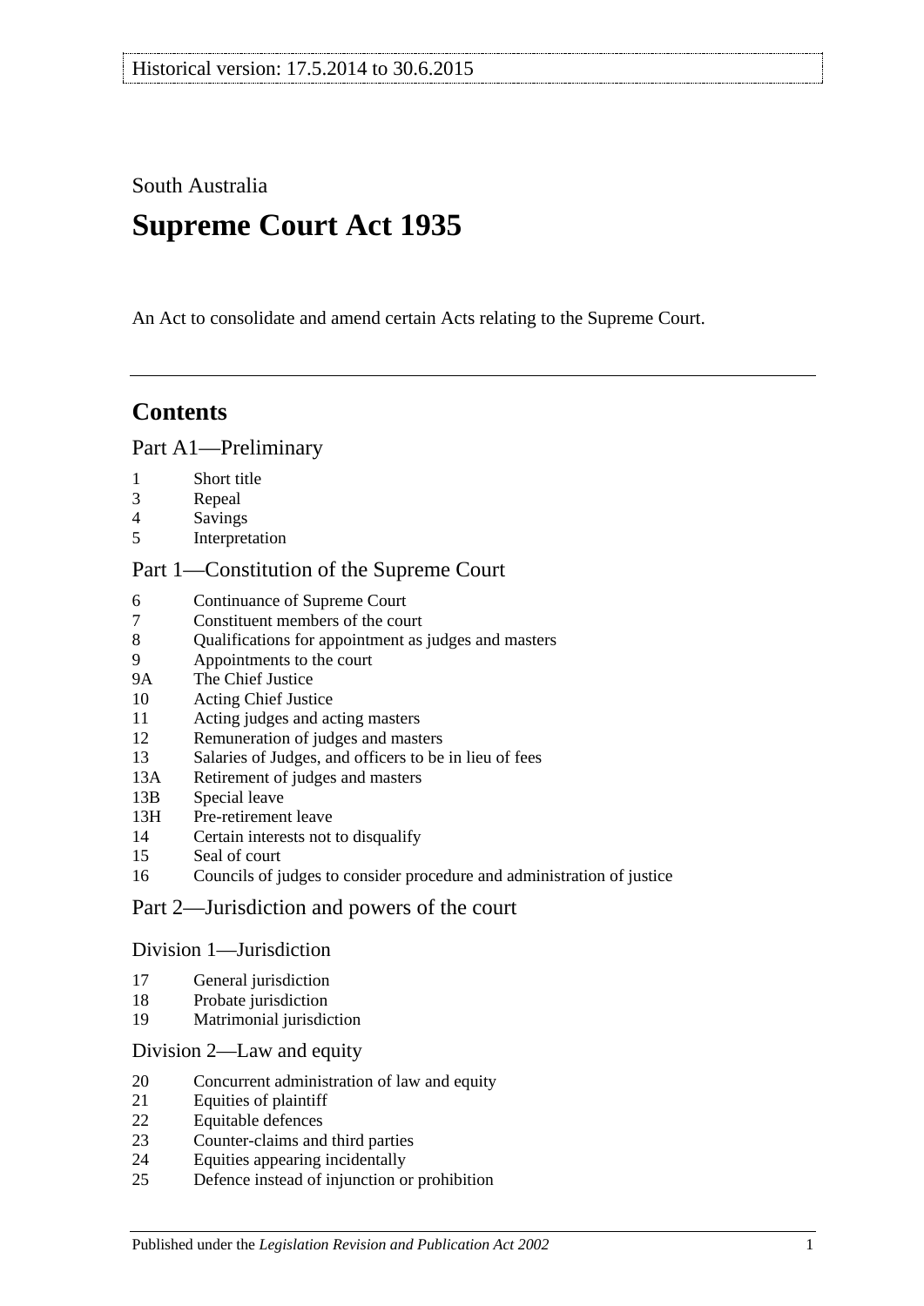Historical version: 17.5.2014 to 30.6.2015

South Australia

# Supreme Court Act 1935

An Act to consolidate and amend certain Acts relating to the Supreme Court.

## Contents

### Part A1—Preliminary

- 1 Short title
- 3 Repeal
- 4 Savings
- 5 Interpretation

### Part 1—Constitution of the Supreme Court

- 6 Continuance of Supreme Court
- 7 Constituent members of the court
- 8 Qualifications for appointment as judges and masters
- 9 Appointments to the court
- 9A The Chief Justice
- 10 Acting Chief Justice
- 11 Acting judges and acting masters
- 12 Remuneration of judges and masters
- 13 Salaries of Judges, and officers to be in lieu of fees
- 13A Retirement of judges and masters
- 13B Special leave
- 13H Pre-retirement leave
- 14 Certain interests not to disqualify
- 15 Seal of court
- 16 Councils of judges to consider procedure and administration of justice

### Part 2—Jurisdiction and powers of the court

#### Division 1—Jurisdiction

- 17 General jurisdiction
- 18 Probate jurisdiction
- 19 Matrimonial jurisdiction

#### Division 2—Law and equity

- 20 Concurrent administration of law and equity
- 21 Equities of plaintiff
- 22 Equitable defences
- 23 Counter-claims and third parties
- 24 Equities appearing incidentally
- 25 Defence instead of injunction or prohibition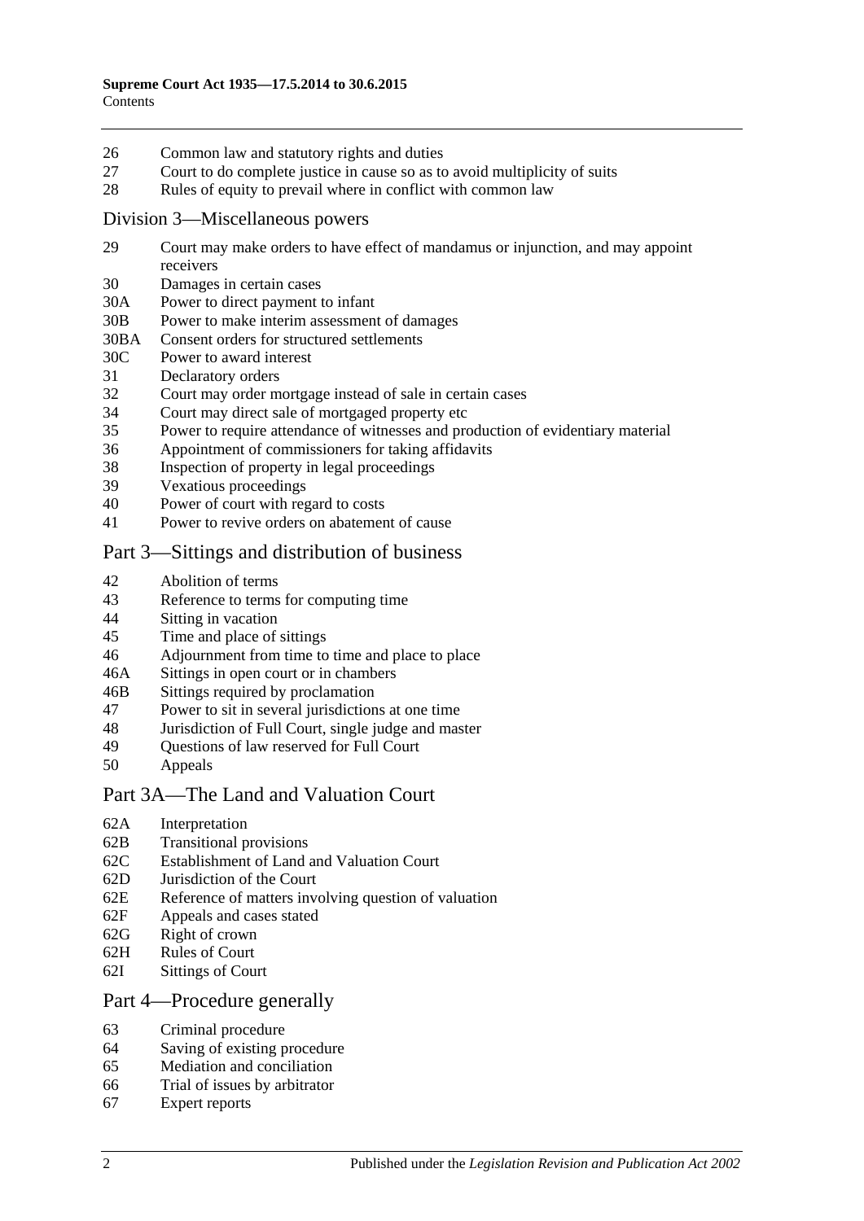26 Common law and statutory rights and duties
27 Court to do complete justice in cause so as to avoid multiplicity of suits
28 Rules of equity to prevail where in conflict with common law

## Division 3—Miscellaneous powers

29 Court may make orders to have effect of mandamus or injunction, and may appoint receivers
30 Damages in certain cases
30A Power to direct payment to infant
30B Power to make interim assessment of damages
30BA Consent orders for structured settlements
30C Power to award interest
31 Declaratory orders
32 Court may order mortgage instead of sale in certain cases
34 Court may direct sale of mortgaged property etc
35 Power to require attendance of witnesses and production of evidentiary material
36 Appointment of commissioners for taking affidavits
38 Inspection of property in legal proceedings
39 Vexatious proceedings
40 Power of court with regard to costs
41 Power to revive orders on abatement of cause

## Part 3—Sittings and distribution of business

42 Abolition of terms
43 Reference to terms for computing time
44 Sitting in vacation
45 Time and place of sittings
46 Adjournment from time to time and place to place
46A Sittings in open court or in chambers
46B Sittings required by proclamation
47 Power to sit in several jurisdictions at one time
48 Jurisdiction of Full Court, single judge and master
49 Questions of law reserved for Full Court
50 Appeals

## Part 3A—The Land and Valuation Court

62A Interpretation
62B Transitional provisions
62C Establishment of Land and Valuation Court
62D Jurisdiction of the Court
62E Reference of matters involving question of valuation
62F Appeals and cases stated
62G Right of crown
62H Rules of Court
62I Sittings of Court

## Part 4—Procedure generally

63 Criminal procedure
64 Saving of existing procedure
65 Mediation and conciliation
66 Trial of issues by arbitrator
67 Expert reports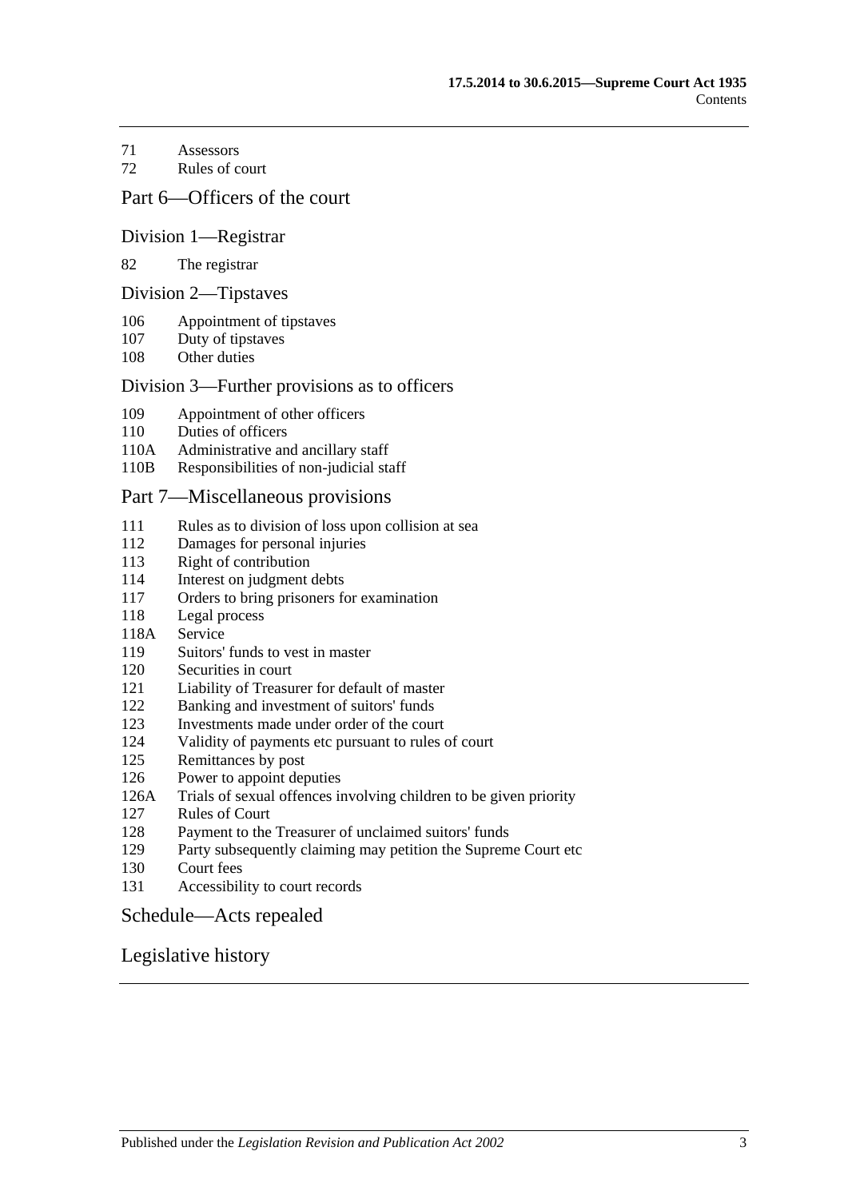71 Assessors
72 Rules of court

## Part 6—Officers of the court

### Division 1—Registrar

82 The registrar

### Division 2—Tipstaves

106 Appointment of tipstaves
107 Duty of tipstaves
108 Other duties

### Division 3—Further provisions as to officers

109 Appointment of other officers
110 Duties of officers
110A Administrative and ancillary staff
110B Responsibilities of non-judicial staff

## Part 7—Miscellaneous provisions

111 Rules as to division of loss upon collision at sea
112 Damages for personal injuries
113 Right of contribution
114 Interest on judgment debts
117 Orders to bring prisoners for examination
118 Legal process
118A Service
119 Suitors' funds to vest in master
120 Securities in court
121 Liability of Treasurer for default of master
122 Banking and investment of suitors' funds
123 Investments made under order of the court
124 Validity of payments etc pursuant to rules of court
125 Remittances by post
126 Power to appoint deputies
126A Trials of sexual offences involving children to be given priority
127 Rules of Court
128 Payment to the Treasurer of unclaimed suitors' funds
129 Party subsequently claiming may petition the Supreme Court etc
130 Court fees
131 Accessibility to court records

## Schedule—Acts repealed

## Legislative history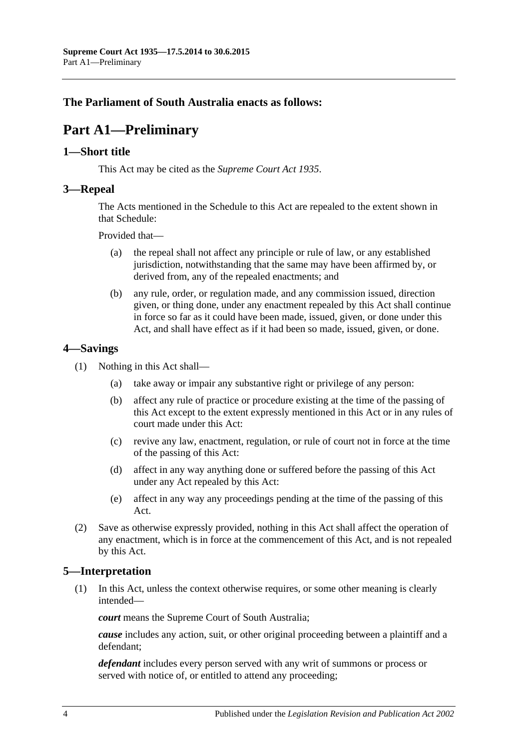**The Parliament of South Australia enacts as follows:**

# Part A1—Preliminary

## 1—Short title

This Act may be cited as the *Supreme Court Act 1935*.

## 3—Repeal

The Acts mentioned in the Schedule to this Act are repealed to the extent shown in that Schedule:

Provided that—

(a) the repeal shall not affect any principle or rule of law, or any established jurisdiction, notwithstanding that the same may have been affirmed by, or derived from, any of the repealed enactments; and

(b) any rule, order, or regulation made, and any commission issued, direction given, or thing done, under any enactment repealed by this Act shall continue in force so far as it could have been made, issued, given, or done under this Act, and shall have effect as if it had been so made, issued, given, or done.

## 4—Savings

(1) Nothing in this Act shall—

(a) take away or impair any substantive right or privilege of any person:

(b) affect any rule of practice or procedure existing at the time of the passing of this Act except to the extent expressly mentioned in this Act or in any rules of court made under this Act:

(c) revive any law, enactment, regulation, or rule of court not in force at the time of the passing of this Act:

(d) affect in any way anything done or suffered before the passing of this Act under any Act repealed by this Act:

(e) affect in any way any proceedings pending at the time of the passing of this Act.

(2) Save as otherwise expressly provided, nothing in this Act shall affect the operation of any enactment, which is in force at the commencement of this Act, and is not repealed by this Act.

## 5—Interpretation

(1) In this Act, unless the context otherwise requires, or some other meaning is clearly intended—

***court*** means the Supreme Court of South Australia;

***cause*** includes any action, suit, or other original proceeding between a plaintiff and a defendant;

***defendant*** includes every person served with any writ of summons or process or served with notice of, or entitled to attend any proceeding;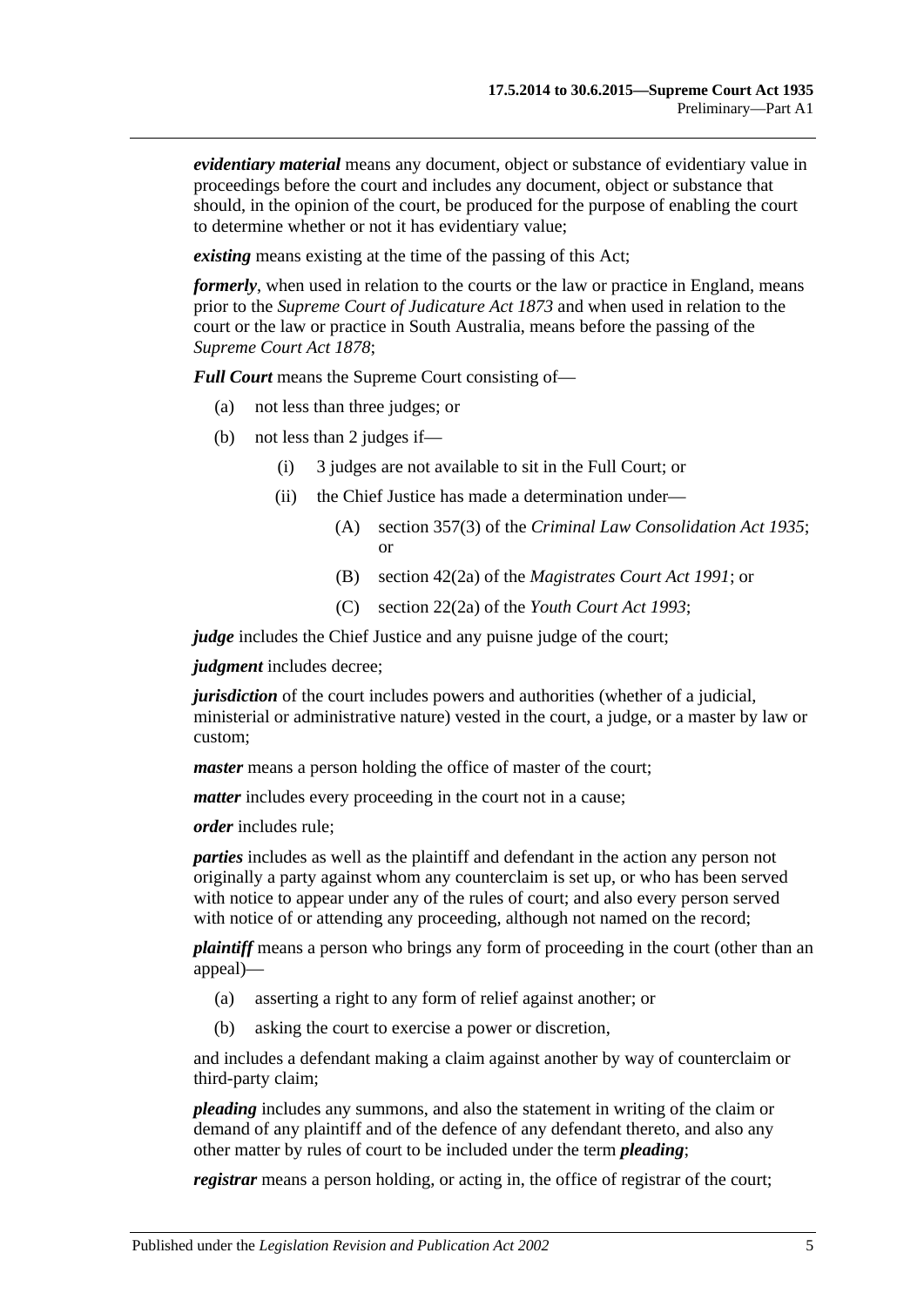***evidentiary material*** means any document, object or substance of evidentiary value in proceedings before the court and includes any document, object or substance that should, in the opinion of the court, be produced for the purpose of enabling the court to determine whether or not it has evidentiary value;

***existing*** means existing at the time of the passing of this Act;

***formerly***, when used in relation to the courts or the law or practice in England, means prior to the *Supreme Court of Judicature Act 1873* and when used in relation to the court or the law or practice in South Australia, means before the passing of the *Supreme Court Act 1878*;

***Full Court*** means the Supreme Court consisting of—

(a) not less than three judges; or

(b) not less than 2 judges if—

(i) 3 judges are not available to sit in the Full Court; or

(ii) the Chief Justice has made a determination under—

(A) section 357(3) of the *Criminal Law Consolidation Act 1935*; or

(B) section 42(2a) of the *Magistrates Court Act 1991*; or

(C) section 22(2a) of the *Youth Court Act 1993*;

***judge*** includes the Chief Justice and any puisne judge of the court;

***judgment*** includes decree;

***jurisdiction*** of the court includes powers and authorities (whether of a judicial, ministerial or administrative nature) vested in the court, a judge, or a master by law or custom;

***master*** means a person holding the office of master of the court;

***matter*** includes every proceeding in the court not in a cause;

***order*** includes rule;

***parties*** includes as well as the plaintiff and defendant in the action any person not originally a party against whom any counterclaim is set up, or who has been served with notice to appear under any of the rules of court; and also every person served with notice of or attending any proceeding, although not named on the record;

***plaintiff*** means a person who brings any form of proceeding in the court (other than an appeal)—

(a) asserting a right to any form of relief against another; or

(b) asking the court to exercise a power or discretion,

and includes a defendant making a claim against another by way of counterclaim or third-party claim;

***pleading*** includes any summons, and also the statement in writing of the claim or demand of any plaintiff and of the defence of any defendant thereto, and also any other matter by rules of court to be included under the term ***pleading***;

***registrar*** means a person holding, or acting in, the office of registrar of the court;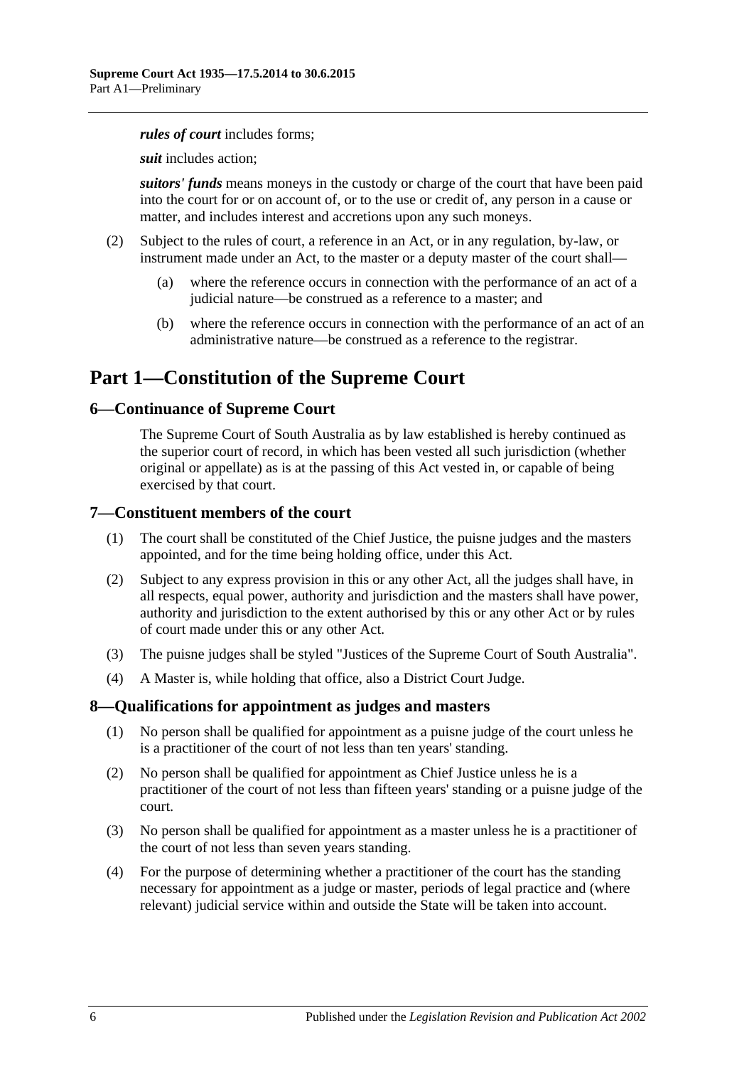***rules of court*** includes forms;

***suit*** includes action;

***suitors' funds*** means moneys in the custody or charge of the court that have been paid into the court for or on account of, or to the use or credit of, any person in a cause or matter, and includes interest and accretions upon any such moneys.

(2) Subject to the rules of court, a reference in an Act, or in any regulation, by-law, or instrument made under an Act, to the master or a deputy master of the court shall—

(a) where the reference occurs in connection with the performance of an act of a judicial nature—be construed as a reference to a master; and

(b) where the reference occurs in connection with the performance of an act of an administrative nature—be construed as a reference to the registrar.

# Part 1—Constitution of the Supreme Court

## 6—Continuance of Supreme Court

The Supreme Court of South Australia as by law established is hereby continued as the superior court of record, in which has been vested all such jurisdiction (whether original or appellate) as is at the passing of this Act vested in, or capable of being exercised by that court.

## 7—Constituent members of the court

(1) The court shall be constituted of the Chief Justice, the puisne judges and the masters appointed, and for the time being holding office, under this Act.

(2) Subject to any express provision in this or any other Act, all the judges shall have, in all respects, equal power, authority and jurisdiction and the masters shall have power, authority and jurisdiction to the extent authorised by this or any other Act or by rules of court made under this or any other Act.

(3) The puisne judges shall be styled "Justices of the Supreme Court of South Australia".

(4) A Master is, while holding that office, also a District Court Judge.

## 8—Qualifications for appointment as judges and masters

(1) No person shall be qualified for appointment as a puisne judge of the court unless he is a practitioner of the court of not less than ten years' standing.

(2) No person shall be qualified for appointment as Chief Justice unless he is a practitioner of the court of not less than fifteen years' standing or a puisne judge of the court.

(3) No person shall be qualified for appointment as a master unless he is a practitioner of the court of not less than seven years standing.

(4) For the purpose of determining whether a practitioner of the court has the standing necessary for appointment as a judge or master, periods of legal practice and (where relevant) judicial service within and outside the State will be taken into account.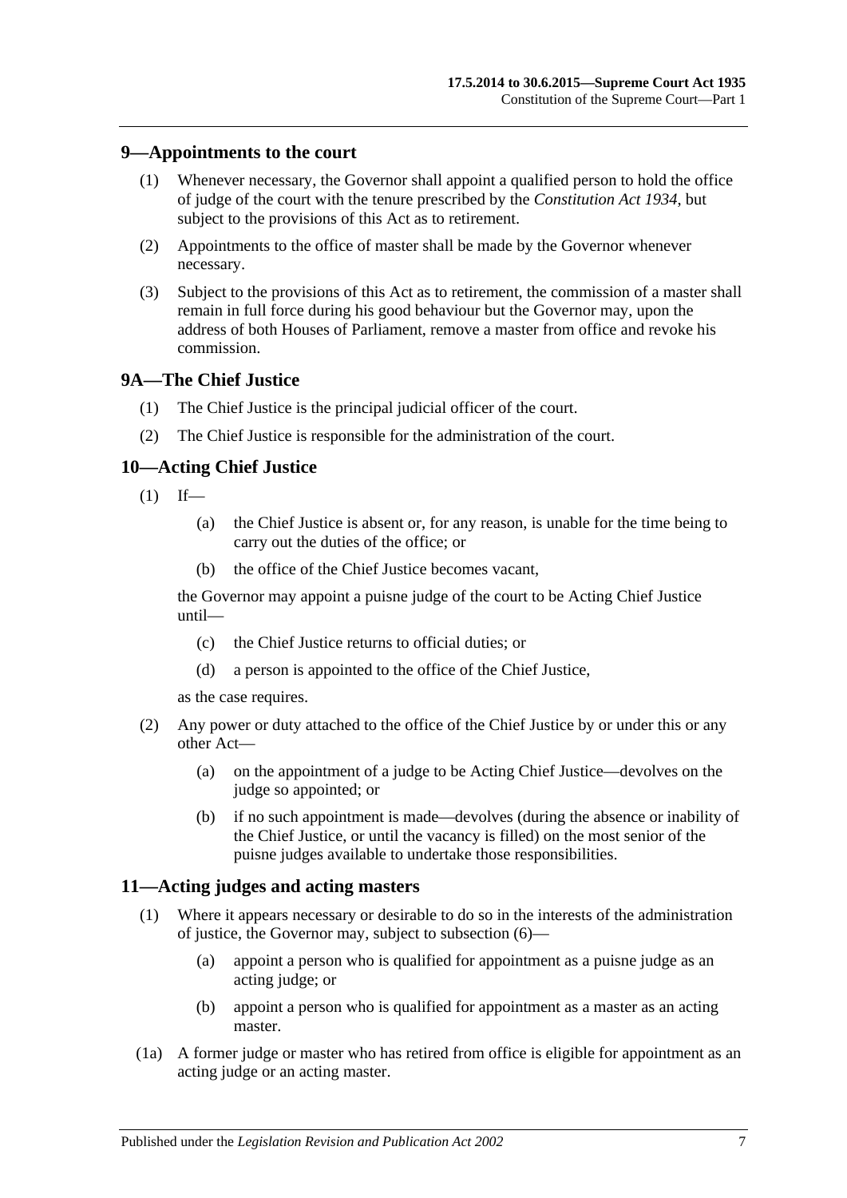## 9—Appointments to the court

(1) Whenever necessary, the Governor shall appoint a qualified person to hold the office of judge of the court with the tenure prescribed by the *Constitution Act 1934*, but subject to the provisions of this Act as to retirement.

(2) Appointments to the office of master shall be made by the Governor whenever necessary.

(3) Subject to the provisions of this Act as to retirement, the commission of a master shall remain in full force during his good behaviour but the Governor may, upon the address of both Houses of Parliament, remove a master from office and revoke his commission.

## 9A—The Chief Justice

(1) The Chief Justice is the principal judicial officer of the court.

(2) The Chief Justice is responsible for the administration of the court.

## 10—Acting Chief Justice

(1) If—

(a) the Chief Justice is absent or, for any reason, is unable for the time being to carry out the duties of the office; or

(b) the office of the Chief Justice becomes vacant,

the Governor may appoint a puisne judge of the court to be Acting Chief Justice until—

(c) the Chief Justice returns to official duties; or

(d) a person is appointed to the office of the Chief Justice,

as the case requires.

(2) Any power or duty attached to the office of the Chief Justice by or under this or any other Act—

(a) on the appointment of a judge to be Acting Chief Justice—devolves on the judge so appointed; or

(b) if no such appointment is made—devolves (during the absence or inability of the Chief Justice, or until the vacancy is filled) on the most senior of the puisne judges available to undertake those responsibilities.

## 11—Acting judges and acting masters

(1) Where it appears necessary or desirable to do so in the interests of the administration of justice, the Governor may, subject to subsection (6)—

(a) appoint a person who is qualified for appointment as a puisne judge as an acting judge; or

(b) appoint a person who is qualified for appointment as a master as an acting master.

(1a) A former judge or master who has retired from office is eligible for appointment as an acting judge or an acting master.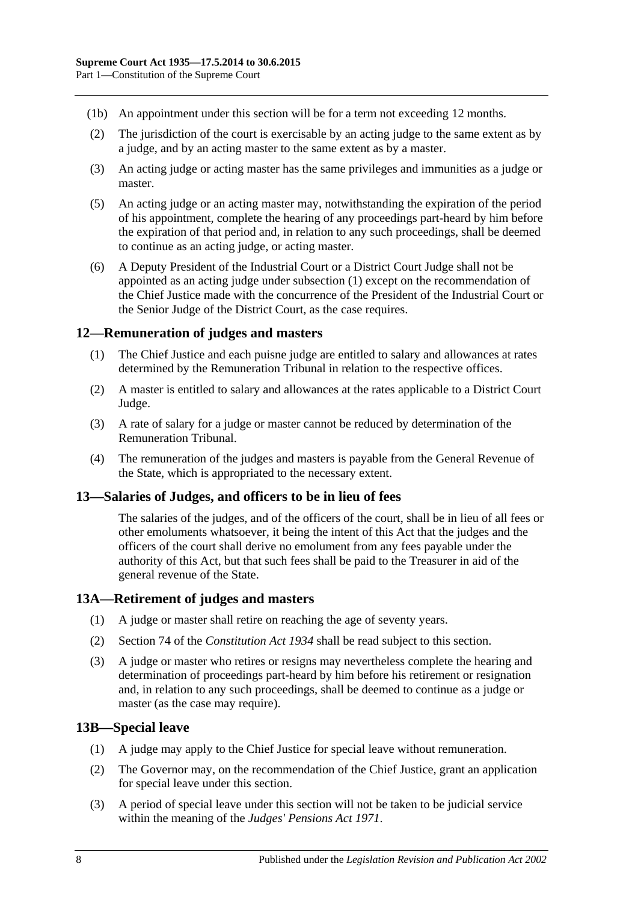(1b) An appointment under this section will be for a term not exceeding 12 months.

(2) The jurisdiction of the court is exercisable by an acting judge to the same extent as by a judge, and by an acting master to the same extent as by a master.

(3) An acting judge or acting master has the same privileges and immunities as a judge or master.

(5) An acting judge or an acting master may, notwithstanding the expiration of the period of his appointment, complete the hearing of any proceedings part-heard by him before the expiration of that period and, in relation to any such proceedings, shall be deemed to continue as an acting judge, or acting master.

(6) A Deputy President of the Industrial Court or a District Court Judge shall not be appointed as an acting judge under subsection (1) except on the recommendation of the Chief Justice made with the concurrence of the President of the Industrial Court or the Senior Judge of the District Court, as the case requires.

## 12—Remuneration of judges and masters

(1) The Chief Justice and each puisne judge are entitled to salary and allowances at rates determined by the Remuneration Tribunal in relation to the respective offices.

(2) A master is entitled to salary and allowances at the rates applicable to a District Court Judge.

(3) A rate of salary for a judge or master cannot be reduced by determination of the Remuneration Tribunal.

(4) The remuneration of the judges and masters is payable from the General Revenue of the State, which is appropriated to the necessary extent.

## 13—Salaries of Judges, and officers to be in lieu of fees

The salaries of the judges, and of the officers of the court, shall be in lieu of all fees or other emoluments whatsoever, it being the intent of this Act that the judges and the officers of the court shall derive no emolument from any fees payable under the authority of this Act, but that such fees shall be paid to the Treasurer in aid of the general revenue of the State.

## 13A—Retirement of judges and masters

(1) A judge or master shall retire on reaching the age of seventy years.

(2) Section 74 of the *Constitution Act 1934* shall be read subject to this section.

(3) A judge or master who retires or resigns may nevertheless complete the hearing and determination of proceedings part-heard by him before his retirement or resignation and, in relation to any such proceedings, shall be deemed to continue as a judge or master (as the case may require).

## 13B—Special leave

(1) A judge may apply to the Chief Justice for special leave without remuneration.

(2) The Governor may, on the recommendation of the Chief Justice, grant an application for special leave under this section.

(3) A period of special leave under this section will not be taken to be judicial service within the meaning of the *Judges' Pensions Act 1971*.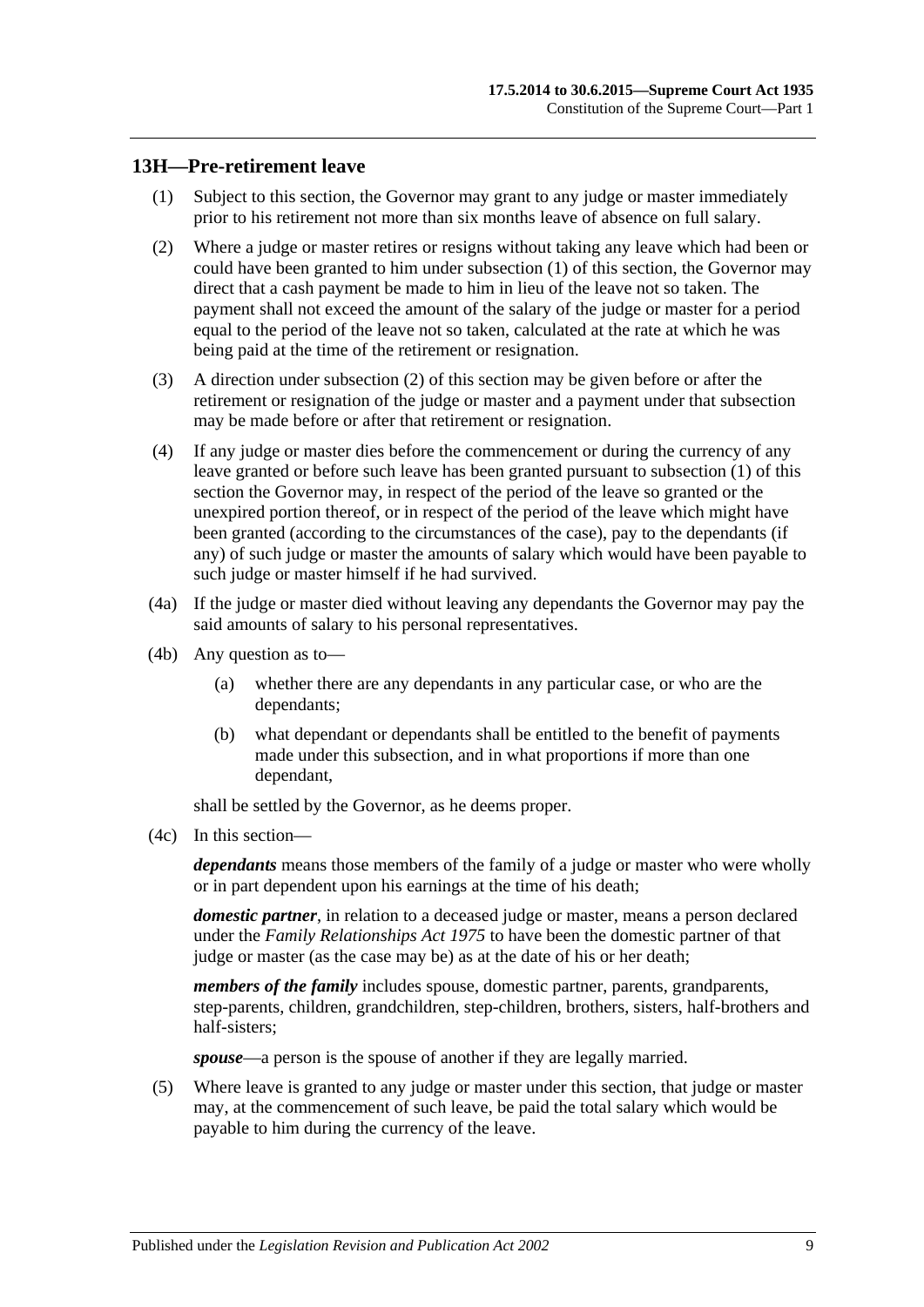## 13H—Pre-retirement leave

(1) Subject to this section, the Governor may grant to any judge or master immediately prior to his retirement not more than six months leave of absence on full salary.

(2) Where a judge or master retires or resigns without taking any leave which had been or could have been granted to him under subsection (1) of this section, the Governor may direct that a cash payment be made to him in lieu of the leave not so taken. The payment shall not exceed the amount of the salary of the judge or master for a period equal to the period of the leave not so taken, calculated at the rate at which he was being paid at the time of the retirement or resignation.

(3) A direction under subsection (2) of this section may be given before or after the retirement or resignation of the judge or master and a payment under that subsection may be made before or after that retirement or resignation.

(4) If any judge or master dies before the commencement or during the currency of any leave granted or before such leave has been granted pursuant to subsection (1) of this section the Governor may, in respect of the period of the leave so granted or the unexpired portion thereof, or in respect of the period of the leave which might have been granted (according to the circumstances of the case), pay to the dependants (if any) of such judge or master the amounts of salary which would have been payable to such judge or master himself if he had survived.

(4a) If the judge or master died without leaving any dependants the Governor may pay the said amounts of salary to his personal representatives.

(4b) Any question as to—

(a) whether there are any dependants in any particular case, or who are the dependants;

(b) what dependant or dependants shall be entitled to the benefit of payments made under this subsection, and in what proportions if more than one dependant,

shall be settled by the Governor, as he deems proper.

(4c) In this section—

***dependants*** means those members of the family of a judge or master who were wholly or in part dependent upon his earnings at the time of his death;

***domestic partner***, in relation to a deceased judge or master, means a person declared under the *Family Relationships Act 1975* to have been the domestic partner of that judge or master (as the case may be) as at the date of his or her death;

***members of the family*** includes spouse, domestic partner, parents, grandparents, step-parents, children, grandchildren, step-children, brothers, sisters, half-brothers and half-sisters;

***spouse***—a person is the spouse of another if they are legally married.

(5) Where leave is granted to any judge or master under this section, that judge or master may, at the commencement of such leave, be paid the total salary which would be payable to him during the currency of the leave.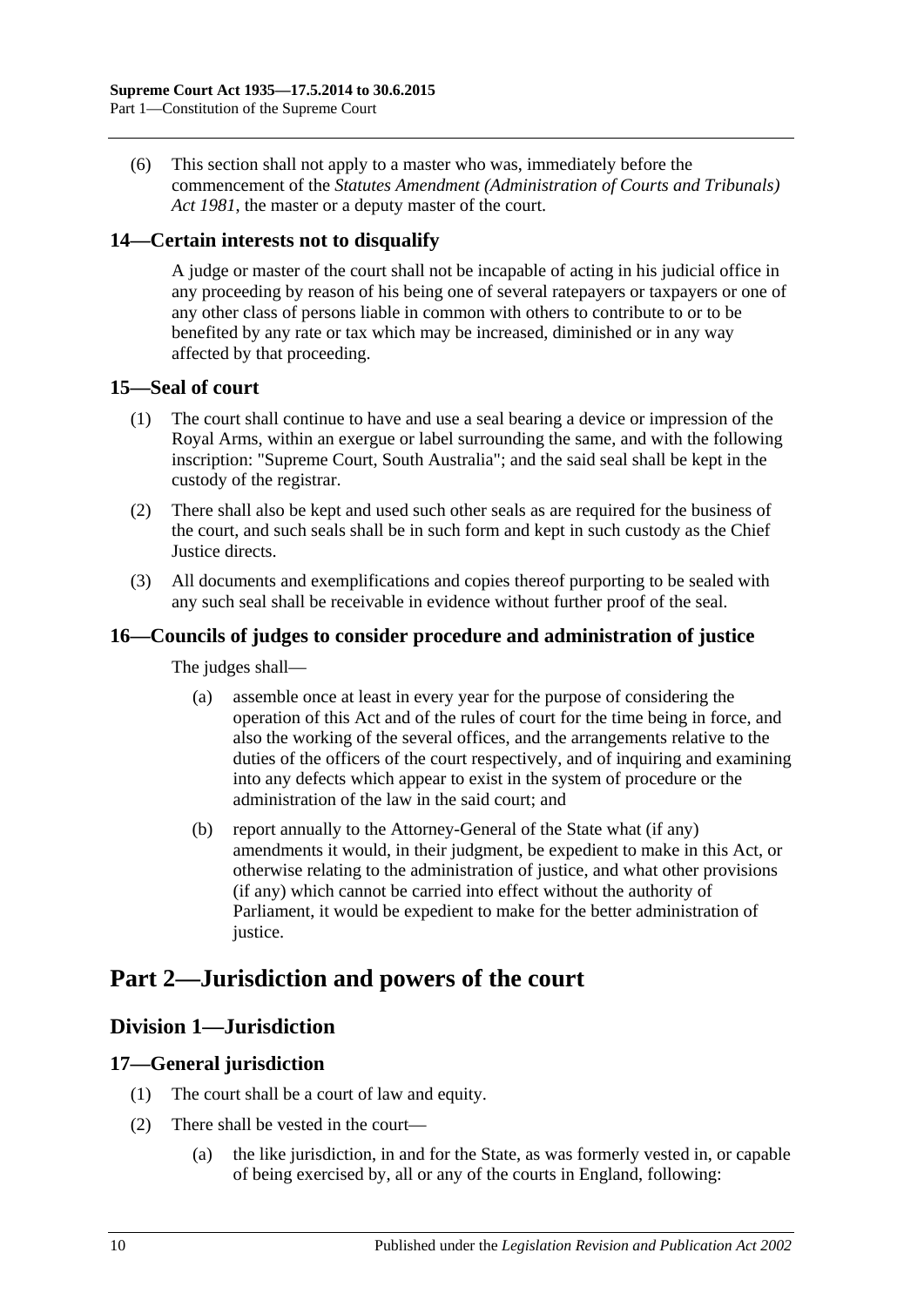(6) This section shall not apply to a master who was, immediately before the commencement of the *Statutes Amendment (Administration of Courts and Tribunals) Act 1981*, the master or a deputy master of the court.

### 14—Certain interests not to disqualify

A judge or master of the court shall not be incapable of acting in his judicial office in any proceeding by reason of his being one of several ratepayers or taxpayers or one of any other class of persons liable in common with others to contribute to or to be benefited by any rate or tax which may be increased, diminished or in any way affected by that proceeding.

### 15—Seal of court

(1) The court shall continue to have and use a seal bearing a device or impression of the Royal Arms, within an exergue or label surrounding the same, and with the following inscription: "Supreme Court, South Australia"; and the said seal shall be kept in the custody of the registrar.

(2) There shall also be kept and used such other seals as are required for the business of the court, and such seals shall be in such form and kept in such custody as the Chief Justice directs.

(3) All documents and exemplifications and copies thereof purporting to be sealed with any such seal shall be receivable in evidence without further proof of the seal.

### 16—Councils of judges to consider procedure and administration of justice

The judges shall—

(a) assemble once at least in every year for the purpose of considering the operation of this Act and of the rules of court for the time being in force, and also the working of the several offices, and the arrangements relative to the duties of the officers of the court respectively, and of inquiring and examining into any defects which appear to exist in the system of procedure or the administration of the law in the said court; and

(b) report annually to the Attorney-General of the State what (if any) amendments it would, in their judgment, be expedient to make in this Act, or otherwise relating to the administration of justice, and what other provisions (if any) which cannot be carried into effect without the authority of Parliament, it would be expedient to make for the better administration of justice.

# Part 2—Jurisdiction and powers of the court

## Division 1—Jurisdiction

### 17—General jurisdiction

(1) The court shall be a court of law and equity.

(2) There shall be vested in the court—

(a) the like jurisdiction, in and for the State, as was formerly vested in, or capable of being exercised by, all or any of the courts in England, following: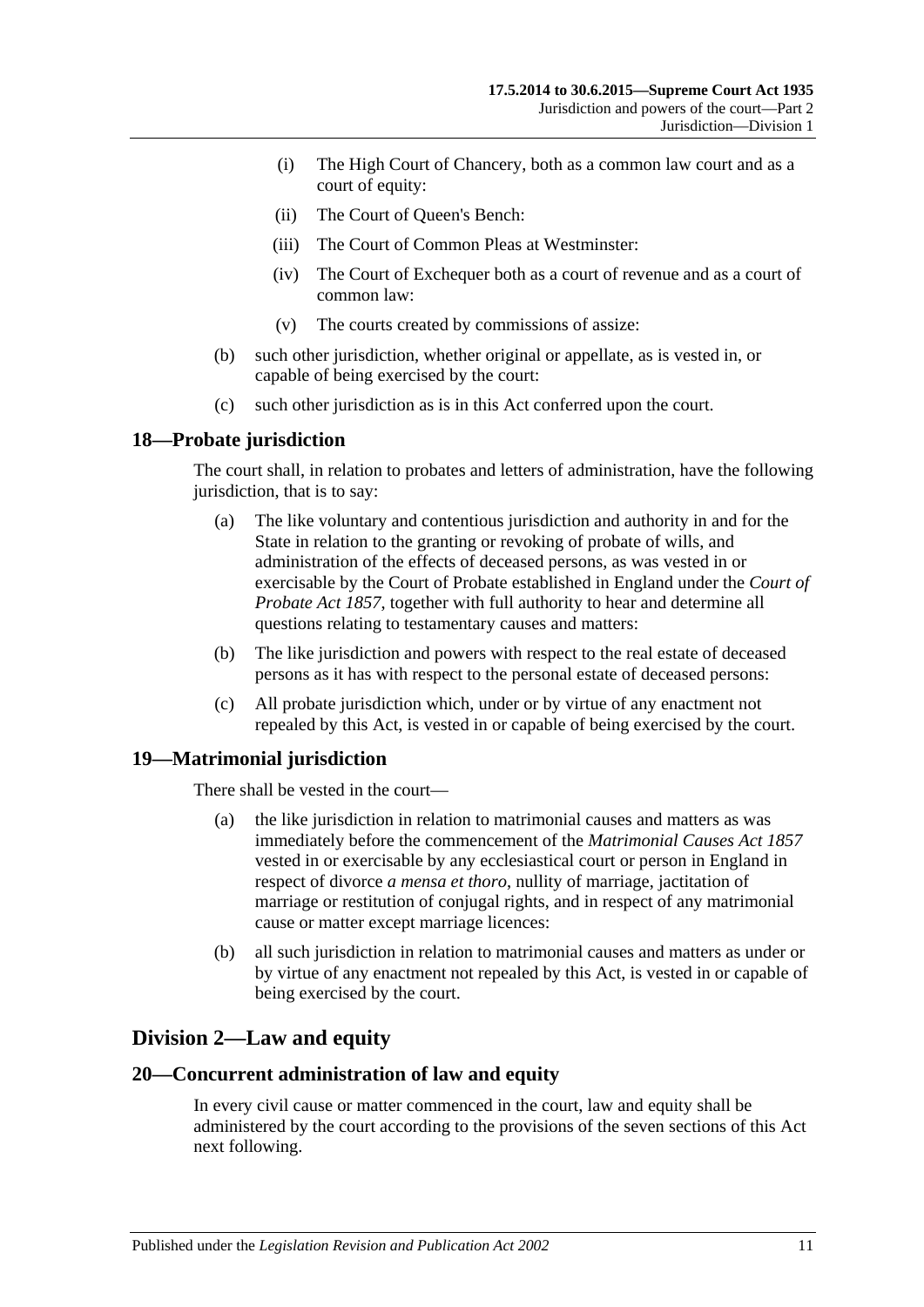(i) The High Court of Chancery, both as a common law court and as a court of equity:

(ii) The Court of Queen's Bench:

(iii) The Court of Common Pleas at Westminster:

(iv) The Court of Exchequer both as a court of revenue and as a court of common law:

(v) The courts created by commissions of assize:

(b) such other jurisdiction, whether original or appellate, as is vested in, or capable of being exercised by the court:

(c) such other jurisdiction as is in this Act conferred upon the court.

## 18—Probate jurisdiction

The court shall, in relation to probates and letters of administration, have the following jurisdiction, that is to say:

(a) The like voluntary and contentious jurisdiction and authority in and for the State in relation to the granting or revoking of probate of wills, and administration of the effects of deceased persons, as was vested in or exercisable by the Court of Probate established in England under the *Court of Probate Act 1857*, together with full authority to hear and determine all questions relating to testamentary causes and matters:

(b) The like jurisdiction and powers with respect to the real estate of deceased persons as it has with respect to the personal estate of deceased persons:

(c) All probate jurisdiction which, under or by virtue of any enactment not repealed by this Act, is vested in or capable of being exercised by the court.

## 19—Matrimonial jurisdiction

There shall be vested in the court—

(a) the like jurisdiction in relation to matrimonial causes and matters as was immediately before the commencement of the *Matrimonial Causes Act 1857* vested in or exercisable by any ecclesiastical court or person in England in respect of divorce *a mensa et thoro*, nullity of marriage, jactitation of marriage or restitution of conjugal rights, and in respect of any matrimonial cause or matter except marriage licences:

(b) all such jurisdiction in relation to matrimonial causes and matters as under or by virtue of any enactment not repealed by this Act, is vested in or capable of being exercised by the court.

# Division 2—Law and equity

## 20—Concurrent administration of law and equity

In every civil cause or matter commenced in the court, law and equity shall be administered by the court according to the provisions of the seven sections of this Act next following.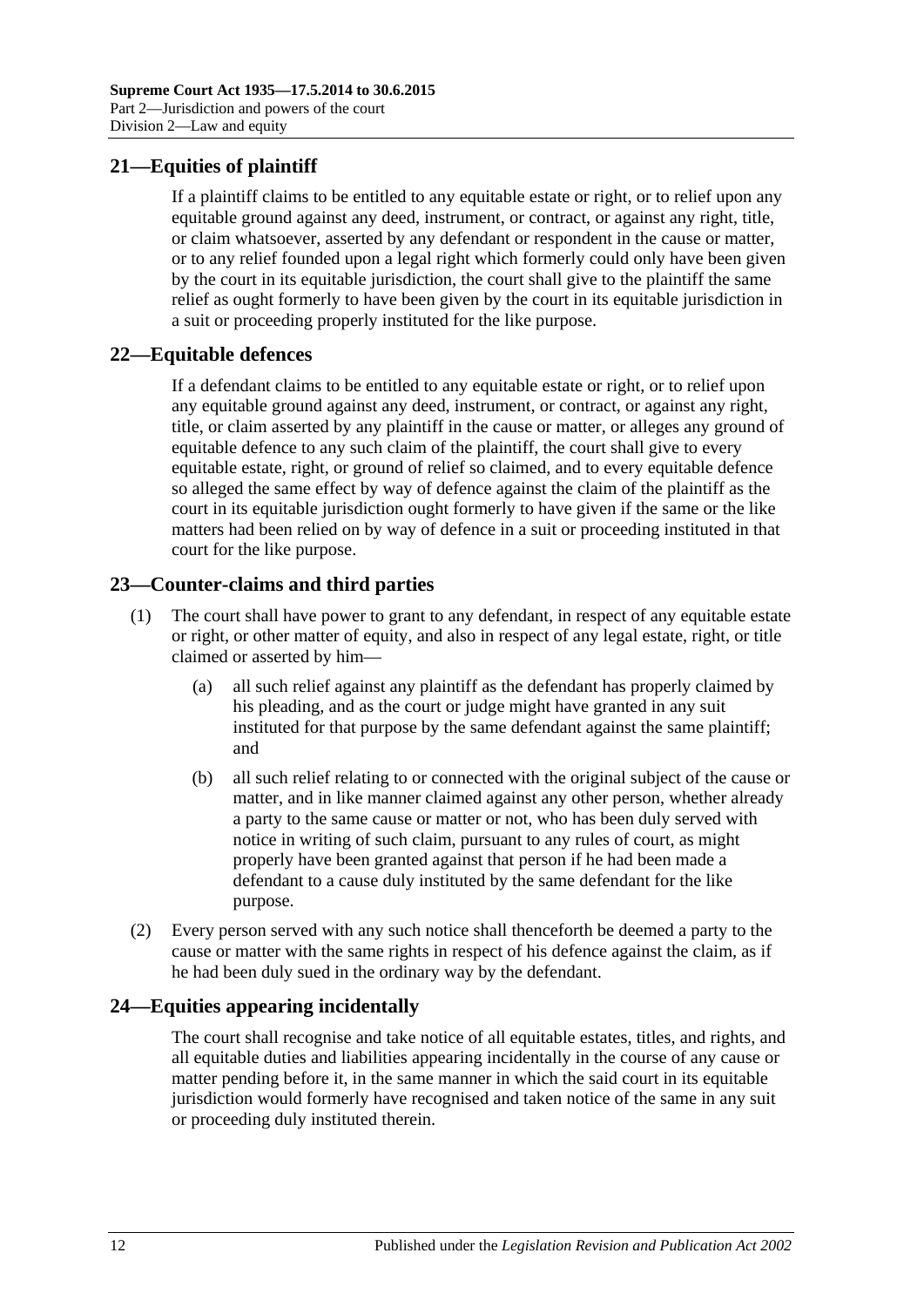## 21—Equities of plaintiff

If a plaintiff claims to be entitled to any equitable estate or right, or to relief upon any equitable ground against any deed, instrument, or contract, or against any right, title, or claim whatsoever, asserted by any defendant or respondent in the cause or matter, or to any relief founded upon a legal right which formerly could only have been given by the court in its equitable jurisdiction, the court shall give to the plaintiff the same relief as ought formerly to have been given by the court in its equitable jurisdiction in a suit or proceeding properly instituted for the like purpose.

## 22—Equitable defences

If a defendant claims to be entitled to any equitable estate or right, or to relief upon any equitable ground against any deed, instrument, or contract, or against any right, title, or claim asserted by any plaintiff in the cause or matter, or alleges any ground of equitable defence to any such claim of the plaintiff, the court shall give to every equitable estate, right, or ground of relief so claimed, and to every equitable defence so alleged the same effect by way of defence against the claim of the plaintiff as the court in its equitable jurisdiction ought formerly to have given if the same or the like matters had been relied on by way of defence in a suit or proceeding instituted in that court for the like purpose.

## 23—Counter-claims and third parties

(1) The court shall have power to grant to any defendant, in respect of any equitable estate or right, or other matter of equity, and also in respect of any legal estate, right, or title claimed or asserted by him—

(a) all such relief against any plaintiff as the defendant has properly claimed by his pleading, and as the court or judge might have granted in any suit instituted for that purpose by the same defendant against the same plaintiff; and

(b) all such relief relating to or connected with the original subject of the cause or matter, and in like manner claimed against any other person, whether already a party to the same cause or matter or not, who has been duly served with notice in writing of such claim, pursuant to any rules of court, as might properly have been granted against that person if he had been made a defendant to a cause duly instituted by the same defendant for the like purpose.

(2) Every person served with any such notice shall thenceforth be deemed a party to the cause or matter with the same rights in respect of his defence against the claim, as if he had been duly sued in the ordinary way by the defendant.

## 24—Equities appearing incidentally

The court shall recognise and take notice of all equitable estates, titles, and rights, and all equitable duties and liabilities appearing incidentally in the course of any cause or matter pending before it, in the same manner in which the said court in its equitable jurisdiction would formerly have recognised and taken notice of the same in any suit or proceeding duly instituted therein.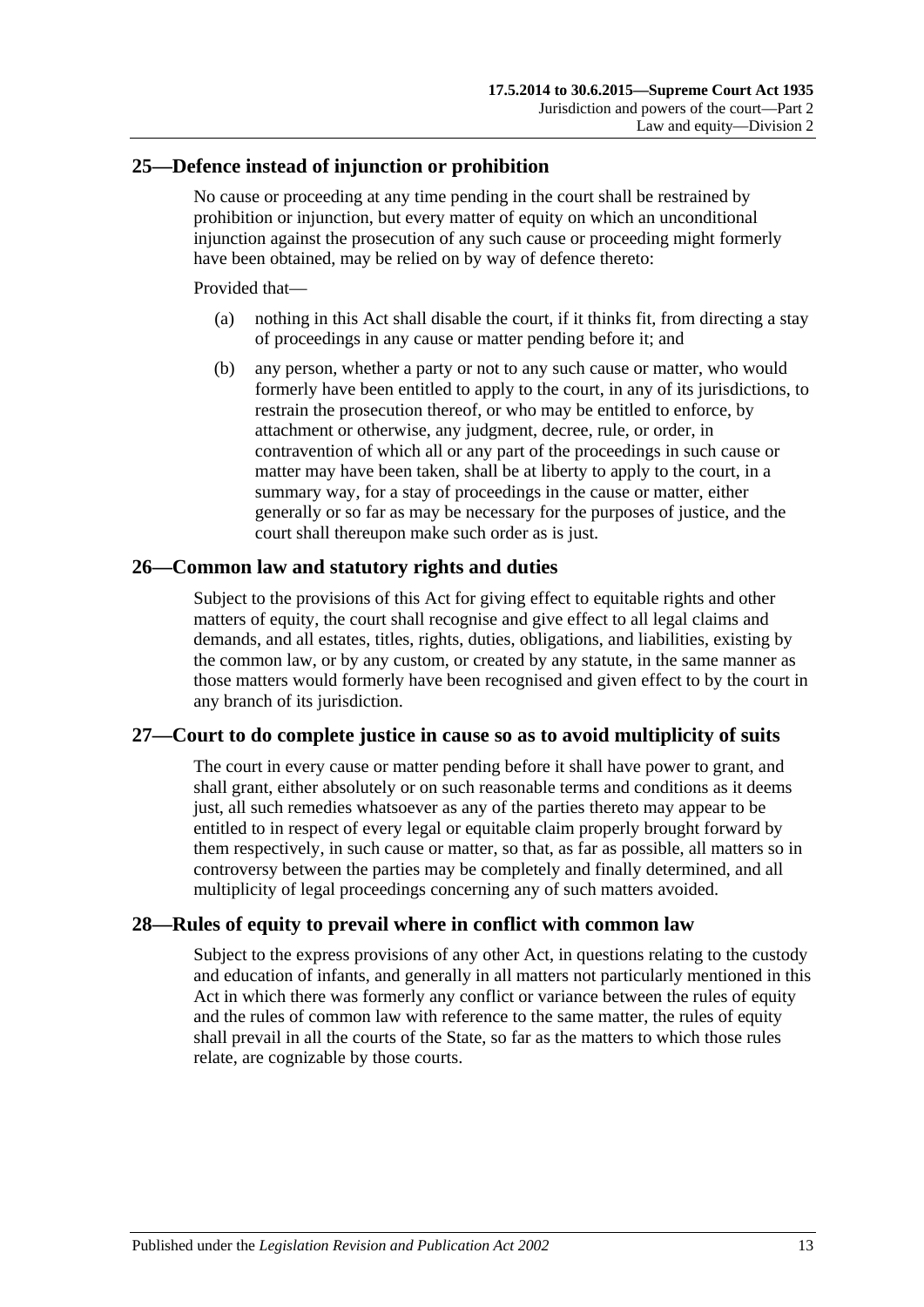## 25—Defence instead of injunction or prohibition

No cause or proceeding at any time pending in the court shall be restrained by prohibition or injunction, but every matter of equity on which an unconditional injunction against the prosecution of any such cause or proceeding might formerly have been obtained, may be relied on by way of defence thereto:

Provided that—

(a) nothing in this Act shall disable the court, if it thinks fit, from directing a stay of proceedings in any cause or matter pending before it; and

(b) any person, whether a party or not to any such cause or matter, who would formerly have been entitled to apply to the court, in any of its jurisdictions, to restrain the prosecution thereof, or who may be entitled to enforce, by attachment or otherwise, any judgment, decree, rule, or order, in contravention of which all or any part of the proceedings in such cause or matter may have been taken, shall be at liberty to apply to the court, in a summary way, for a stay of proceedings in the cause or matter, either generally or so far as may be necessary for the purposes of justice, and the court shall thereupon make such order as is just.

## 26—Common law and statutory rights and duties

Subject to the provisions of this Act for giving effect to equitable rights and other matters of equity, the court shall recognise and give effect to all legal claims and demands, and all estates, titles, rights, duties, obligations, and liabilities, existing by the common law, or by any custom, or created by any statute, in the same manner as those matters would formerly have been recognised and given effect to by the court in any branch of its jurisdiction.

## 27—Court to do complete justice in cause so as to avoid multiplicity of suits

The court in every cause or matter pending before it shall have power to grant, and shall grant, either absolutely or on such reasonable terms and conditions as it deems just, all such remedies whatsoever as any of the parties thereto may appear to be entitled to in respect of every legal or equitable claim properly brought forward by them respectively, in such cause or matter, so that, as far as possible, all matters so in controversy between the parties may be completely and finally determined, and all multiplicity of legal proceedings concerning any of such matters avoided.

## 28—Rules of equity to prevail where in conflict with common law

Subject to the express provisions of any other Act, in questions relating to the custody and education of infants, and generally in all matters not particularly mentioned in this Act in which there was formerly any conflict or variance between the rules of equity and the rules of common law with reference to the same matter, the rules of equity shall prevail in all the courts of the State, so far as the matters to which those rules relate, are cognizable by those courts.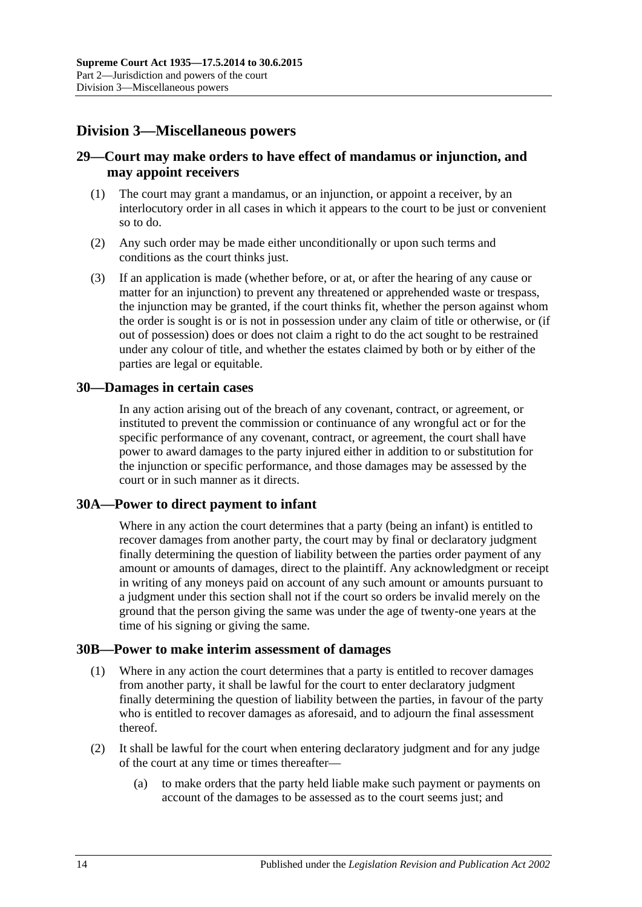## Division 3—Miscellaneous powers

### 29—Court may make orders to have effect of mandamus or injunction, and may appoint receivers

(1) The court may grant a mandamus, or an injunction, or appoint a receiver, by an interlocutory order in all cases in which it appears to the court to be just or convenient so to do.

(2) Any such order may be made either unconditionally or upon such terms and conditions as the court thinks just.

(3) If an application is made (whether before, or at, or after the hearing of any cause or matter for an injunction) to prevent any threatened or apprehended waste or trespass, the injunction may be granted, if the court thinks fit, whether the person against whom the order is sought is or is not in possession under any claim of title or otherwise, or (if out of possession) does or does not claim a right to do the act sought to be restrained under any colour of title, and whether the estates claimed by both or by either of the parties are legal or equitable.

### 30—Damages in certain cases

In any action arising out of the breach of any covenant, contract, or agreement, or instituted to prevent the commission or continuance of any wrongful act or for the specific performance of any covenant, contract, or agreement, the court shall have power to award damages to the party injured either in addition to or substitution for the injunction or specific performance, and those damages may be assessed by the court or in such manner as it directs.

### 30A—Power to direct payment to infant

Where in any action the court determines that a party (being an infant) is entitled to recover damages from another party, the court may by final or declaratory judgment finally determining the question of liability between the parties order payment of any amount or amounts of damages, direct to the plaintiff. Any acknowledgment or receipt in writing of any moneys paid on account of any such amount or amounts pursuant to a judgment under this section shall not if the court so orders be invalid merely on the ground that the person giving the same was under the age of twenty-one years at the time of his signing or giving the same.

### 30B—Power to make interim assessment of damages

(1) Where in any action the court determines that a party is entitled to recover damages from another party, it shall be lawful for the court to enter declaratory judgment finally determining the question of liability between the parties, in favour of the party who is entitled to recover damages as aforesaid, and to adjourn the final assessment thereof.

(2) It shall be lawful for the court when entering declaratory judgment and for any judge of the court at any time or times thereafter—

(a) to make orders that the party held liable make such payment or payments on account of the damages to be assessed as to the court seems just; and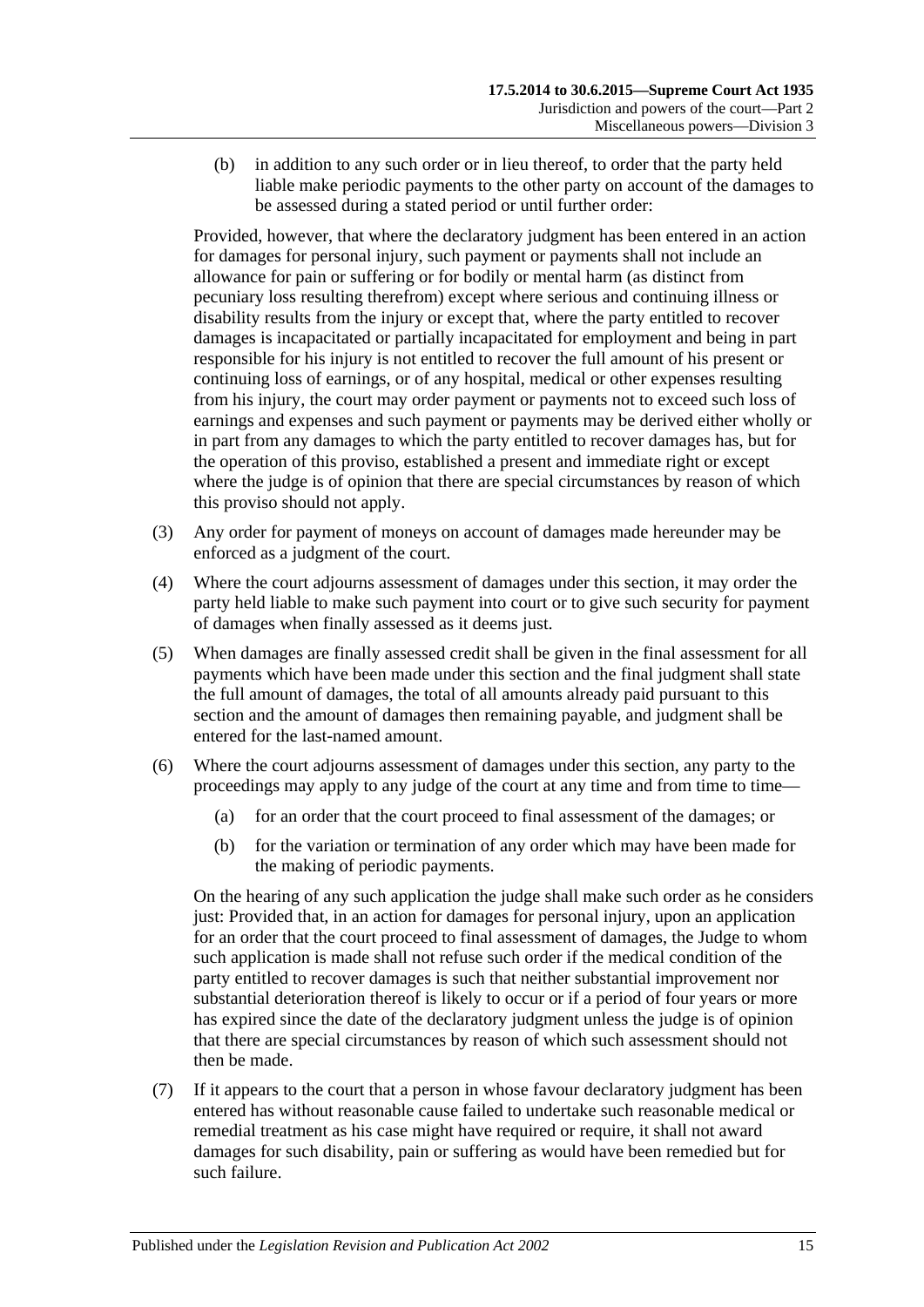(b) in addition to any such order or in lieu thereof, to order that the party held liable make periodic payments to the other party on account of the damages to be assessed during a stated period or until further order:

Provided, however, that where the declaratory judgment has been entered in an action for damages for personal injury, such payment or payments shall not include an allowance for pain or suffering or for bodily or mental harm (as distinct from pecuniary loss resulting therefrom) except where serious and continuing illness or disability results from the injury or except that, where the party entitled to recover damages is incapacitated or partially incapacitated for employment and being in part responsible for his injury is not entitled to recover the full amount of his present or continuing loss of earnings, or of any hospital, medical or other expenses resulting from his injury, the court may order payment or payments not to exceed such loss of earnings and expenses and such payment or payments may be derived either wholly or in part from any damages to which the party entitled to recover damages has, but for the operation of this proviso, established a present and immediate right or except where the judge is of opinion that there are special circumstances by reason of which this proviso should not apply.

(3) Any order for payment of moneys on account of damages made hereunder may be enforced as a judgment of the court.

(4) Where the court adjourns assessment of damages under this section, it may order the party held liable to make such payment into court or to give such security for payment of damages when finally assessed as it deems just.

(5) When damages are finally assessed credit shall be given in the final assessment for all payments which have been made under this section and the final judgment shall state the full amount of damages, the total of all amounts already paid pursuant to this section and the amount of damages then remaining payable, and judgment shall be entered for the last-named amount.

(6) Where the court adjourns assessment of damages under this section, any party to the proceedings may apply to any judge of the court at any time and from time to time—

(a) for an order that the court proceed to final assessment of the damages; or

(b) for the variation or termination of any order which may have been made for the making of periodic payments.

On the hearing of any such application the judge shall make such order as he considers just: Provided that, in an action for damages for personal injury, upon an application for an order that the court proceed to final assessment of damages, the Judge to whom such application is made shall not refuse such order if the medical condition of the party entitled to recover damages is such that neither substantial improvement nor substantial deterioration thereof is likely to occur or if a period of four years or more has expired since the date of the declaratory judgment unless the judge is of opinion that there are special circumstances by reason of which such assessment should not then be made.

(7) If it appears to the court that a person in whose favour declaratory judgment has been entered has without reasonable cause failed to undertake such reasonable medical or remedial treatment as his case might have required or require, it shall not award damages for such disability, pain or suffering as would have been remedied but for such failure.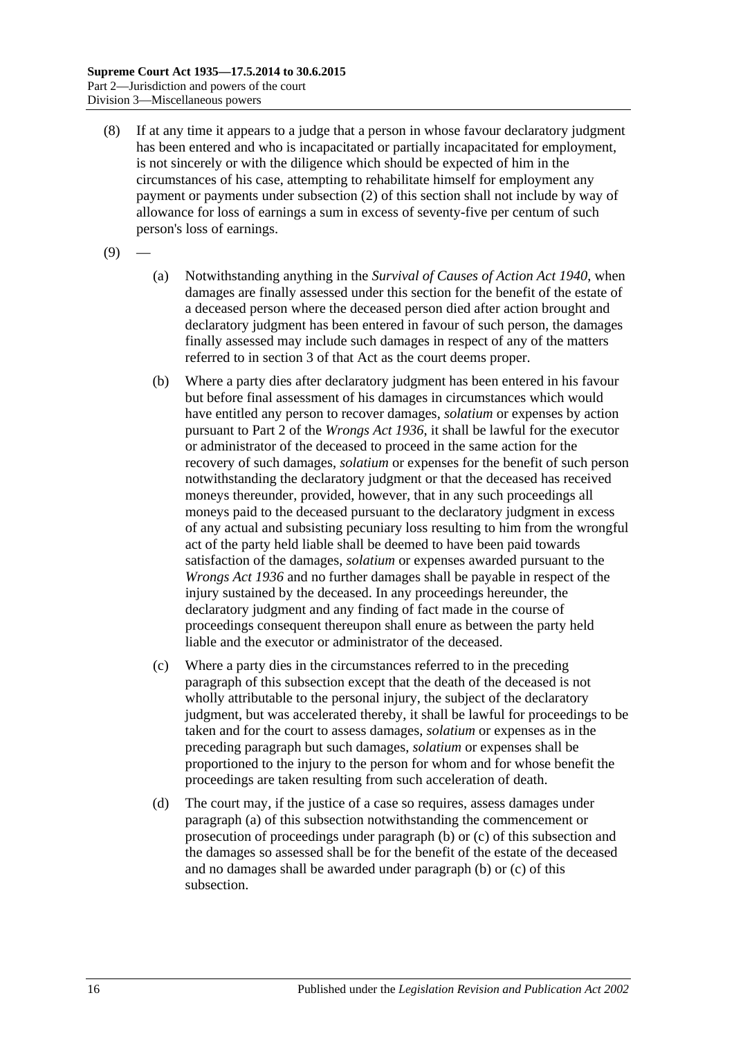(8) If at any time it appears to a judge that a person in whose favour declaratory judgment has been entered and who is incapacitated or partially incapacitated for employment, is not sincerely or with the diligence which should be expected of him in the circumstances of his case, attempting to rehabilitate himself for employment any payment or payments under subsection (2) of this section shall not include by way of allowance for loss of earnings a sum in excess of seventy-five per centum of such person's loss of earnings.

(9) —

(a) Notwithstanding anything in the *Survival of Causes of Action Act 1940*, when damages are finally assessed under this section for the benefit of the estate of a deceased person where the deceased person died after action brought and declaratory judgment has been entered in favour of such person, the damages finally assessed may include such damages in respect of any of the matters referred to in section 3 of that Act as the court deems proper.

(b) Where a party dies after declaratory judgment has been entered in his favour but before final assessment of his damages in circumstances which would have entitled any person to recover damages, *solatium* or expenses by action pursuant to Part 2 of the *Wrongs Act 1936*, it shall be lawful for the executor or administrator of the deceased to proceed in the same action for the recovery of such damages, *solatium* or expenses for the benefit of such person notwithstanding the declaratory judgment or that the deceased has received moneys thereunder, provided, however, that in any such proceedings all moneys paid to the deceased pursuant to the declaratory judgment in excess of any actual and subsisting pecuniary loss resulting to him from the wrongful act of the party held liable shall be deemed to have been paid towards satisfaction of the damages, *solatium* or expenses awarded pursuant to the *Wrongs Act 1936* and no further damages shall be payable in respect of the injury sustained by the deceased. In any proceedings hereunder, the declaratory judgment and any finding of fact made in the course of proceedings consequent thereupon shall enure as between the party held liable and the executor or administrator of the deceased.

(c) Where a party dies in the circumstances referred to in the preceding paragraph of this subsection except that the death of the deceased is not wholly attributable to the personal injury, the subject of the declaratory judgment, but was accelerated thereby, it shall be lawful for proceedings to be taken and for the court to assess damages, *solatium* or expenses as in the preceding paragraph but such damages, *solatium* or expenses shall be proportioned to the injury to the person for whom and for whose benefit the proceedings are taken resulting from such acceleration of death.

(d) The court may, if the justice of a case so requires, assess damages under paragraph (a) of this subsection notwithstanding the commencement or prosecution of proceedings under paragraph (b) or (c) of this subsection and the damages so assessed shall be for the benefit of the estate of the deceased and no damages shall be awarded under paragraph (b) or (c) of this subsection.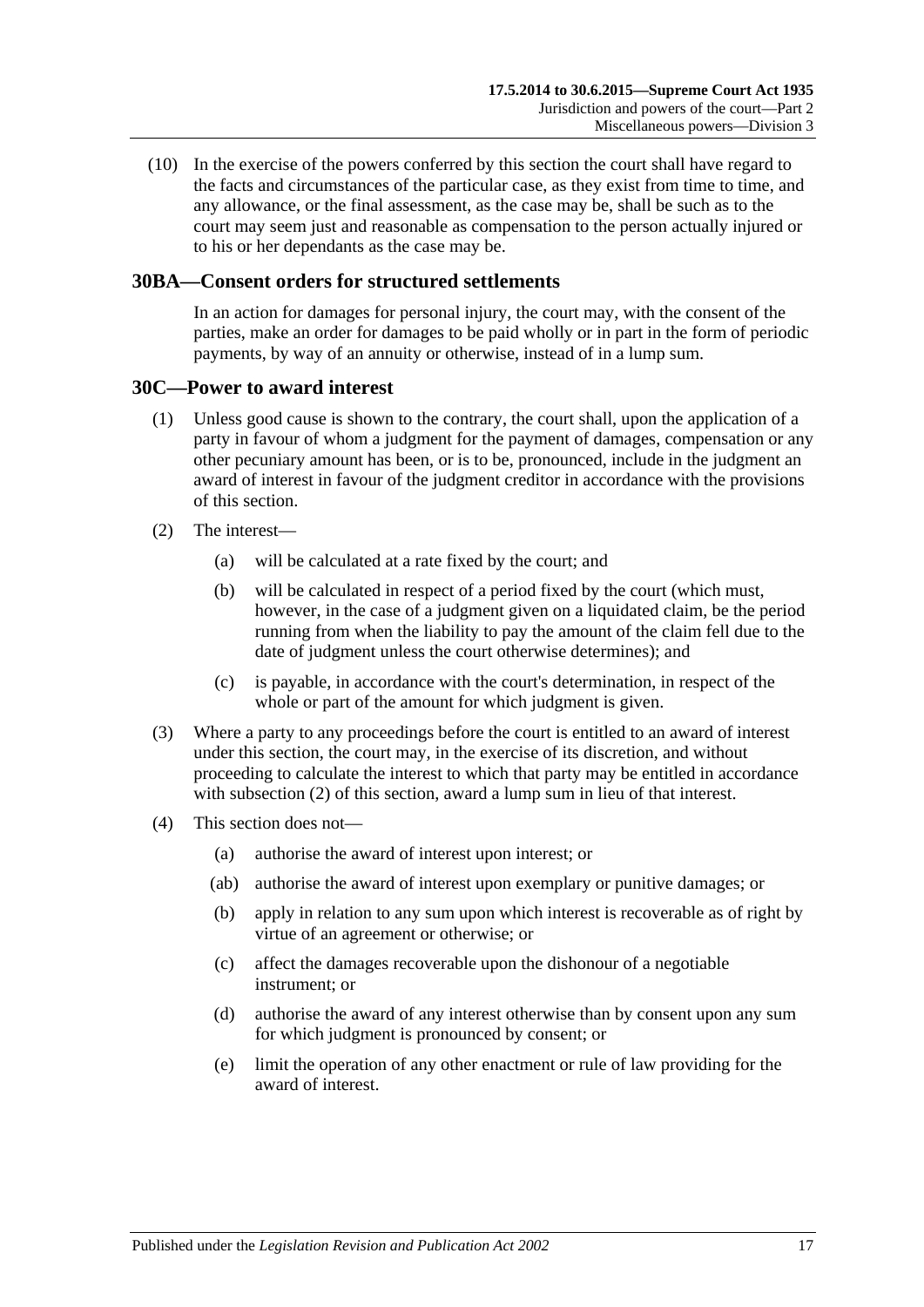(10) In the exercise of the powers conferred by this section the court shall have regard to the facts and circumstances of the particular case, as they exist from time to time, and any allowance, or the final assessment, as the case may be, shall be such as to the court may seem just and reasonable as compensation to the person actually injured or to his or her dependants as the case may be.

## 30BA—Consent orders for structured settlements

In an action for damages for personal injury, the court may, with the consent of the parties, make an order for damages to be paid wholly or in part in the form of periodic payments, by way of an annuity or otherwise, instead of in a lump sum.

## 30C—Power to award interest

(1) Unless good cause is shown to the contrary, the court shall, upon the application of a party in favour of whom a judgment for the payment of damages, compensation or any other pecuniary amount has been, or is to be, pronounced, include in the judgment an award of interest in favour of the judgment creditor in accordance with the provisions of this section.

(2) The interest—

(a) will be calculated at a rate fixed by the court; and

(b) will be calculated in respect of a period fixed by the court (which must, however, in the case of a judgment given on a liquidated claim, be the period running from when the liability to pay the amount of the claim fell due to the date of judgment unless the court otherwise determines); and

(c) is payable, in accordance with the court's determination, in respect of the whole or part of the amount for which judgment is given.

(3) Where a party to any proceedings before the court is entitled to an award of interest under this section, the court may, in the exercise of its discretion, and without proceeding to calculate the interest to which that party may be entitled in accordance with subsection (2) of this section, award a lump sum in lieu of that interest.

(4) This section does not—

(a) authorise the award of interest upon interest; or

(ab) authorise the award of interest upon exemplary or punitive damages; or

(b) apply in relation to any sum upon which interest is recoverable as of right by virtue of an agreement or otherwise; or

(c) affect the damages recoverable upon the dishonour of a negotiable instrument; or

(d) authorise the award of any interest otherwise than by consent upon any sum for which judgment is pronounced by consent; or

(e) limit the operation of any other enactment or rule of law providing for the award of interest.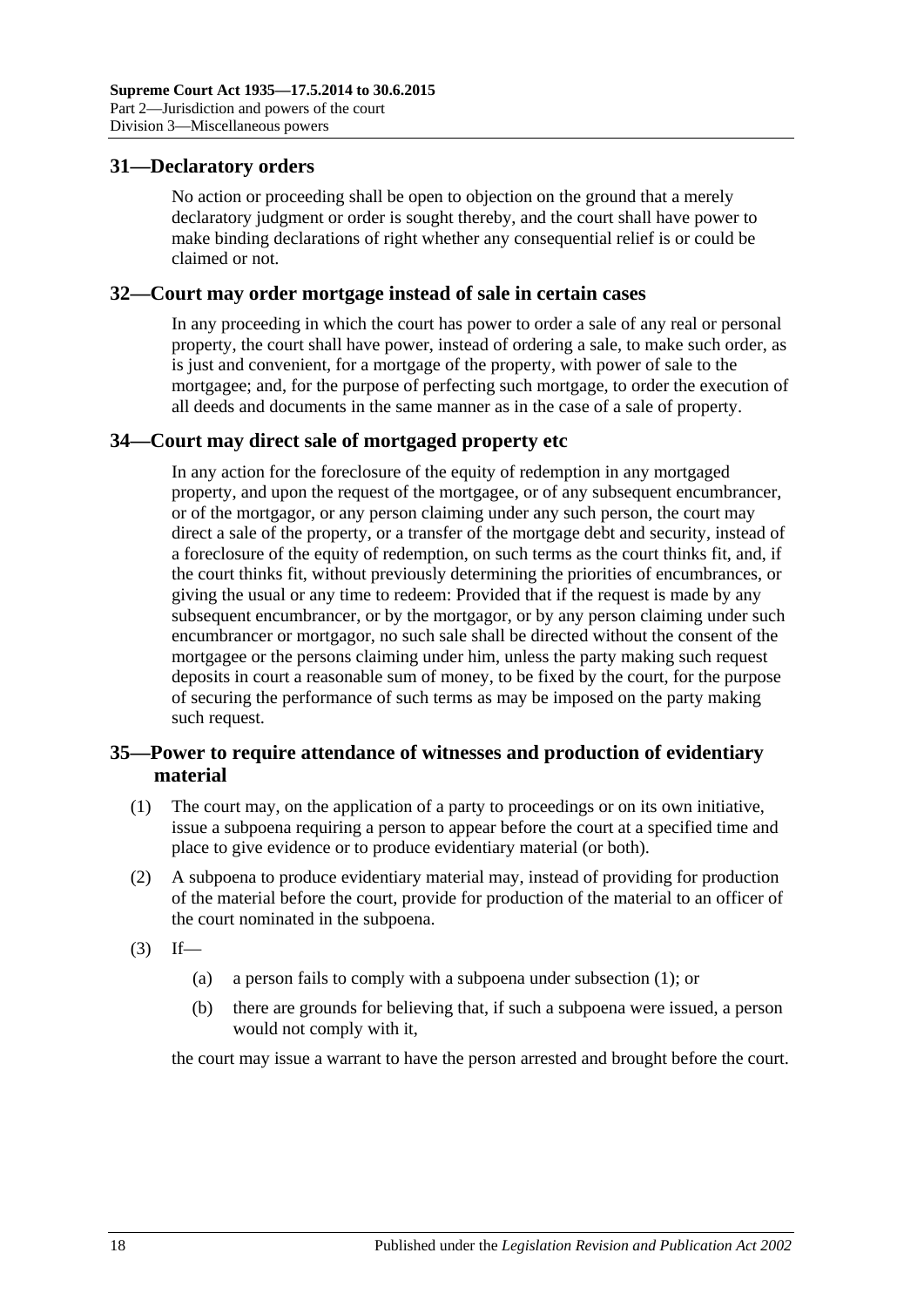## 31—Declaratory orders

No action or proceeding shall be open to objection on the ground that a merely declaratory judgment or order is sought thereby, and the court shall have power to make binding declarations of right whether any consequential relief is or could be claimed or not.

## 32—Court may order mortgage instead of sale in certain cases

In any proceeding in which the court has power to order a sale of any real or personal property, the court shall have power, instead of ordering a sale, to make such order, as is just and convenient, for a mortgage of the property, with power of sale to the mortgagee; and, for the purpose of perfecting such mortgage, to order the execution of all deeds and documents in the same manner as in the case of a sale of property.

## 34—Court may direct sale of mortgaged property etc

In any action for the foreclosure of the equity of redemption in any mortgaged property, and upon the request of the mortgagee, or of any subsequent encumbrancer, or of the mortgagor, or any person claiming under any such person, the court may direct a sale of the property, or a transfer of the mortgage debt and security, instead of a foreclosure of the equity of redemption, on such terms as the court thinks fit, and, if the court thinks fit, without previously determining the priorities of encumbrances, or giving the usual or any time to redeem: Provided that if the request is made by any subsequent encumbrancer, or by the mortgagor, or by any person claiming under such encumbrancer or mortgagor, no such sale shall be directed without the consent of the mortgagee or the persons claiming under him, unless the party making such request deposits in court a reasonable sum of money, to be fixed by the court, for the purpose of securing the performance of such terms as may be imposed on the party making such request.

## 35—Power to require attendance of witnesses and production of evidentiary material

(1) The court may, on the application of a party to proceedings or on its own initiative, issue a subpoena requiring a person to appear before the court at a specified time and place to give evidence or to produce evidentiary material (or both).

(2) A subpoena to produce evidentiary material may, instead of providing for production of the material before the court, provide for production of the material to an officer of the court nominated in the subpoena.

(3) If—

(a) a person fails to comply with a subpoena under subsection (1); or

(b) there are grounds for believing that, if such a subpoena were issued, a person would not comply with it,

the court may issue a warrant to have the person arrested and brought before the court.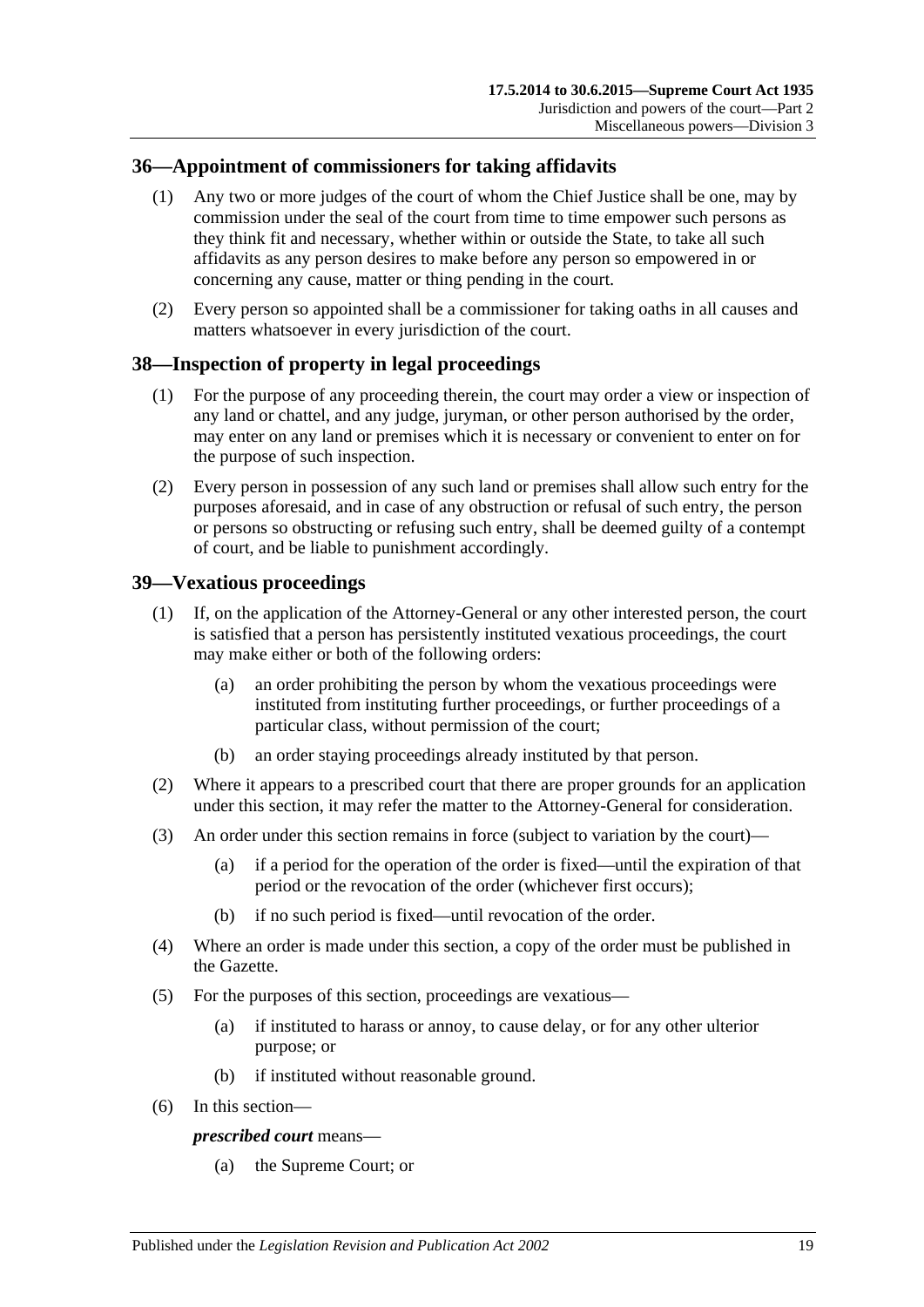## 36—Appointment of commissioners for taking affidavits

(1) Any two or more judges of the court of whom the Chief Justice shall be one, may by commission under the seal of the court from time to time empower such persons as they think fit and necessary, whether within or outside the State, to take all such affidavits as any person desires to make before any person so empowered in or concerning any cause, matter or thing pending in the court.

(2) Every person so appointed shall be a commissioner for taking oaths in all causes and matters whatsoever in every jurisdiction of the court.

## 38—Inspection of property in legal proceedings

(1) For the purpose of any proceeding therein, the court may order a view or inspection of any land or chattel, and any judge, juryman, or other person authorised by the order, may enter on any land or premises which it is necessary or convenient to enter on for the purpose of such inspection.

(2) Every person in possession of any such land or premises shall allow such entry for the purposes aforesaid, and in case of any obstruction or refusal of such entry, the person or persons so obstructing or refusing such entry, shall be deemed guilty of a contempt of court, and be liable to punishment accordingly.

## 39—Vexatious proceedings

(1) If, on the application of the Attorney-General or any other interested person, the court is satisfied that a person has persistently instituted vexatious proceedings, the court may make either or both of the following orders:

- (a) an order prohibiting the person by whom the vexatious proceedings were instituted from instituting further proceedings, or further proceedings of a particular class, without permission of the court;
- (b) an order staying proceedings already instituted by that person.

(2) Where it appears to a prescribed court that there are proper grounds for an application under this section, it may refer the matter to the Attorney-General for consideration.

(3) An order under this section remains in force (subject to variation by the court)—

- (a) if a period for the operation of the order is fixed—until the expiration of that period or the revocation of the order (whichever first occurs);
- (b) if no such period is fixed—until revocation of the order.

(4) Where an order is made under this section, a copy of the order must be published in the Gazette.

(5) For the purposes of this section, proceedings are vexatious—

- (a) if instituted to harass or annoy, to cause delay, or for any other ulterior purpose; or
- (b) if instituted without reasonable ground.

(6) In this section—

***prescribed court*** means—

- (a) the Supreme Court; or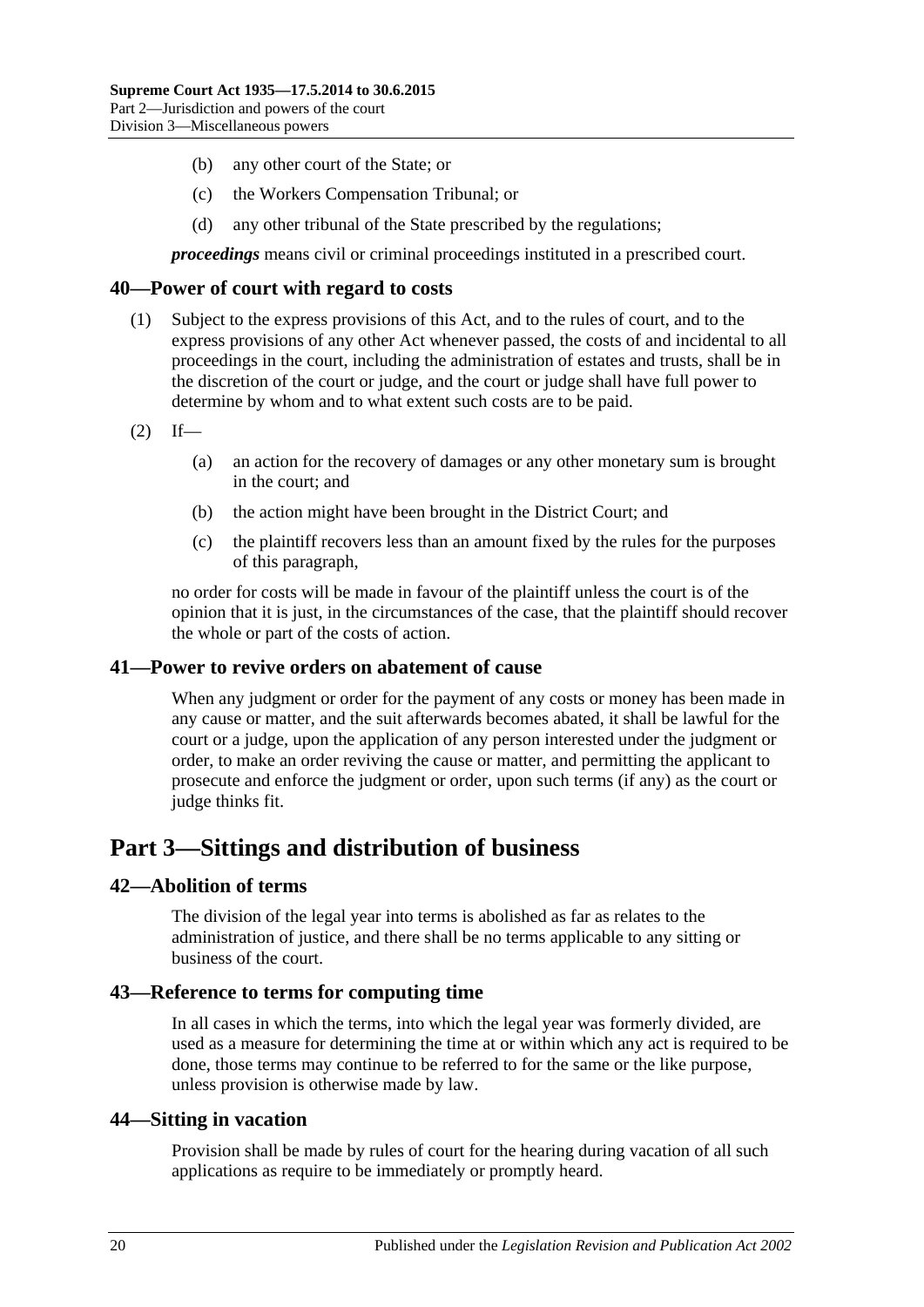(b) any other court of the State; or

(c) the Workers Compensation Tribunal; or

(d) any other tribunal of the State prescribed by the regulations;

***proceedings*** means civil or criminal proceedings instituted in a prescribed court.

### 40—Power of court with regard to costs

(1) Subject to the express provisions of this Act, and to the rules of court, and to the express provisions of any other Act whenever passed, the costs of and incidental to all proceedings in the court, including the administration of estates and trusts, shall be in the discretion of the court or judge, and the court or judge shall have full power to determine by whom and to what extent such costs are to be paid.

(2) If—

(a) an action for the recovery of damages or any other monetary sum is brought in the court; and

(b) the action might have been brought in the District Court; and

(c) the plaintiff recovers less than an amount fixed by the rules for the purposes of this paragraph,

no order for costs will be made in favour of the plaintiff unless the court is of the opinion that it is just, in the circumstances of the case, that the plaintiff should recover the whole or part of the costs of action.

### 41—Power to revive orders on abatement of cause

When any judgment or order for the payment of any costs or money has been made in any cause or matter, and the suit afterwards becomes abated, it shall be lawful for the court or a judge, upon the application of any person interested under the judgment or order, to make an order reviving the cause or matter, and permitting the applicant to prosecute and enforce the judgment or order, upon such terms (if any) as the court or judge thinks fit.

## Part 3—Sittings and distribution of business

### 42—Abolition of terms

The division of the legal year into terms is abolished as far as relates to the administration of justice, and there shall be no terms applicable to any sitting or business of the court.

### 43—Reference to terms for computing time

In all cases in which the terms, into which the legal year was formerly divided, are used as a measure for determining the time at or within which any act is required to be done, those terms may continue to be referred to for the same or the like purpose, unless provision is otherwise made by law.

### 44—Sitting in vacation

Provision shall be made by rules of court for the hearing during vacation of all such applications as require to be immediately or promptly heard.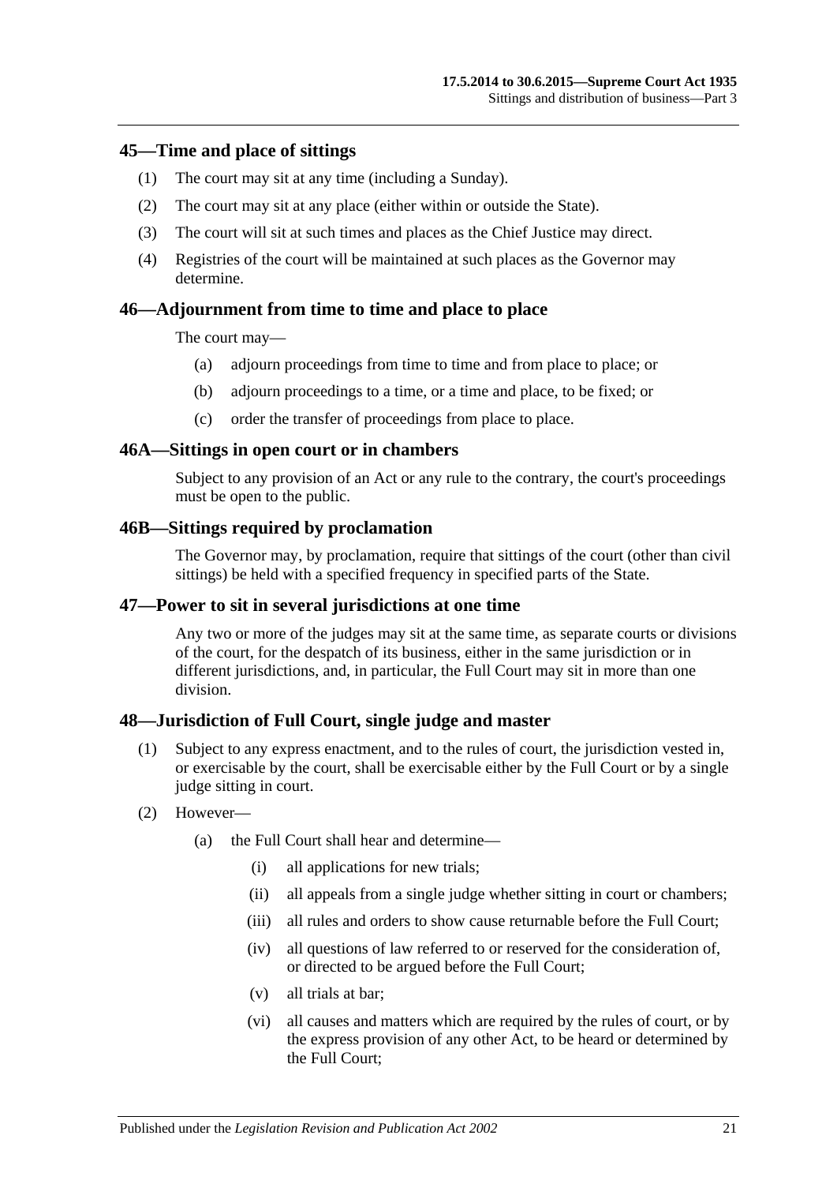## 45—Time and place of sittings

(1) The court may sit at any time (including a Sunday).

(2) The court may sit at any place (either within or outside the State).

(3) The court will sit at such times and places as the Chief Justice may direct.

(4) Registries of the court will be maintained at such places as the Governor may determine.

## 46—Adjournment from time to time and place to place

The court may—

(a) adjourn proceedings from time to time and from place to place; or

(b) adjourn proceedings to a time, or a time and place, to be fixed; or

(c) order the transfer of proceedings from place to place.

## 46A—Sittings in open court or in chambers

Subject to any provision of an Act or any rule to the contrary, the court's proceedings must be open to the public.

## 46B—Sittings required by proclamation

The Governor may, by proclamation, require that sittings of the court (other than civil sittings) be held with a specified frequency in specified parts of the State.

## 47—Power to sit in several jurisdictions at one time

Any two or more of the judges may sit at the same time, as separate courts or divisions of the court, for the despatch of its business, either in the same jurisdiction or in different jurisdictions, and, in particular, the Full Court may sit in more than one division.

## 48—Jurisdiction of Full Court, single judge and master

(1) Subject to any express enactment, and to the rules of court, the jurisdiction vested in, or exercisable by the court, shall be exercisable either by the Full Court or by a single judge sitting in court.

(2) However—

(a) the Full Court shall hear and determine—

(i) all applications for new trials;

(ii) all appeals from a single judge whether sitting in court or chambers;

(iii) all rules and orders to show cause returnable before the Full Court;

(iv) all questions of law referred to or reserved for the consideration of, or directed to be argued before the Full Court;

(v) all trials at bar;

(vi) all causes and matters which are required by the rules of court, or by the express provision of any other Act, to be heard or determined by the Full Court;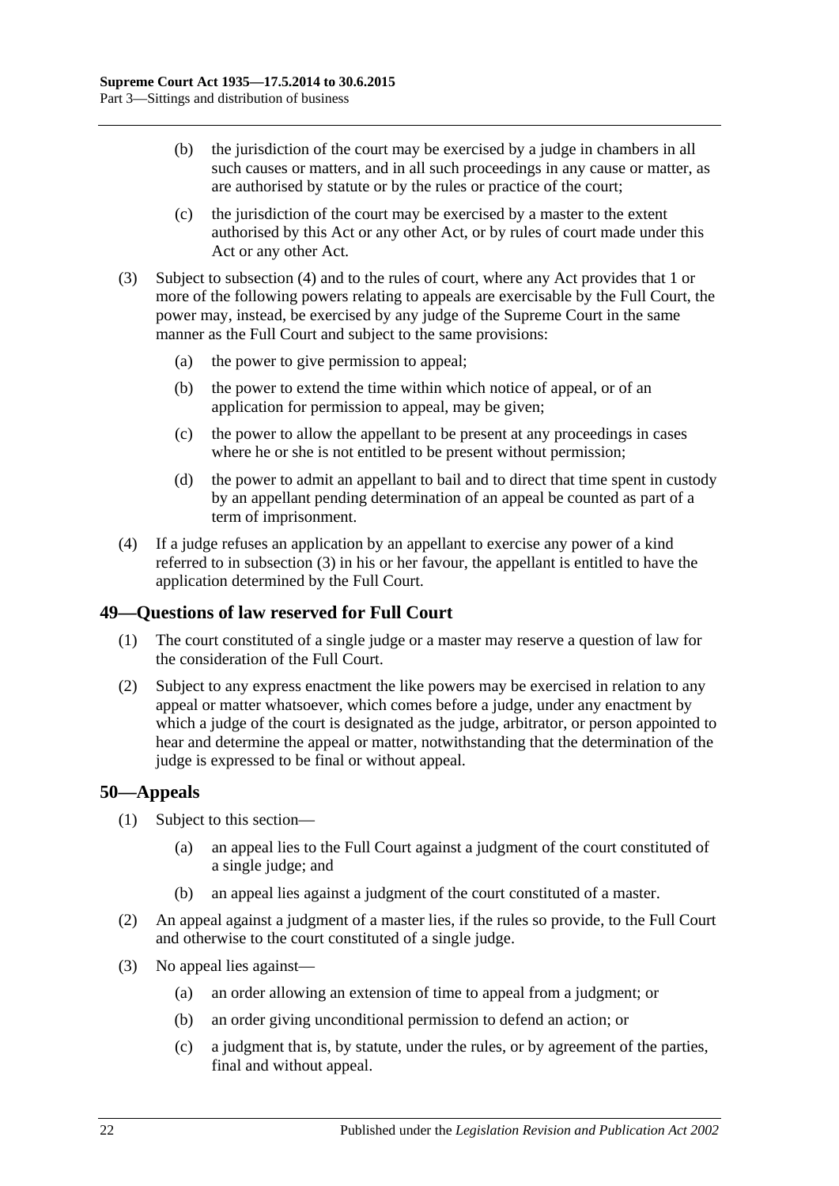(b) the jurisdiction of the court may be exercised by a judge in chambers in all such causes or matters, and in all such proceedings in any cause or matter, as are authorised by statute or by the rules or practice of the court;

(c) the jurisdiction of the court may be exercised by a master to the extent authorised by this Act or any other Act, or by rules of court made under this Act or any other Act.

(3) Subject to subsection (4) and to the rules of court, where any Act provides that 1 or more of the following powers relating to appeals are exercisable by the Full Court, the power may, instead, be exercised by any judge of the Supreme Court in the same manner as the Full Court and subject to the same provisions:

(a) the power to give permission to appeal;

(b) the power to extend the time within which notice of appeal, or of an application for permission to appeal, may be given;

(c) the power to allow the appellant to be present at any proceedings in cases where he or she is not entitled to be present without permission;

(d) the power to admit an appellant to bail and to direct that time spent in custody by an appellant pending determination of an appeal be counted as part of a term of imprisonment.

(4) If a judge refuses an application by an appellant to exercise any power of a kind referred to in subsection (3) in his or her favour, the appellant is entitled to have the application determined by the Full Court.

## 49—Questions of law reserved for Full Court

(1) The court constituted of a single judge or a master may reserve a question of law for the consideration of the Full Court.

(2) Subject to any express enactment the like powers may be exercised in relation to any appeal or matter whatsoever, which comes before a judge, under any enactment by which a judge of the court is designated as the judge, arbitrator, or person appointed to hear and determine the appeal or matter, notwithstanding that the determination of the judge is expressed to be final or without appeal.

## 50—Appeals

(1) Subject to this section—

(a) an appeal lies to the Full Court against a judgment of the court constituted of a single judge; and

(b) an appeal lies against a judgment of the court constituted of a master.

(2) An appeal against a judgment of a master lies, if the rules so provide, to the Full Court and otherwise to the court constituted of a single judge.

(3) No appeal lies against—

(a) an order allowing an extension of time to appeal from a judgment; or

(b) an order giving unconditional permission to defend an action; or

(c) a judgment that is, by statute, under the rules, or by agreement of the parties, final and without appeal.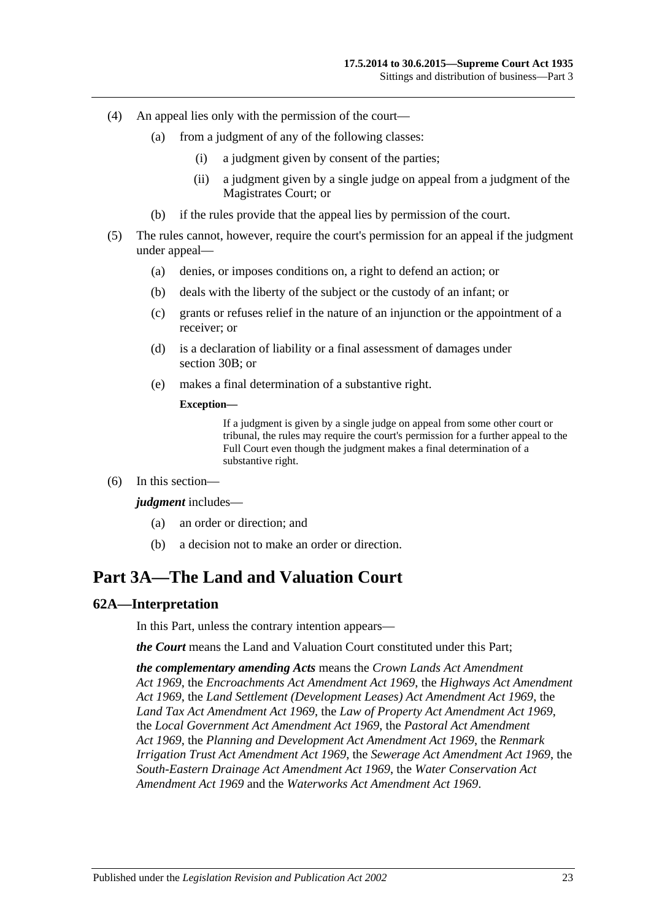(4) An appeal lies only with the permission of the court—

(a) from a judgment of any of the following classes:

(i) a judgment given by consent of the parties;

(ii) a judgment given by a single judge on appeal from a judgment of the Magistrates Court; or

(b) if the rules provide that the appeal lies by permission of the court.

(5) The rules cannot, however, require the court's permission for an appeal if the judgment under appeal—

(a) denies, or imposes conditions on, a right to defend an action; or

(b) deals with the liberty of the subject or the custody of an infant; or

(c) grants or refuses relief in the nature of an injunction or the appointment of a receiver; or

(d) is a declaration of liability or a final assessment of damages under section 30B; or

(e) makes a final determination of a substantive right.

**Exception—**

If a judgment is given by a single judge on appeal from some other court or tribunal, the rules may require the court's permission for a further appeal to the Full Court even though the judgment makes a final determination of a substantive right.

(6) In this section—

***judgment*** includes—

(a) an order or direction; and

(b) a decision not to make an order or direction.

# Part 3A—The Land and Valuation Court

## 62A—Interpretation

In this Part, unless the contrary intention appears—

***the Court*** means the Land and Valuation Court constituted under this Part;

***the complementary amending Acts*** means the *Crown Lands Act Amendment Act 1969*, the *Encroachments Act Amendment Act 1969*, the *Highways Act Amendment Act 1969*, the *Land Settlement (Development Leases) Act Amendment Act 1969*, the *Land Tax Act Amendment Act 1969*, the *Law of Property Act Amendment Act 1969*, the *Local Government Act Amendment Act 1969*, the *Pastoral Act Amendment Act 1969*, the *Planning and Development Act Amendment Act 1969*, the *Renmark Irrigation Trust Act Amendment Act 1969*, the *Sewerage Act Amendment Act 1969*, the *South-Eastern Drainage Act Amendment Act 1969*, the *Water Conservation Act Amendment Act 1969* and the *Waterworks Act Amendment Act 1969*.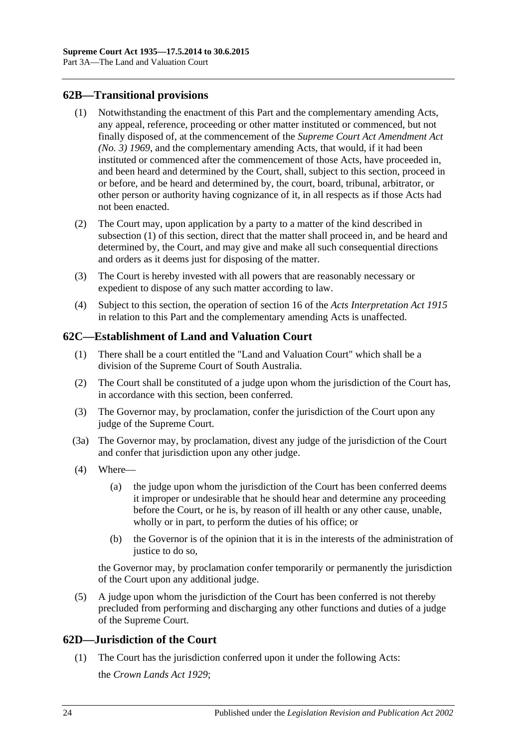## 62B—Transitional provisions

(1) Notwithstanding the enactment of this Part and the complementary amending Acts, any appeal, reference, proceeding or other matter instituted or commenced, but not finally disposed of, at the commencement of the *Supreme Court Act Amendment Act (No. 3) 1969*, and the complementary amending Acts, that would, if it had been instituted or commenced after the commencement of those Acts, have proceeded in, and been heard and determined by the Court, shall, subject to this section, proceed in or before, and be heard and determined by, the court, board, tribunal, arbitrator, or other person or authority having cognizance of it, in all respects as if those Acts had not been enacted.

(2) The Court may, upon application by a party to a matter of the kind described in subsection (1) of this section, direct that the matter shall proceed in, and be heard and determined by, the Court, and may give and make all such consequential directions and orders as it deems just for disposing of the matter.

(3) The Court is hereby invested with all powers that are reasonably necessary or expedient to dispose of any such matter according to law.

(4) Subject to this section, the operation of section 16 of the *Acts Interpretation Act 1915* in relation to this Part and the complementary amending Acts is unaffected.

## 62C—Establishment of Land and Valuation Court

(1) There shall be a court entitled the "Land and Valuation Court" which shall be a division of the Supreme Court of South Australia.

(2) The Court shall be constituted of a judge upon whom the jurisdiction of the Court has, in accordance with this section, been conferred.

(3) The Governor may, by proclamation, confer the jurisdiction of the Court upon any judge of the Supreme Court.

(3a) The Governor may, by proclamation, divest any judge of the jurisdiction of the Court and confer that jurisdiction upon any other judge.

(4) Where—

(a) the judge upon whom the jurisdiction of the Court has been conferred deems it improper or undesirable that he should hear and determine any proceeding before the Court, or he is, by reason of ill health or any other cause, unable, wholly or in part, to perform the duties of his office; or

(b) the Governor is of the opinion that it is in the interests of the administration of justice to do so,

the Governor may, by proclamation confer temporarily or permanently the jurisdiction of the Court upon any additional judge.

(5) A judge upon whom the jurisdiction of the Court has been conferred is not thereby precluded from performing and discharging any other functions and duties of a judge of the Supreme Court.

## 62D—Jurisdiction of the Court

(1) The Court has the jurisdiction conferred upon it under the following Acts:

the *Crown Lands Act 1929*;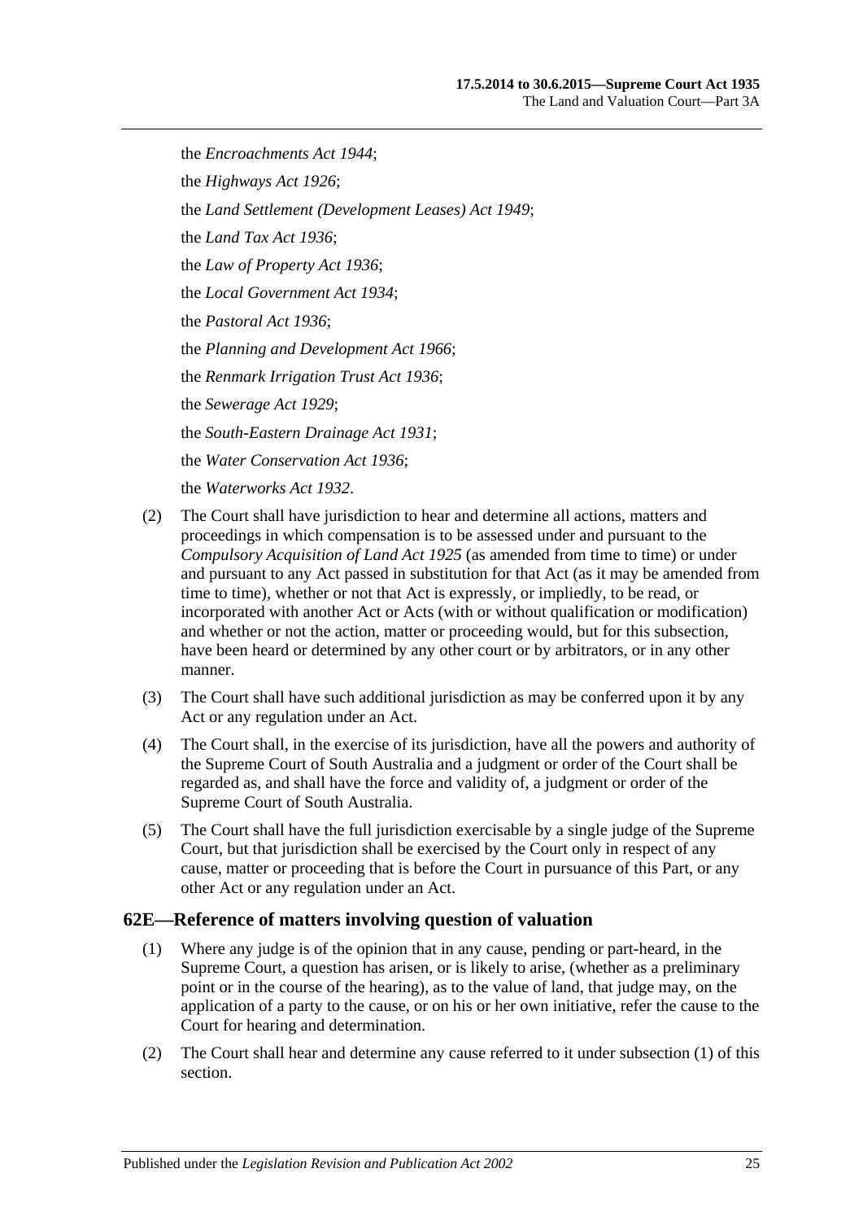the *Encroachments Act 1944*;

the *Highways Act 1926*;

the *Land Settlement (Development Leases) Act 1949*;

the *Land Tax Act 1936*;

the *Law of Property Act 1936*;

the *Local Government Act 1934*;

the *Pastoral Act 1936*;

the *Planning and Development Act 1966*;

the *Renmark Irrigation Trust Act 1936*;

the *Sewerage Act 1929*;

the *South-Eastern Drainage Act 1931*;

the *Water Conservation Act 1936*;

the *Waterworks Act 1932*.

(2) The Court shall have jurisdiction to hear and determine all actions, matters and proceedings in which compensation is to be assessed under and pursuant to the *Compulsory Acquisition of Land Act 1925* (as amended from time to time) or under and pursuant to any Act passed in substitution for that Act (as it may be amended from time to time), whether or not that Act is expressly, or impliedly, to be read, or incorporated with another Act or Acts (with or without qualification or modification) and whether or not the action, matter or proceeding would, but for this subsection, have been heard or determined by any other court or by arbitrators, or in any other manner.

(3) The Court shall have such additional jurisdiction as may be conferred upon it by any Act or any regulation under an Act.

(4) The Court shall, in the exercise of its jurisdiction, have all the powers and authority of the Supreme Court of South Australia and a judgment or order of the Court shall be regarded as, and shall have the force and validity of, a judgment or order of the Supreme Court of South Australia.

(5) The Court shall have the full jurisdiction exercisable by a single judge of the Supreme Court, but that jurisdiction shall be exercised by the Court only in respect of any cause, matter or proceeding that is before the Court in pursuance of this Part, or any other Act or any regulation under an Act.

## 62E—Reference of matters involving question of valuation

(1) Where any judge is of the opinion that in any cause, pending or part-heard, in the Supreme Court, a question has arisen, or is likely to arise, (whether as a preliminary point or in the course of the hearing), as to the value of land, that judge may, on the application of a party to the cause, or on his or her own initiative, refer the cause to the Court for hearing and determination.

(2) The Court shall hear and determine any cause referred to it under subsection (1) of this section.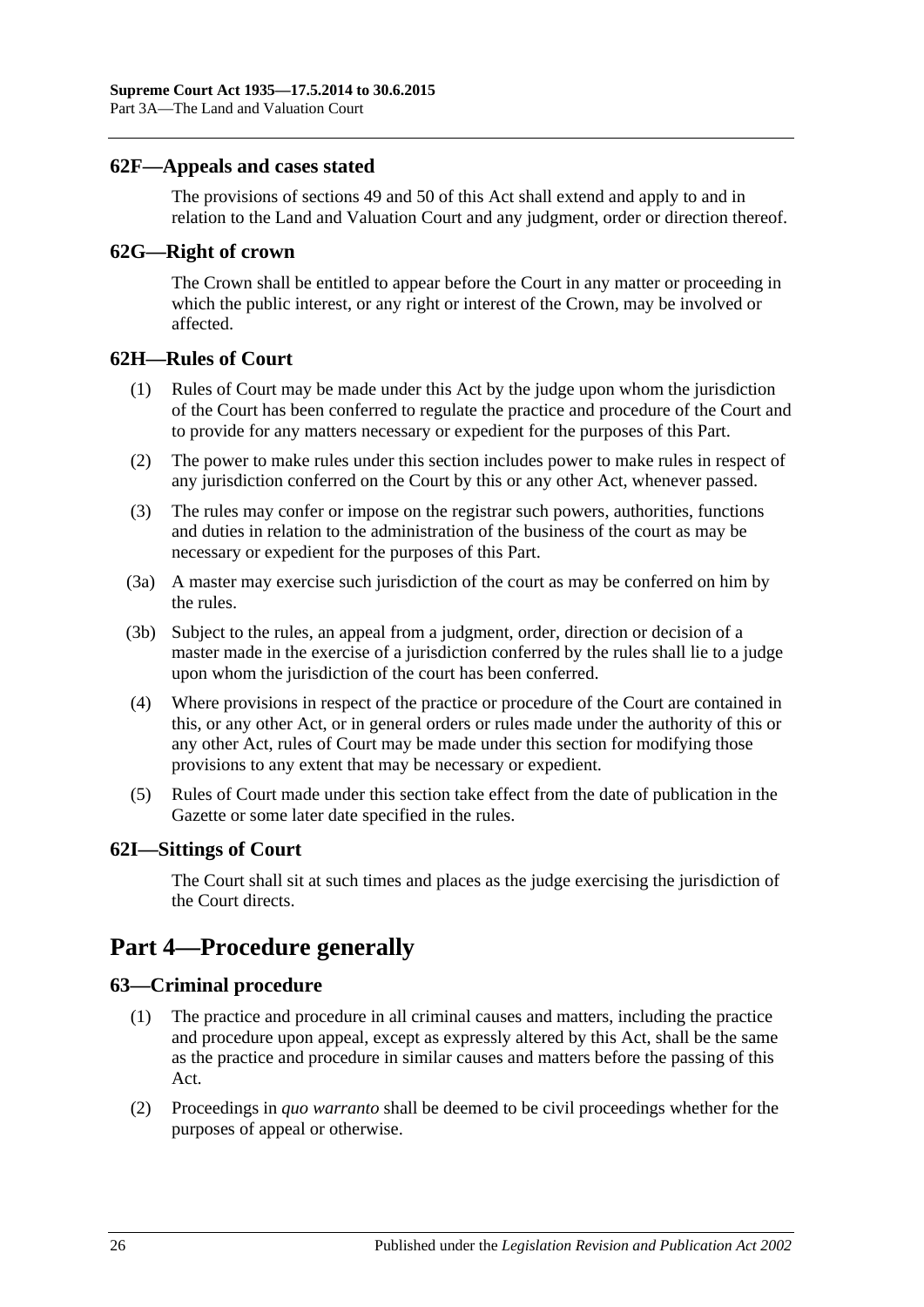### 62F—Appeals and cases stated

The provisions of sections 49 and 50 of this Act shall extend and apply to and in relation to the Land and Valuation Court and any judgment, order or direction thereof.

### 62G—Right of crown

The Crown shall be entitled to appear before the Court in any matter or proceeding in which the public interest, or any right or interest of the Crown, may be involved or affected.

### 62H—Rules of Court

(1) Rules of Court may be made under this Act by the judge upon whom the jurisdiction of the Court has been conferred to regulate the practice and procedure of the Court and to provide for any matters necessary or expedient for the purposes of this Part.

(2) The power to make rules under this section includes power to make rules in respect of any jurisdiction conferred on the Court by this or any other Act, whenever passed.

(3) The rules may confer or impose on the registrar such powers, authorities, functions and duties in relation to the administration of the business of the court as may be necessary or expedient for the purposes of this Part.

(3a) A master may exercise such jurisdiction of the court as may be conferred on him by the rules.

(3b) Subject to the rules, an appeal from a judgment, order, direction or decision of a master made in the exercise of a jurisdiction conferred by the rules shall lie to a judge upon whom the jurisdiction of the court has been conferred.

(4) Where provisions in respect of the practice or procedure of the Court are contained in this, or any other Act, or in general orders or rules made under the authority of this or any other Act, rules of Court may be made under this section for modifying those provisions to any extent that may be necessary or expedient.

(5) Rules of Court made under this section take effect from the date of publication in the Gazette or some later date specified in the rules.

### 62I—Sittings of Court

The Court shall sit at such times and places as the judge exercising the jurisdiction of the Court directs.

## Part 4—Procedure generally

### 63—Criminal procedure

(1) The practice and procedure in all criminal causes and matters, including the practice and procedure upon appeal, except as expressly altered by this Act, shall be the same as the practice and procedure in similar causes and matters before the passing of this Act.

(2) Proceedings in *quo warranto* shall be deemed to be civil proceedings whether for the purposes of appeal or otherwise.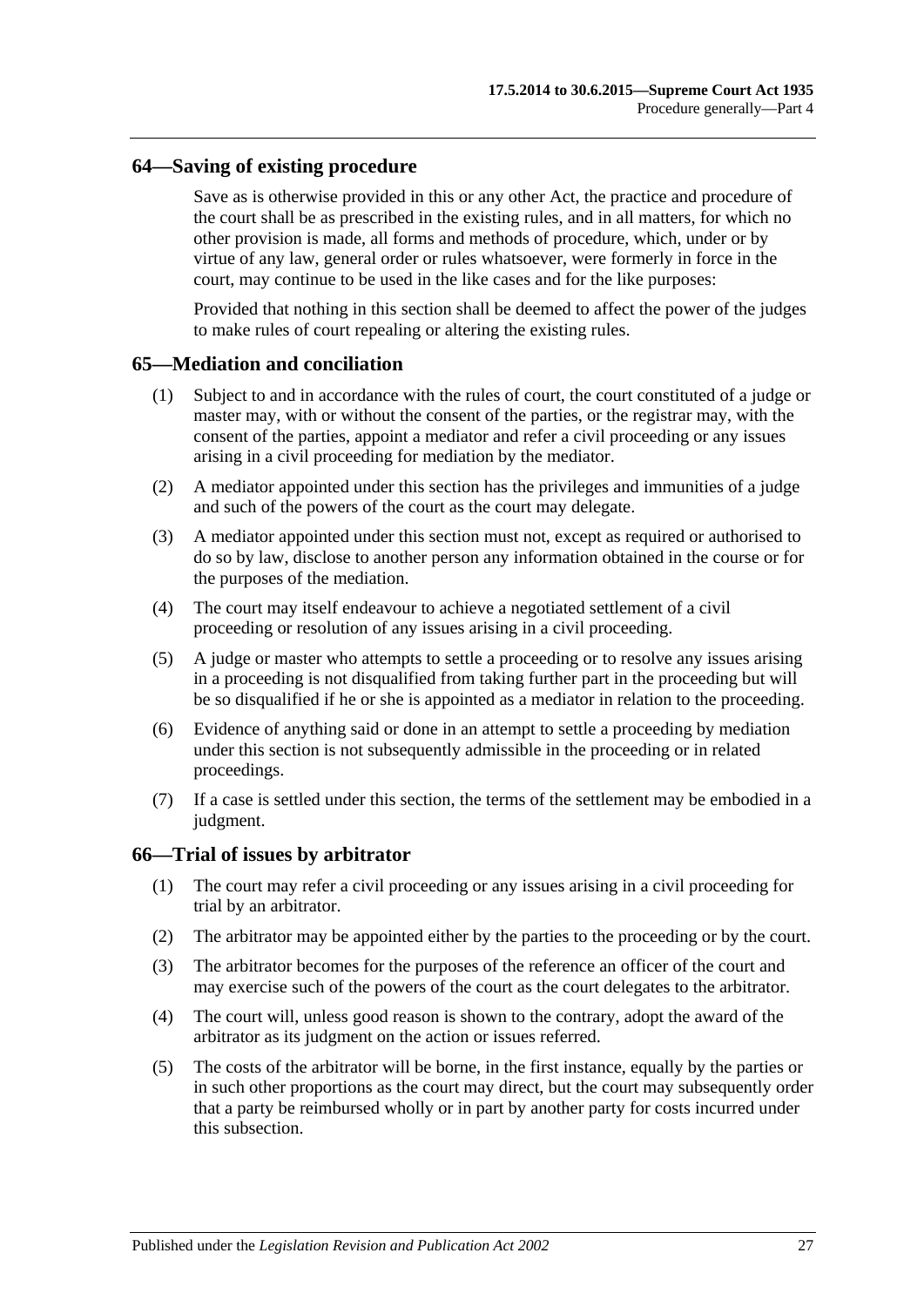## 64—Saving of existing procedure

Save as is otherwise provided in this or any other Act, the practice and procedure of the court shall be as prescribed in the existing rules, and in all matters, for which no other provision is made, all forms and methods of procedure, which, under or by virtue of any law, general order or rules whatsoever, were formerly in force in the court, may continue to be used in the like cases and for the like purposes:

Provided that nothing in this section shall be deemed to affect the power of the judges to make rules of court repealing or altering the existing rules.

## 65—Mediation and conciliation

(1) Subject to and in accordance with the rules of court, the court constituted of a judge or master may, with or without the consent of the parties, or the registrar may, with the consent of the parties, appoint a mediator and refer a civil proceeding or any issues arising in a civil proceeding for mediation by the mediator.

(2) A mediator appointed under this section has the privileges and immunities of a judge and such of the powers of the court as the court may delegate.

(3) A mediator appointed under this section must not, except as required or authorised to do so by law, disclose to another person any information obtained in the course or for the purposes of the mediation.

(4) The court may itself endeavour to achieve a negotiated settlement of a civil proceeding or resolution of any issues arising in a civil proceeding.

(5) A judge or master who attempts to settle a proceeding or to resolve any issues arising in a proceeding is not disqualified from taking further part in the proceeding but will be so disqualified if he or she is appointed as a mediator in relation to the proceeding.

(6) Evidence of anything said or done in an attempt to settle a proceeding by mediation under this section is not subsequently admissible in the proceeding or in related proceedings.

(7) If a case is settled under this section, the terms of the settlement may be embodied in a judgment.

## 66—Trial of issues by arbitrator

(1) The court may refer a civil proceeding or any issues arising in a civil proceeding for trial by an arbitrator.

(2) The arbitrator may be appointed either by the parties to the proceeding or by the court.

(3) The arbitrator becomes for the purposes of the reference an officer of the court and may exercise such of the powers of the court as the court delegates to the arbitrator.

(4) The court will, unless good reason is shown to the contrary, adopt the award of the arbitrator as its judgment on the action or issues referred.

(5) The costs of the arbitrator will be borne, in the first instance, equally by the parties or in such other proportions as the court may direct, but the court may subsequently order that a party be reimbursed wholly or in part by another party for costs incurred under this subsection.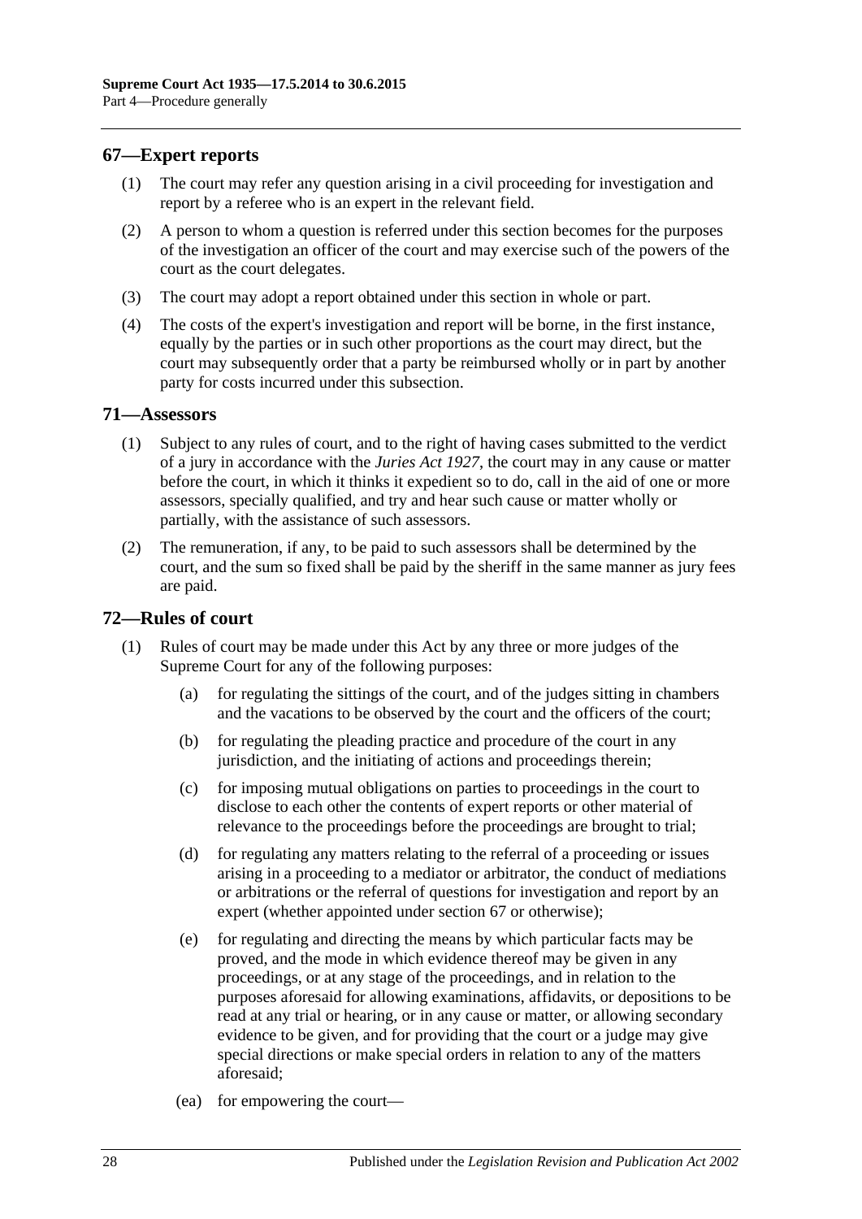## 67—Expert reports

(1) The court may refer any question arising in a civil proceeding for investigation and report by a referee who is an expert in the relevant field.

(2) A person to whom a question is referred under this section becomes for the purposes of the investigation an officer of the court and may exercise such of the powers of the court as the court delegates.

(3) The court may adopt a report obtained under this section in whole or part.

(4) The costs of the expert's investigation and report will be borne, in the first instance, equally by the parties or in such other proportions as the court may direct, but the court may subsequently order that a party be reimbursed wholly or in part by another party for costs incurred under this subsection.

## 71—Assessors

(1) Subject to any rules of court, and to the right of having cases submitted to the verdict of a jury in accordance with the *Juries Act 1927*, the court may in any cause or matter before the court, in which it thinks it expedient so to do, call in the aid of one or more assessors, specially qualified, and try and hear such cause or matter wholly or partially, with the assistance of such assessors.

(2) The remuneration, if any, to be paid to such assessors shall be determined by the court, and the sum so fixed shall be paid by the sheriff in the same manner as jury fees are paid.

## 72—Rules of court

(1) Rules of court may be made under this Act by any three or more judges of the Supreme Court for any of the following purposes:

(a) for regulating the sittings of the court, and of the judges sitting in chambers and the vacations to be observed by the court and the officers of the court;

(b) for regulating the pleading practice and procedure of the court in any jurisdiction, and the initiating of actions and proceedings therein;

(c) for imposing mutual obligations on parties to proceedings in the court to disclose to each other the contents of expert reports or other material of relevance to the proceedings before the proceedings are brought to trial;

(d) for regulating any matters relating to the referral of a proceeding or issues arising in a proceeding to a mediator or arbitrator, the conduct of mediations or arbitrations or the referral of questions for investigation and report by an expert (whether appointed under section 67 or otherwise);

(e) for regulating and directing the means by which particular facts may be proved, and the mode in which evidence thereof may be given in any proceedings, or at any stage of the proceedings, and in relation to the purposes aforesaid for allowing examinations, affidavits, or depositions to be read at any trial or hearing, or in any cause or matter, or allowing secondary evidence to be given, and for providing that the court or a judge may give special directions or make special orders in relation to any of the matters aforesaid;

(ea) for empowering the court—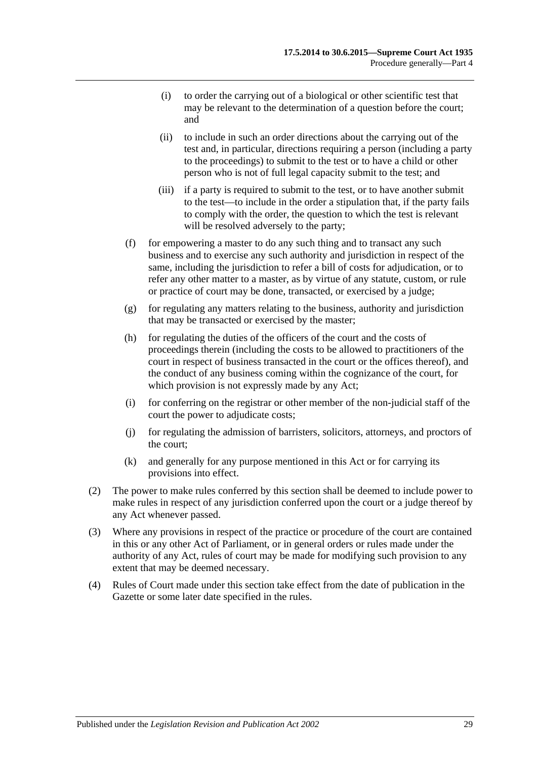(i) to order the carrying out of a biological or other scientific test that may be relevant to the determination of a question before the court; and

(ii) to include in such an order directions about the carrying out of the test and, in particular, directions requiring a person (including a party to the proceedings) to submit to the test or to have a child or other person who is not of full legal capacity submit to the test; and

(iii) if a party is required to submit to the test, or to have another submit to the test—to include in the order a stipulation that, if the party fails to comply with the order, the question to which the test is relevant will be resolved adversely to the party;

(f) for empowering a master to do any such thing and to transact any such business and to exercise any such authority and jurisdiction in respect of the same, including the jurisdiction to refer a bill of costs for adjudication, or to refer any other matter to a master, as by virtue of any statute, custom, or rule or practice of court may be done, transacted, or exercised by a judge;

(g) for regulating any matters relating to the business, authority and jurisdiction that may be transacted or exercised by the master;

(h) for regulating the duties of the officers of the court and the costs of proceedings therein (including the costs to be allowed to practitioners of the court in respect of business transacted in the court or the offices thereof), and the conduct of any business coming within the cognizance of the court, for which provision is not expressly made by any Act;

(i) for conferring on the registrar or other member of the non-judicial staff of the court the power to adjudicate costs;

(j) for regulating the admission of barristers, solicitors, attorneys, and proctors of the court;

(k) and generally for any purpose mentioned in this Act or for carrying its provisions into effect.

(2) The power to make rules conferred by this section shall be deemed to include power to make rules in respect of any jurisdiction conferred upon the court or a judge thereof by any Act whenever passed.

(3) Where any provisions in respect of the practice or procedure of the court are contained in this or any other Act of Parliament, or in general orders or rules made under the authority of any Act, rules of court may be made for modifying such provision to any extent that may be deemed necessary.

(4) Rules of Court made under this section take effect from the date of publication in the Gazette or some later date specified in the rules.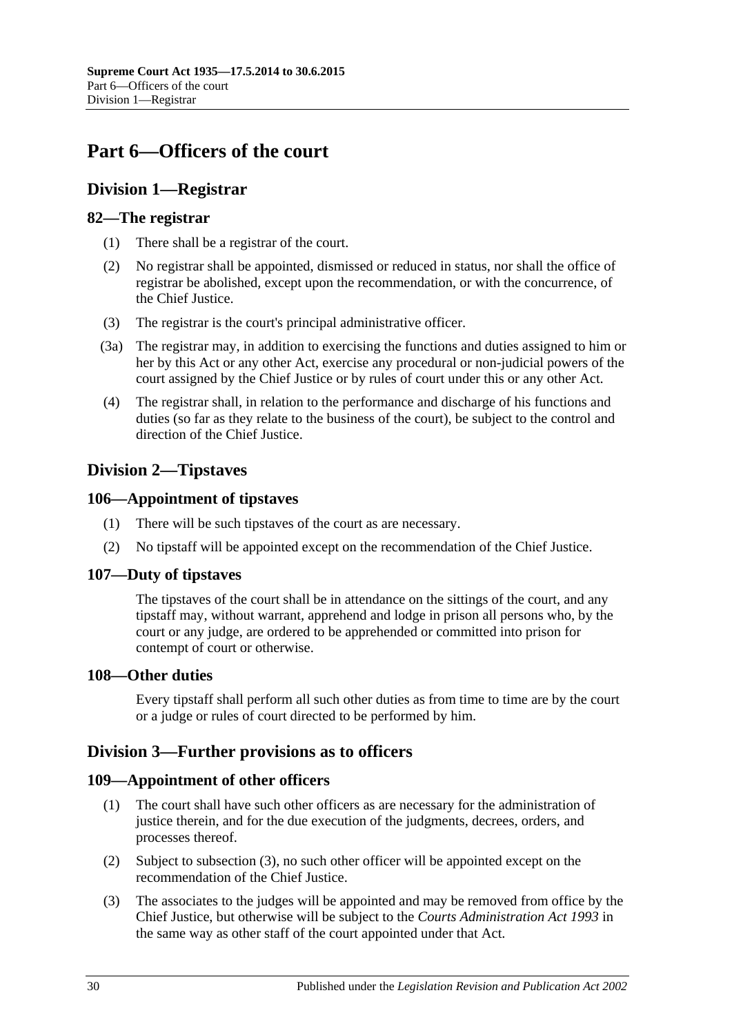# Part 6—Officers of the court

## Division 1—Registrar

### 82—The registrar

(1) There shall be a registrar of the court.

(2) No registrar shall be appointed, dismissed or reduced in status, nor shall the office of registrar be abolished, except upon the recommendation, or with the concurrence, of the Chief Justice.

(3) The registrar is the court's principal administrative officer.

(3a) The registrar may, in addition to exercising the functions and duties assigned to him or her by this Act or any other Act, exercise any procedural or non-judicial powers of the court assigned by the Chief Justice or by rules of court under this or any other Act.

(4) The registrar shall, in relation to the performance and discharge of his functions and duties (so far as they relate to the business of the court), be subject to the control and direction of the Chief Justice.

## Division 2—Tipstaves

### 106—Appointment of tipstaves

(1) There will be such tipstaves of the court as are necessary.

(2) No tipstaff will be appointed except on the recommendation of the Chief Justice.

### 107—Duty of tipstaves

The tipstaves of the court shall be in attendance on the sittings of the court, and any tipstaff may, without warrant, apprehend and lodge in prison all persons who, by the court or any judge, are ordered to be apprehended or committed into prison for contempt of court or otherwise.

### 108—Other duties

Every tipstaff shall perform all such other duties as from time to time are by the court or a judge or rules of court directed to be performed by him.

## Division 3—Further provisions as to officers

### 109—Appointment of other officers

(1) The court shall have such other officers as are necessary for the administration of justice therein, and for the due execution of the judgments, decrees, orders, and processes thereof.

(2) Subject to subsection (3), no such other officer will be appointed except on the recommendation of the Chief Justice.

(3) The associates to the judges will be appointed and may be removed from office by the Chief Justice, but otherwise will be subject to the *Courts Administration Act 1993* in the same way as other staff of the court appointed under that Act.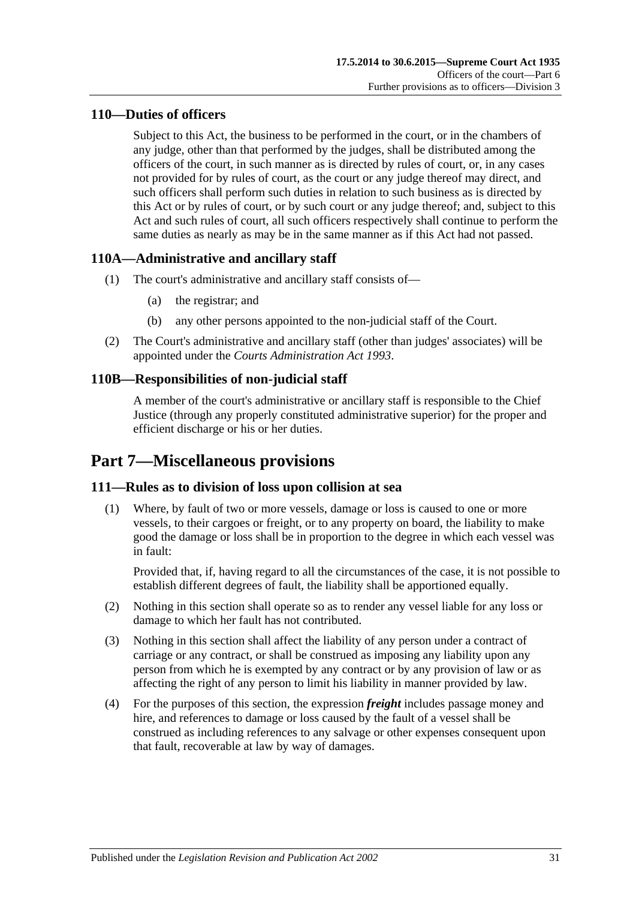### 110—Duties of officers

Subject to this Act, the business to be performed in the court, or in the chambers of any judge, other than that performed by the judges, shall be distributed among the officers of the court, in such manner as is directed by rules of court, or, in any cases not provided for by rules of court, as the court or any judge thereof may direct, and such officers shall perform such duties in relation to such business as is directed by this Act or by rules of court, or by such court or any judge thereof; and, subject to this Act and such rules of court, all such officers respectively shall continue to perform the same duties as nearly as may be in the same manner as if this Act had not passed.

### 110A—Administrative and ancillary staff

(1) The court's administrative and ancillary staff consists of—

(a) the registrar; and

(b) any other persons appointed to the non-judicial staff of the Court.

(2) The Court's administrative and ancillary staff (other than judges' associates) will be appointed under the *Courts Administration Act 1993*.

### 110B—Responsibilities of non-judicial staff

A member of the court's administrative or ancillary staff is responsible to the Chief Justice (through any properly constituted administrative superior) for the proper and efficient discharge or his or her duties.

# Part 7—Miscellaneous provisions

### 111—Rules as to division of loss upon collision at sea

(1) Where, by fault of two or more vessels, damage or loss is caused to one or more vessels, to their cargoes or freight, or to any property on board, the liability to make good the damage or loss shall be in proportion to the degree in which each vessel was in fault:

Provided that, if, having regard to all the circumstances of the case, it is not possible to establish different degrees of fault, the liability shall be apportioned equally.

(2) Nothing in this section shall operate so as to render any vessel liable for any loss or damage to which her fault has not contributed.

(3) Nothing in this section shall affect the liability of any person under a contract of carriage or any contract, or shall be construed as imposing any liability upon any person from which he is exempted by any contract or by any provision of law or as affecting the right of any person to limit his liability in manner provided by law.

(4) For the purposes of this section, the expression ***freight*** includes passage money and hire, and references to damage or loss caused by the fault of a vessel shall be construed as including references to any salvage or other expenses consequent upon that fault, recoverable at law by way of damages.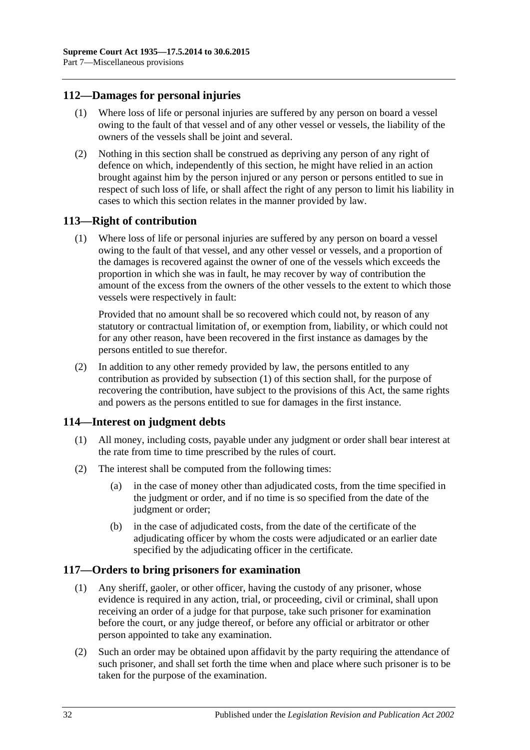## 112—Damages for personal injuries

(1) Where loss of life or personal injuries are suffered by any person on board a vessel owing to the fault of that vessel and of any other vessel or vessels, the liability of the owners of the vessels shall be joint and several.

(2) Nothing in this section shall be construed as depriving any person of any right of defence on which, independently of this section, he might have relied in an action brought against him by the person injured or any person or persons entitled to sue in respect of such loss of life, or shall affect the right of any person to limit his liability in cases to which this section relates in the manner provided by law.

## 113—Right of contribution

(1) Where loss of life or personal injuries are suffered by any person on board a vessel owing to the fault of that vessel, and any other vessel or vessels, and a proportion of the damages is recovered against the owner of one of the vessels which exceeds the proportion in which she was in fault, he may recover by way of contribution the amount of the excess from the owners of the other vessels to the extent to which those vessels were respectively in fault:

Provided that no amount shall be so recovered which could not, by reason of any statutory or contractual limitation of, or exemption from, liability, or which could not for any other reason, have been recovered in the first instance as damages by the persons entitled to sue therefor.

(2) In addition to any other remedy provided by law, the persons entitled to any contribution as provided by subsection (1) of this section shall, for the purpose of recovering the contribution, have subject to the provisions of this Act, the same rights and powers as the persons entitled to sue for damages in the first instance.

## 114—Interest on judgment debts

(1) All money, including costs, payable under any judgment or order shall bear interest at the rate from time to time prescribed by the rules of court.

(2) The interest shall be computed from the following times:

- (a) in the case of money other than adjudicated costs, from the time specified in the judgment or order, and if no time is so specified from the date of the judgment or order;
- (b) in the case of adjudicated costs, from the date of the certificate of the adjudicating officer by whom the costs were adjudicated or an earlier date specified by the adjudicating officer in the certificate.

## 117—Orders to bring prisoners for examination

(1) Any sheriff, gaoler, or other officer, having the custody of any prisoner, whose evidence is required in any action, trial, or proceeding, civil or criminal, shall upon receiving an order of a judge for that purpose, take such prisoner for examination before the court, or any judge thereof, or before any official or arbitrator or other person appointed to take any examination.

(2) Such an order may be obtained upon affidavit by the party requiring the attendance of such prisoner, and shall set forth the time when and place where such prisoner is to be taken for the purpose of the examination.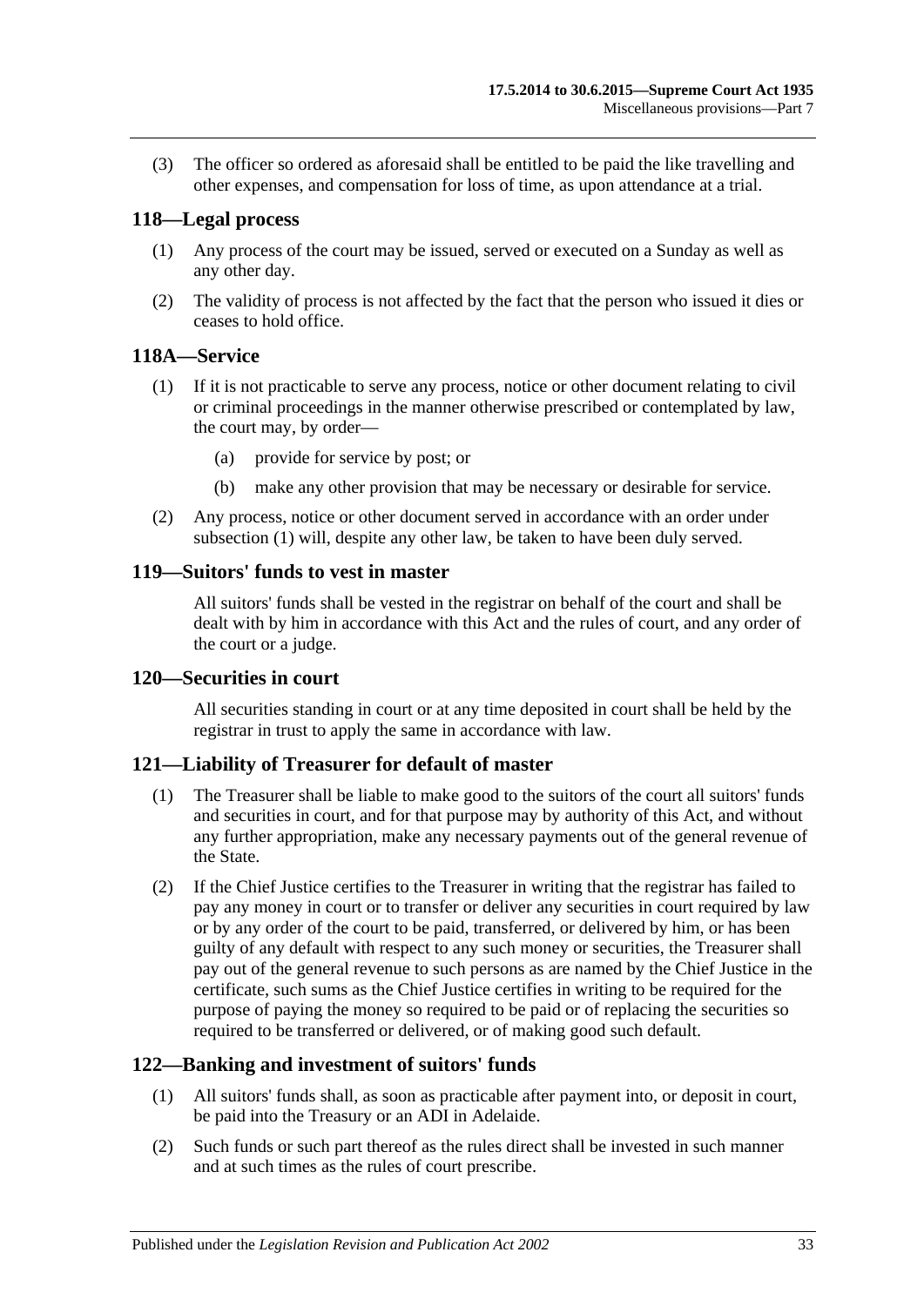(3) The officer so ordered as aforesaid shall be entitled to be paid the like travelling and other expenses, and compensation for loss of time, as upon attendance at a trial.

## 118—Legal process

(1) Any process of the court may be issued, served or executed on a Sunday as well as any other day.

(2) The validity of process is not affected by the fact that the person who issued it dies or ceases to hold office.

## 118A—Service

(1) If it is not practicable to serve any process, notice or other document relating to civil or criminal proceedings in the manner otherwise prescribed or contemplated by law, the court may, by order—

(a) provide for service by post; or

(b) make any other provision that may be necessary or desirable for service.

(2) Any process, notice or other document served in accordance with an order under subsection (1) will, despite any other law, be taken to have been duly served.

## 119—Suitors' funds to vest in master

All suitors' funds shall be vested in the registrar on behalf of the court and shall be dealt with by him in accordance with this Act and the rules of court, and any order of the court or a judge.

## 120—Securities in court

All securities standing in court or at any time deposited in court shall be held by the registrar in trust to apply the same in accordance with law.

## 121—Liability of Treasurer for default of master

(1) The Treasurer shall be liable to make good to the suitors of the court all suitors' funds and securities in court, and for that purpose may by authority of this Act, and without any further appropriation, make any necessary payments out of the general revenue of the State.

(2) If the Chief Justice certifies to the Treasurer in writing that the registrar has failed to pay any money in court or to transfer or deliver any securities in court required by law or by any order of the court to be paid, transferred, or delivered by him, or has been guilty of any default with respect to any such money or securities, the Treasurer shall pay out of the general revenue to such persons as are named by the Chief Justice in the certificate, such sums as the Chief Justice certifies in writing to be required for the purpose of paying the money so required to be paid or of replacing the securities so required to be transferred or delivered, or of making good such default.

## 122—Banking and investment of suitors' funds

(1) All suitors' funds shall, as soon as practicable after payment into, or deposit in court, be paid into the Treasury or an ADI in Adelaide.

(2) Such funds or such part thereof as the rules direct shall be invested in such manner and at such times as the rules of court prescribe.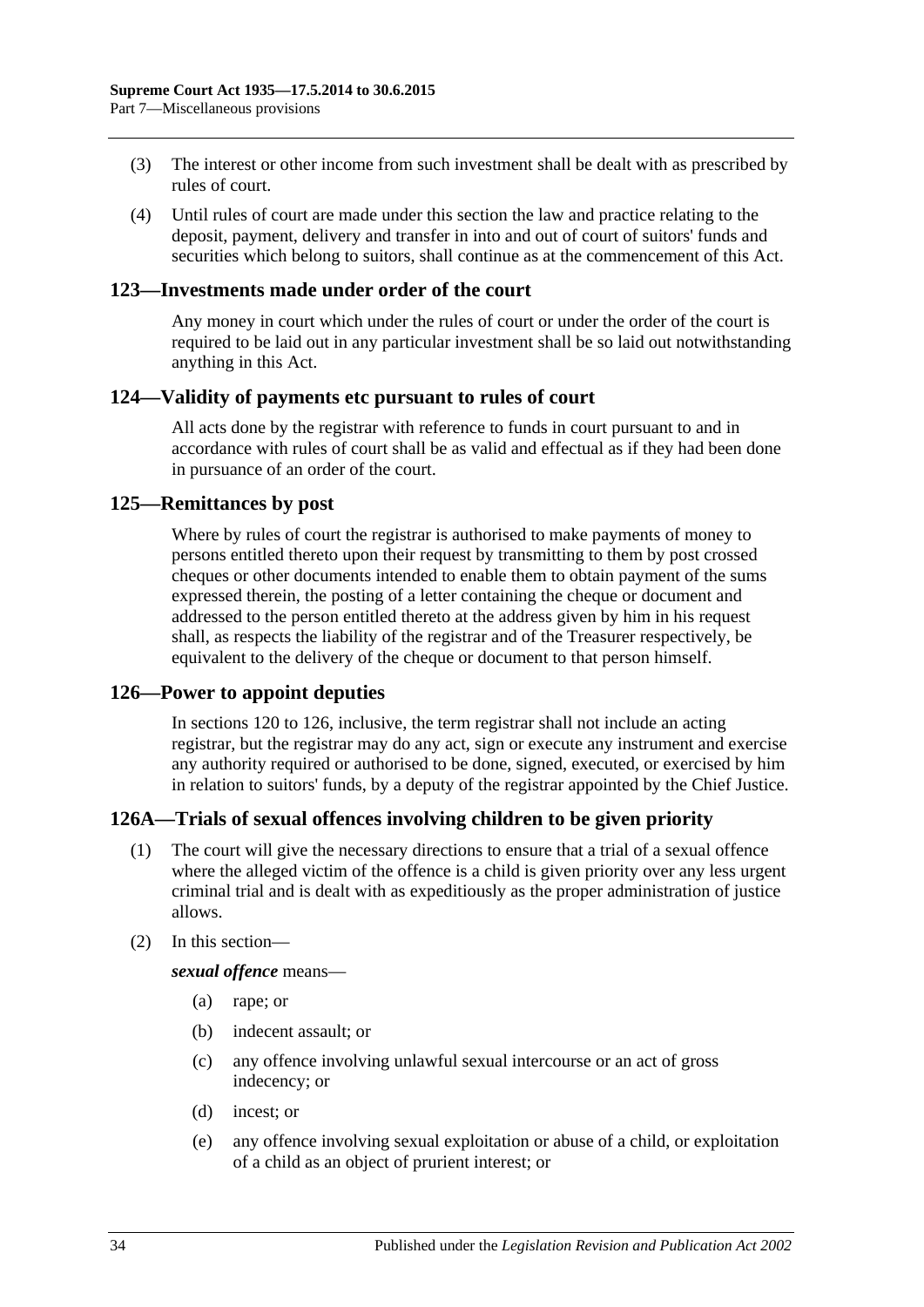(3) The interest or other income from such investment shall be dealt with as prescribed by rules of court.

(4) Until rules of court are made under this section the law and practice relating to the deposit, payment, delivery and transfer in into and out of court of suitors' funds and securities which belong to suitors, shall continue as at the commencement of this Act.

## 123—Investments made under order of the court

Any money in court which under the rules of court or under the order of the court is required to be laid out in any particular investment shall be so laid out notwithstanding anything in this Act.

## 124—Validity of payments etc pursuant to rules of court

All acts done by the registrar with reference to funds in court pursuant to and in accordance with rules of court shall be as valid and effectual as if they had been done in pursuance of an order of the court.

## 125—Remittances by post

Where by rules of court the registrar is authorised to make payments of money to persons entitled thereto upon their request by transmitting to them by post crossed cheques or other documents intended to enable them to obtain payment of the sums expressed therein, the posting of a letter containing the cheque or document and addressed to the person entitled thereto at the address given by him in his request shall, as respects the liability of the registrar and of the Treasurer respectively, be equivalent to the delivery of the cheque or document to that person himself.

## 126—Power to appoint deputies

In sections 120 to 126, inclusive, the term registrar shall not include an acting registrar, but the registrar may do any act, sign or execute any instrument and exercise any authority required or authorised to be done, signed, executed, or exercised by him in relation to suitors' funds, by a deputy of the registrar appointed by the Chief Justice.

## 126A—Trials of sexual offences involving children to be given priority

(1) The court will give the necessary directions to ensure that a trial of a sexual offence where the alleged victim of the offence is a child is given priority over any less urgent criminal trial and is dealt with as expeditiously as the proper administration of justice allows.

(2) In this section—

***sexual offence*** means—

(a) rape; or

(b) indecent assault; or

(c) any offence involving unlawful sexual intercourse or an act of gross indecency; or

(d) incest; or

(e) any offence involving sexual exploitation or abuse of a child, or exploitation of a child as an object of prurient interest; or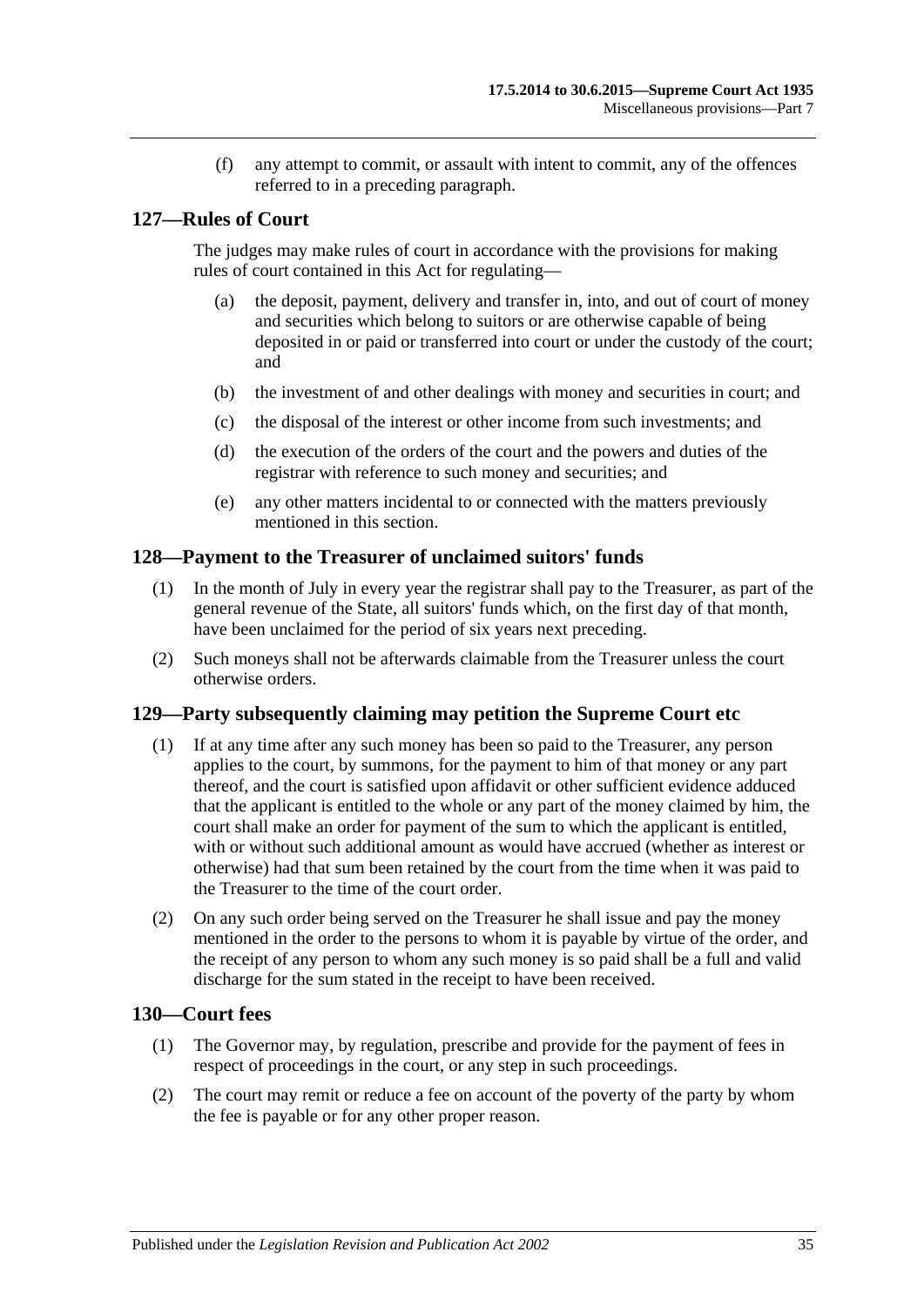(f) any attempt to commit, or assault with intent to commit, any of the offences referred to in a preceding paragraph.

## 127—Rules of Court

The judges may make rules of court in accordance with the provisions for making rules of court contained in this Act for regulating—

(a) the deposit, payment, delivery and transfer in, into, and out of court of money and securities which belong to suitors or are otherwise capable of being deposited in or paid or transferred into court or under the custody of the court; and

(b) the investment of and other dealings with money and securities in court; and

(c) the disposal of the interest or other income from such investments; and

(d) the execution of the orders of the court and the powers and duties of the registrar with reference to such money and securities; and

(e) any other matters incidental to or connected with the matters previously mentioned in this section.

## 128—Payment to the Treasurer of unclaimed suitors' funds

(1) In the month of July in every year the registrar shall pay to the Treasurer, as part of the general revenue of the State, all suitors' funds which, on the first day of that month, have been unclaimed for the period of six years next preceding.

(2) Such moneys shall not be afterwards claimable from the Treasurer unless the court otherwise orders.

## 129—Party subsequently claiming may petition the Supreme Court etc

(1) If at any time after any such money has been so paid to the Treasurer, any person applies to the court, by summons, for the payment to him of that money or any part thereof, and the court is satisfied upon affidavit or other sufficient evidence adduced that the applicant is entitled to the whole or any part of the money claimed by him, the court shall make an order for payment of the sum to which the applicant is entitled, with or without such additional amount as would have accrued (whether as interest or otherwise) had that sum been retained by the court from the time when it was paid to the Treasurer to the time of the court order.

(2) On any such order being served on the Treasurer he shall issue and pay the money mentioned in the order to the persons to whom it is payable by virtue of the order, and the receipt of any person to whom any such money is so paid shall be a full and valid discharge for the sum stated in the receipt to have been received.

## 130—Court fees

(1) The Governor may, by regulation, prescribe and provide for the payment of fees in respect of proceedings in the court, or any step in such proceedings.

(2) The court may remit or reduce a fee on account of the poverty of the party by whom the fee is payable or for any other proper reason.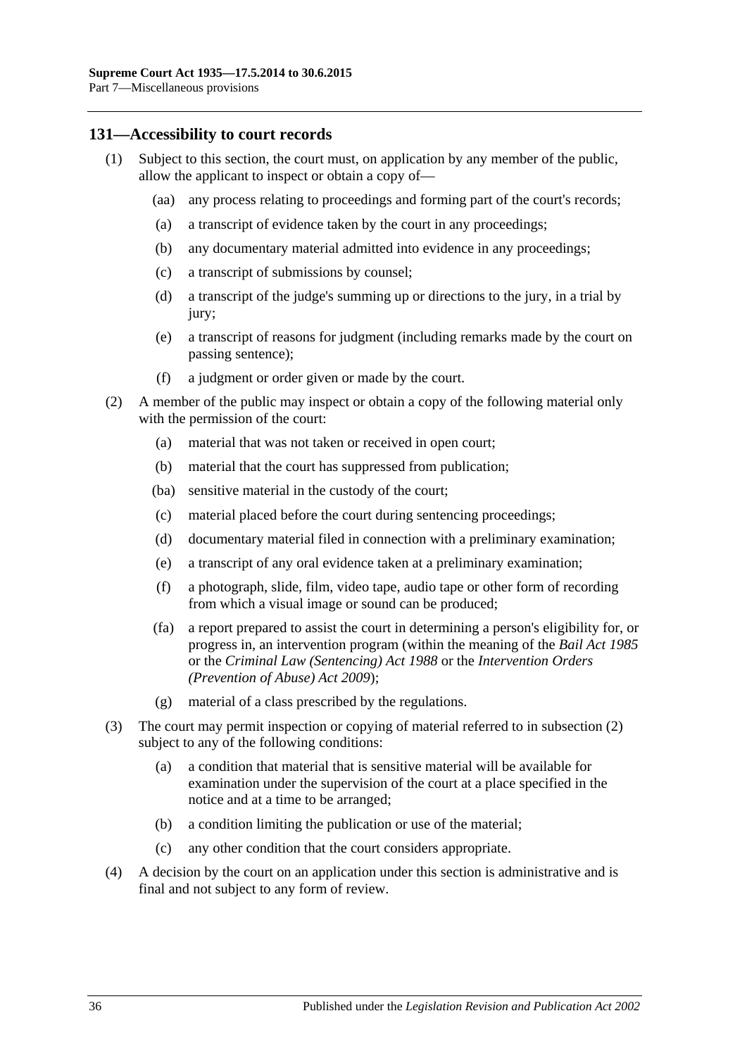## 131—Accessibility to court records

(1) Subject to this section, the court must, on application by any member of the public, allow the applicant to inspect or obtain a copy of—

(aa) any process relating to proceedings and forming part of the court's records;

(a) a transcript of evidence taken by the court in any proceedings;

(b) any documentary material admitted into evidence in any proceedings;

(c) a transcript of submissions by counsel;

(d) a transcript of the judge's summing up or directions to the jury, in a trial by jury;

(e) a transcript of reasons for judgment (including remarks made by the court on passing sentence);

(f) a judgment or order given or made by the court.

(2) A member of the public may inspect or obtain a copy of the following material only with the permission of the court:

(a) material that was not taken or received in open court;

(b) material that the court has suppressed from publication;

(ba) sensitive material in the custody of the court;

(c) material placed before the court during sentencing proceedings;

(d) documentary material filed in connection with a preliminary examination;

(e) a transcript of any oral evidence taken at a preliminary examination;

(f) a photograph, slide, film, video tape, audio tape or other form of recording from which a visual image or sound can be produced;

(fa) a report prepared to assist the court in determining a person's eligibility for, or progress in, an intervention program (within the meaning of the *Bail Act 1985* or the *Criminal Law (Sentencing) Act 1988* or the *Intervention Orders (Prevention of Abuse) Act 2009*);

(g) material of a class prescribed by the regulations.

(3) The court may permit inspection or copying of material referred to in subsection (2) subject to any of the following conditions:

(a) a condition that material that is sensitive material will be available for examination under the supervision of the court at a place specified in the notice and at a time to be arranged;

(b) a condition limiting the publication or use of the material;

(c) any other condition that the court considers appropriate.

(4) A decision by the court on an application under this section is administrative and is final and not subject to any form of review.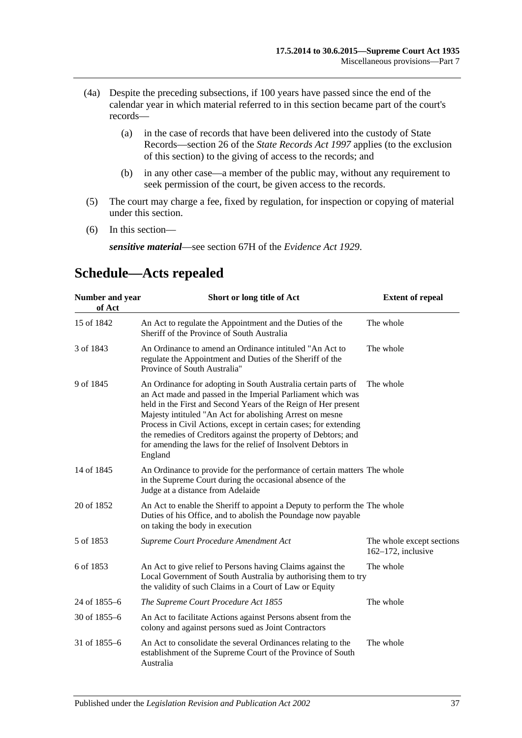(4a) Despite the preceding subsections, if 100 years have passed since the end of the calendar year in which material referred to in this section became part of the court's records—

(a) in the case of records that have been delivered into the custody of State Records—section 26 of the *State Records Act 1997* applies (to the exclusion of this section) to the giving of access to the records; and

(b) in any other case—a member of the public may, without any requirement to seek permission of the court, be given access to the records.

(5) The court may charge a fee, fixed by regulation, for inspection or copying of material under this section.

(6) In this section—

***sensitive material***—see section 67H of the *Evidence Act 1929*.

# Schedule—Acts repealed

| Number and year of Act | Short or long title of Act | Extent of repeal |
|---|---|---|
| 15 of 1842 | An Act to regulate the Appointment and the Duties of the Sheriff of the Province of South Australia | The whole |
| 3 of 1843 | An Ordinance to amend an Ordinance intituled "An Act to regulate the Appointment and Duties of the Sheriff of the Province of South Australia" | The whole |
| 9 of 1845 | An Ordinance for adopting in South Australia certain parts of an Act made and passed in the Imperial Parliament which was held in the First and Second Years of the Reign of Her present Majesty intituled "An Act for abolishing Arrest on mesne Process in Civil Actions, except in certain cases; for extending the remedies of Creditors against the property of Debtors; and for amending the laws for the relief of Insolvent Debtors in England | The whole |
| 14 of 1845 | An Ordinance to provide for the performance of certain matters in the Supreme Court during the occasional absence of the Judge at a distance from Adelaide | The whole |
| 20 of 1852 | An Act to enable the Sheriff to appoint a Deputy to perform the Duties of his Office, and to abolish the Poundage now payable on taking the body in execution | The whole |
| 5 of 1853 | *Supreme Court Procedure Amendment Act* | The whole except sections 162–172, inclusive |
| 6 of 1853 | An Act to give relief to Persons having Claims against the Local Government of South Australia by authorising them to try the validity of such Claims in a Court of Law or Equity | The whole |
| 24 of 1855–6 | *The Supreme Court Procedure Act 1855* | The whole |
| 30 of 1855–6 | An Act to facilitate Actions against Persons absent from the colony and against persons sued as Joint Contractors | |
| 31 of 1855–6 | An Act to consolidate the several Ordinances relating to the establishment of the Supreme Court of the Province of South Australia | The whole |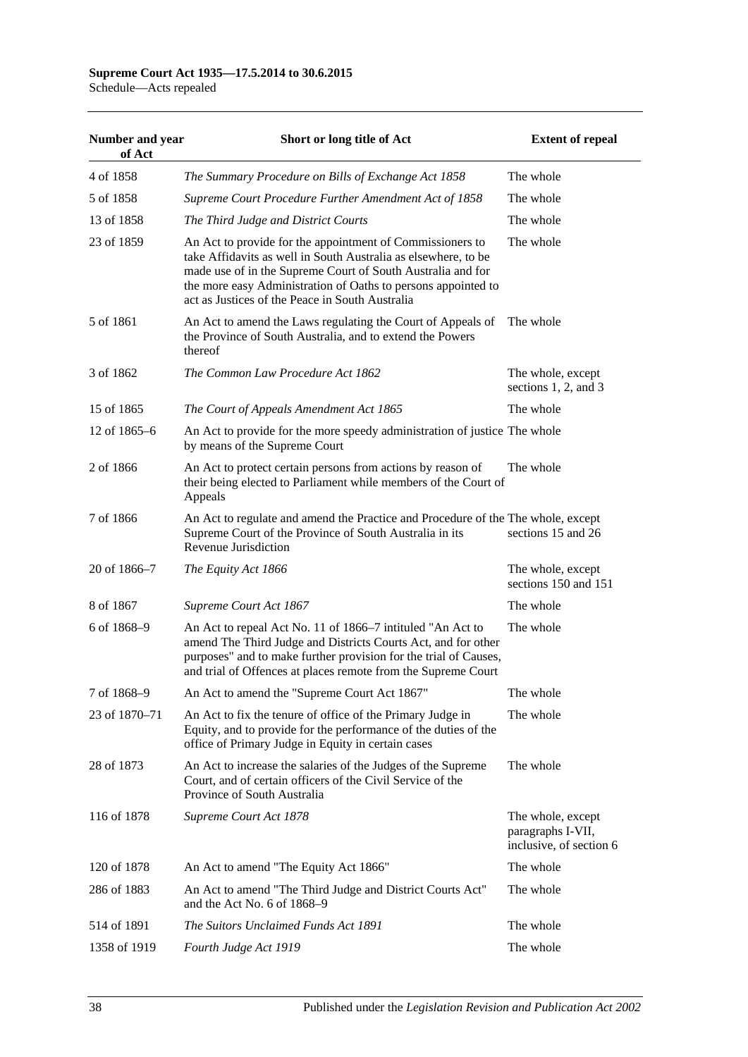| Number and year of Act | Short or long title of Act | Extent of repeal |
|---|---|---|
| 4 of 1858 | *The Summary Procedure on Bills of Exchange Act 1858* | The whole |
| 5 of 1858 | *Supreme Court Procedure Further Amendment Act of 1858* | The whole |
| 13 of 1858 | *The Third Judge and District Courts* | The whole |
| 23 of 1859 | An Act to provide for the appointment of Commissioners to take Affidavits as well in South Australia as elsewhere, to be made use of in the Supreme Court of South Australia and for the more easy Administration of Oaths to persons appointed to act as Justices of the Peace in South Australia | The whole |
| 5 of 1861 | An Act to amend the Laws regulating the Court of Appeals of the Province of South Australia, and to extend the Powers thereof | The whole |
| 3 of 1862 | *The Common Law Procedure Act 1862* | The whole, except sections 1, 2, and 3 |
| 15 of 1865 | *The Court of Appeals Amendment Act 1865* | The whole |
| 12 of 1865–6 | An Act to provide for the more speedy administration of justice by means of the Supreme Court | The whole |
| 2 of 1866 | An Act to protect certain persons from actions by reason of their being elected to Parliament while members of the Court of Appeals | The whole |
| 7 of 1866 | An Act to regulate and amend the Practice and Procedure of the Supreme Court of the Province of South Australia in its Revenue Jurisdiction | The whole, except sections 15 and 26 |
| 20 of 1866–7 | *The Equity Act 1866* | The whole, except sections 150 and 151 |
| 8 of 1867 | *Supreme Court Act 1867* | The whole |
| 6 of 1868–9 | An Act to repeal Act No. 11 of 1866–7 intituled "An Act to amend The Third Judge and Districts Courts Act, and for other purposes" and to make further provision for the trial of Causes, and trial of Offences at places remote from the Supreme Court | The whole |
| 7 of 1868–9 | An Act to amend the "Supreme Court Act 1867" | The whole |
| 23 of 1870–71 | An Act to fix the tenure of office of the Primary Judge in Equity, and to provide for the performance of the duties of the office of Primary Judge in Equity in certain cases | The whole |
| 28 of 1873 | An Act to increase the salaries of the Judges of the Supreme Court, and of certain officers of the Civil Service of the Province of South Australia | The whole |
| 116 of 1878 | *Supreme Court Act 1878* | The whole, except paragraphs I-VII, inclusive, of section 6 |
| 120 of 1878 | An Act to amend "The Equity Act 1866" | The whole |
| 286 of 1883 | An Act to amend "The Third Judge and District Courts Act" and the Act No. 6 of 1868–9 | The whole |
| 514 of 1891 | *The Suitors Unclaimed Funds Act 1891* | The whole |
| 1358 of 1919 | *Fourth Judge Act 1919* | The whole |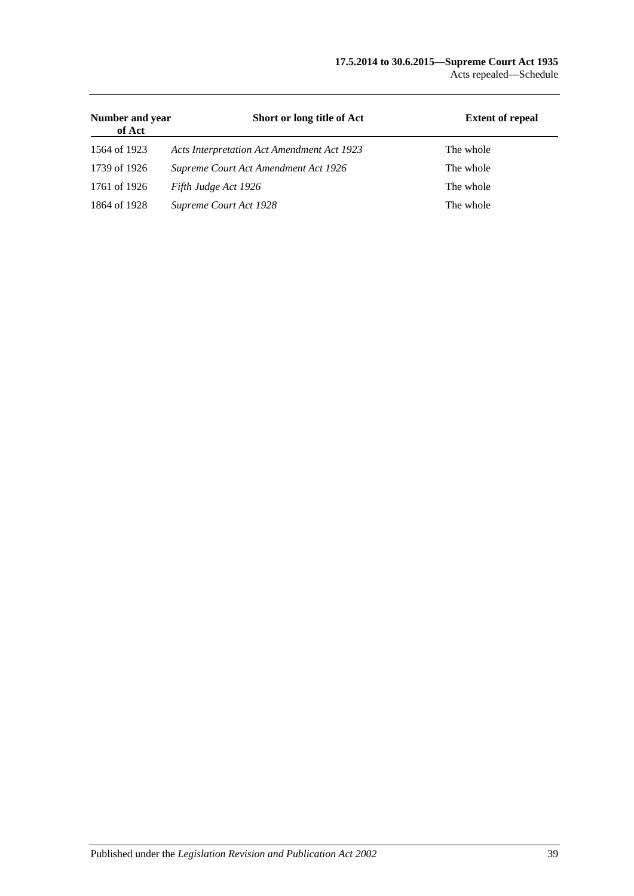| Number and year of Act | Short or long title of Act | Extent of repeal |
|---|---|---|
| 1564 of 1923 | *Acts Interpretation Act Amendment Act 1923* | The whole |
| 1739 of 1926 | *Supreme Court Act Amendment Act 1926* | The whole |
| 1761 of 1926 | *Fifth Judge Act 1926* | The whole |
| 1864 of 1928 | *Supreme Court Act 1928* | The whole |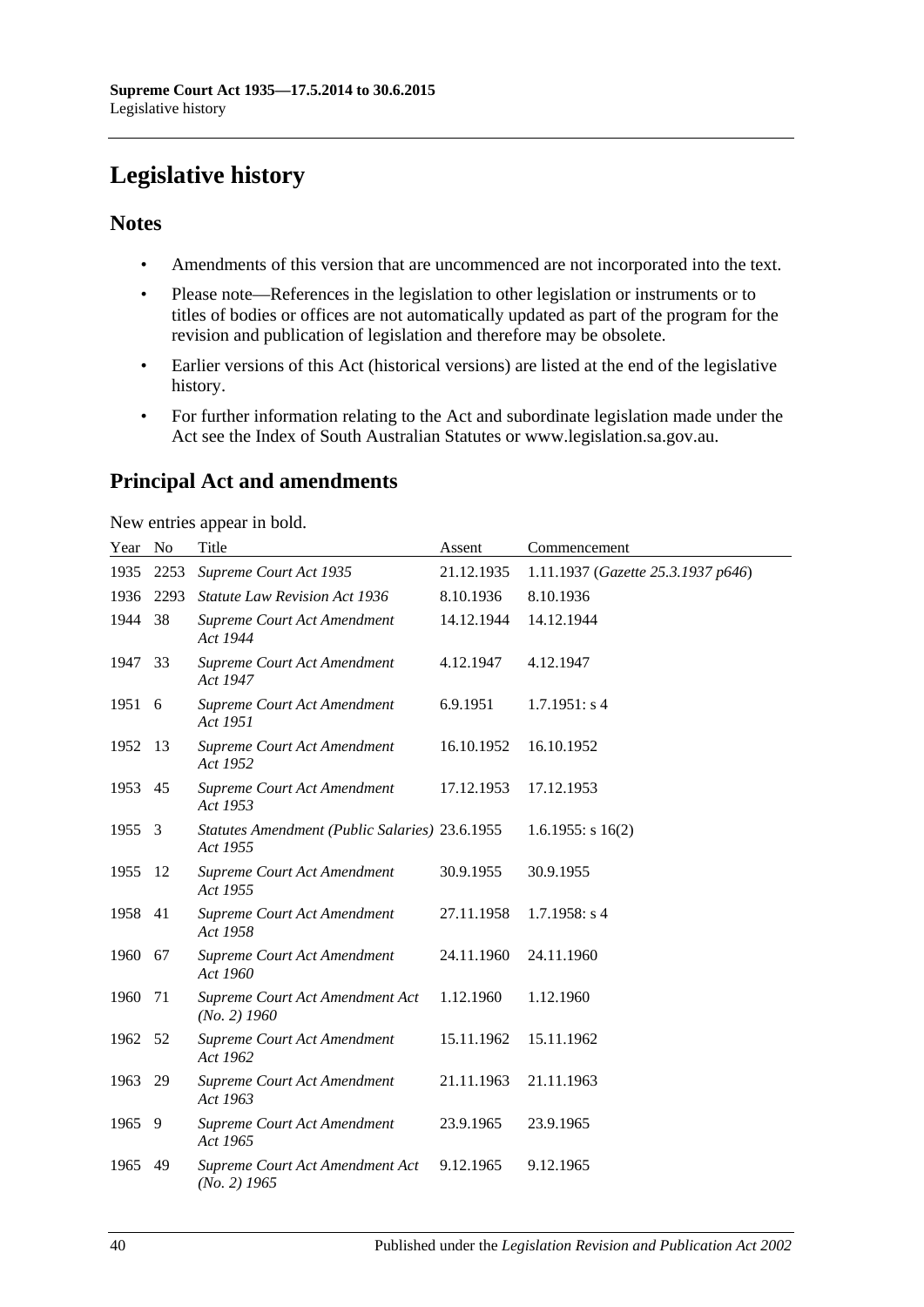# Legislative history

## Notes

- Amendments of this version that are uncommenced are not incorporated into the text.
- Please note—References in the legislation to other legislation or instruments or to titles of bodies or offices are not automatically updated as part of the program for the revision and publication of legislation and therefore may be obsolete.
- Earlier versions of this Act (historical versions) are listed at the end of the legislative history.
- For further information relating to the Act and subordinate legislation made under the Act see the Index of South Australian Statutes or www.legislation.sa.gov.au.

## Principal Act and amendments

New entries appear in bold.

| Year | No | Title | Assent | Commencement |
|---|---|---|---|---|
| 1935 | 2253 | *Supreme Court Act 1935* | 21.12.1935 | 1.11.1937 (*Gazette 25.3.1937 p646*) |
| 1936 | 2293 | *Statute Law Revision Act 1936* | 8.10.1936 | 8.10.1936 |
| 1944 | 38 | *Supreme Court Act Amendment Act 1944* | 14.12.1944 | 14.12.1944 |
| 1947 | 33 | *Supreme Court Act Amendment Act 1947* | 4.12.1947 | 4.12.1947 |
| 1951 | 6 | *Supreme Court Act Amendment Act 1951* | 6.9.1951 | 1.7.1951: s 4 |
| 1952 | 13 | *Supreme Court Act Amendment Act 1952* | 16.10.1952 | 16.10.1952 |
| 1953 | 45 | *Supreme Court Act Amendment Act 1953* | 17.12.1953 | 17.12.1953 |
| 1955 | 3 | *Statutes Amendment (Public Salaries) Act 1955* | 23.6.1955 | 1.6.1955: s 16(2) |
| 1955 | 12 | *Supreme Court Act Amendment Act 1955* | 30.9.1955 | 30.9.1955 |
| 1958 | 41 | *Supreme Court Act Amendment Act 1958* | 27.11.1958 | 1.7.1958: s 4 |
| 1960 | 67 | *Supreme Court Act Amendment Act 1960* | 24.11.1960 | 24.11.1960 |
| 1960 | 71 | *Supreme Court Act Amendment Act (No. 2) 1960* | 1.12.1960 | 1.12.1960 |
| 1962 | 52 | *Supreme Court Act Amendment Act 1962* | 15.11.1962 | 15.11.1962 |
| 1963 | 29 | *Supreme Court Act Amendment Act 1963* | 21.11.1963 | 21.11.1963 |
| 1965 | 9 | *Supreme Court Act Amendment Act 1965* | 23.9.1965 | 23.9.1965 |
| 1965 | 49 | *Supreme Court Act Amendment Act (No. 2) 1965* | 9.12.1965 | 9.12.1965 |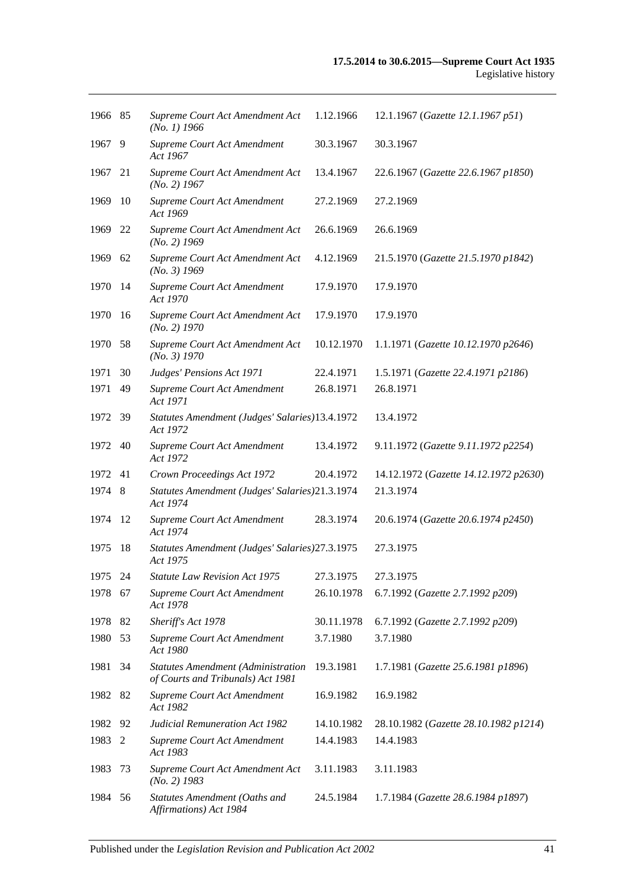| | | | | |
|---|---|---|---|---|
| 1966 | 85 | *Supreme Court Act Amendment Act (No. 1) 1966* | 1.12.1966 | 12.1.1967 (*Gazette 12.1.1967 p51*) |
| 1967 | 9 | *Supreme Court Act Amendment Act 1967* | 30.3.1967 | 30.3.1967 |
| 1967 | 21 | *Supreme Court Act Amendment Act (No. 2) 1967* | 13.4.1967 | 22.6.1967 (*Gazette 22.6.1967 p1850*) |
| 1969 | 10 | *Supreme Court Act Amendment Act 1969* | 27.2.1969 | 27.2.1969 |
| 1969 | 22 | *Supreme Court Act Amendment Act (No. 2) 1969* | 26.6.1969 | 26.6.1969 |
| 1969 | 62 | *Supreme Court Act Amendment Act (No. 3) 1969* | 4.12.1969 | 21.5.1970 (*Gazette 21.5.1970 p1842*) |
| 1970 | 14 | *Supreme Court Act Amendment Act 1970* | 17.9.1970 | 17.9.1970 |
| 1970 | 16 | *Supreme Court Act Amendment Act (No. 2) 1970* | 17.9.1970 | 17.9.1970 |
| 1970 | 58 | *Supreme Court Act Amendment Act (No. 3) 1970* | 10.12.1970 | 1.1.1971 (*Gazette 10.12.1970 p2646*) |
| 1971 | 30 | *Judges' Pensions Act 1971* | 22.4.1971 | 1.5.1971 (*Gazette 22.4.1971 p2186*) |
| 1971 | 49 | *Supreme Court Act Amendment Act 1971* | 26.8.1971 | 26.8.1971 |
| 1972 | 39 | *Statutes Amendment (Judges' Salaries) Act 1972* | 13.4.1972 | 13.4.1972 |
| 1972 | 40 | *Supreme Court Act Amendment Act 1972* | 13.4.1972 | 9.11.1972 (*Gazette 9.11.1972 p2254*) |
| 1972 | 41 | *Crown Proceedings Act 1972* | 20.4.1972 | 14.12.1972 (*Gazette 14.12.1972 p2630*) |
| 1974 | 8 | *Statutes Amendment (Judges' Salaries) Act 1974* | 21.3.1974 | 21.3.1974 |
| 1974 | 12 | *Supreme Court Act Amendment Act 1974* | 28.3.1974 | 20.6.1974 (*Gazette 20.6.1974 p2450*) |
| 1975 | 18 | *Statutes Amendment (Judges' Salaries) Act 1975* | 27.3.1975 | 27.3.1975 |
| 1975 | 24 | *Statute Law Revision Act 1975* | 27.3.1975 | 27.3.1975 |
| 1978 | 67 | *Supreme Court Act Amendment Act 1978* | 26.10.1978 | 6.7.1992 (*Gazette 2.7.1992 p209*) |
| 1978 | 82 | *Sheriff's Act 1978* | 30.11.1978 | 6.7.1992 (*Gazette 2.7.1992 p209*) |
| 1980 | 53 | *Supreme Court Act Amendment Act 1980* | 3.7.1980 | 3.7.1980 |
| 1981 | 34 | *Statutes Amendment (Administration of Courts and Tribunals) Act 1981* | 19.3.1981 | 1.7.1981 (*Gazette 25.6.1981 p1896*) |
| 1982 | 82 | *Supreme Court Act Amendment Act 1982* | 16.9.1982 | 16.9.1982 |
| 1982 | 92 | *Judicial Remuneration Act 1982* | 14.10.1982 | 28.10.1982 (*Gazette 28.10.1982 p1214*) |
| 1983 | 2 | *Supreme Court Act Amendment Act 1983* | 14.4.1983 | 14.4.1983 |
| 1983 | 73 | *Supreme Court Act Amendment Act (No. 2) 1983* | 3.11.1983 | 3.11.1983 |
| 1984 | 56 | *Statutes Amendment (Oaths and Affirmations) Act 1984* | 24.5.1984 | 1.7.1984 (*Gazette 28.6.1984 p1897*) |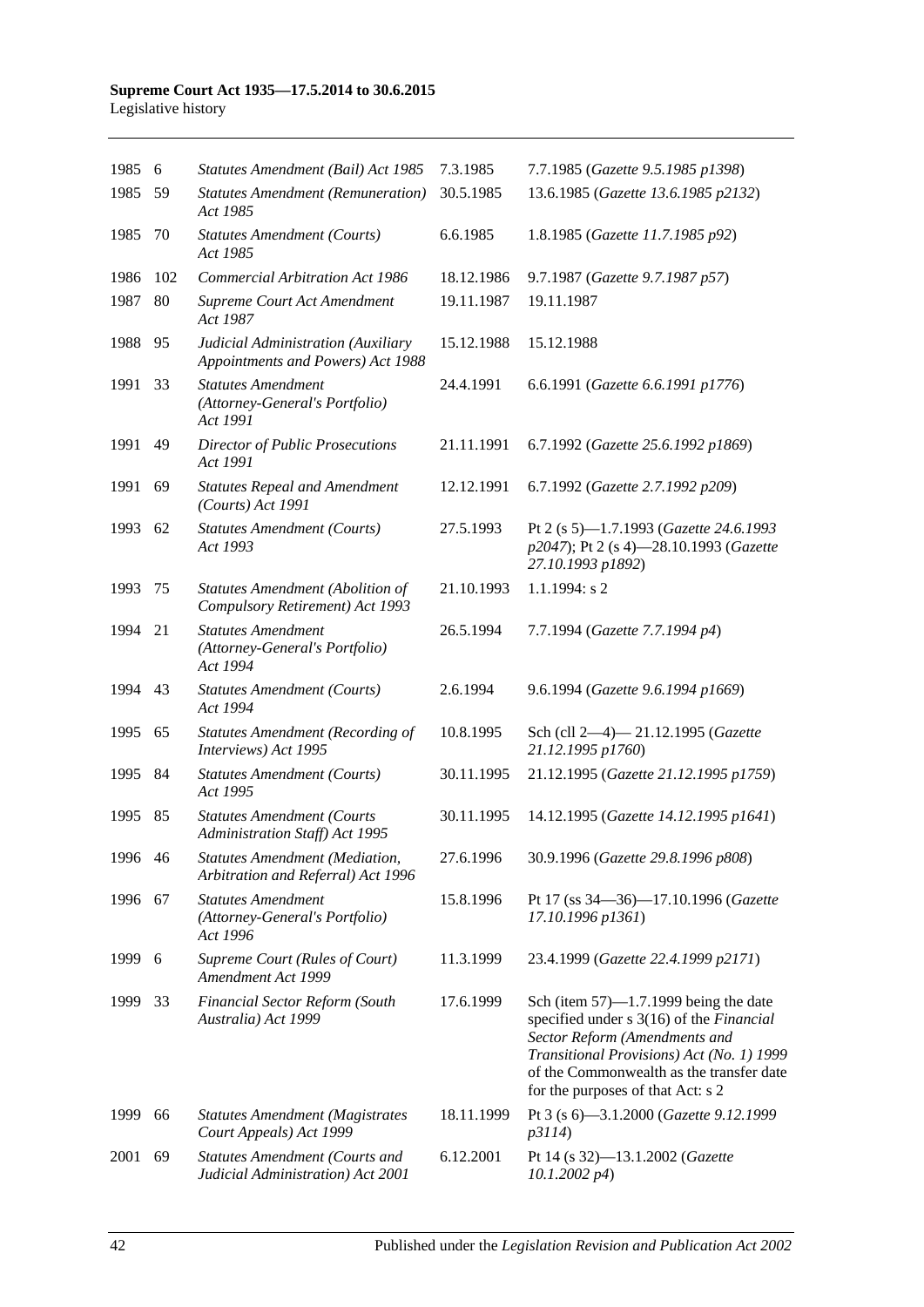| | | | | |
|---|---|---|---|---|
| 1985 | 6 | *Statutes Amendment (Bail) Act 1985* | 7.3.1985 | 7.7.1985 (*Gazette 9.5.1985 p1398*) |
| 1985 | 59 | *Statutes Amendment (Remuneration) Act 1985* | 30.5.1985 | 13.6.1985 (*Gazette 13.6.1985 p2132*) |
| 1985 | 70 | *Statutes Amendment (Courts) Act 1985* | 6.6.1985 | 1.8.1985 (*Gazette 11.7.1985 p92*) |
| 1986 | 102 | *Commercial Arbitration Act 1986* | 18.12.1986 | 9.7.1987 (*Gazette 9.7.1987 p57*) |
| 1987 | 80 | *Supreme Court Act Amendment Act 1987* | 19.11.1987 | 19.11.1987 |
| 1988 | 95 | *Judicial Administration (Auxiliary Appointments and Powers) Act 1988* | 15.12.1988 | 15.12.1988 |
| 1991 | 33 | *Statutes Amendment (Attorney-General's Portfolio) Act 1991* | 24.4.1991 | 6.6.1991 (*Gazette 6.6.1991 p1776*) |
| 1991 | 49 | *Director of Public Prosecutions Act 1991* | 21.11.1991 | 6.7.1992 (*Gazette 25.6.1992 p1869*) |
| 1991 | 69 | *Statutes Repeal and Amendment (Courts) Act 1991* | 12.12.1991 | 6.7.1992 (*Gazette 2.7.1992 p209*) |
| 1993 | 62 | *Statutes Amendment (Courts) Act 1993* | 27.5.1993 | Pt 2 (s 5)—1.7.1993 (*Gazette 24.6.1993 p2047*); Pt 2 (s 4)—28.10.1993 (*Gazette 27.10.1993 p1892*) |
| 1993 | 75 | *Statutes Amendment (Abolition of Compulsory Retirement) Act 1993* | 21.10.1993 | 1.1.1994: s 2 |
| 1994 | 21 | *Statutes Amendment (Attorney-General's Portfolio) Act 1994* | 26.5.1994 | 7.7.1994 (*Gazette 7.7.1994 p4*) |
| 1994 | 43 | *Statutes Amendment (Courts) Act 1994* | 2.6.1994 | 9.6.1994 (*Gazette 9.6.1994 p1669*) |
| 1995 | 65 | *Statutes Amendment (Recording of Interviews) Act 1995* | 10.8.1995 | Sch (cll 2—4)— 21.12.1995 (*Gazette 21.12.1995 p1760*) |
| 1995 | 84 | *Statutes Amendment (Courts) Act 1995* | 30.11.1995 | 21.12.1995 (*Gazette 21.12.1995 p1759*) |
| 1995 | 85 | *Statutes Amendment (Courts Administration Staff) Act 1995* | 30.11.1995 | 14.12.1995 (*Gazette 14.12.1995 p1641*) |
| 1996 | 46 | *Statutes Amendment (Mediation, Arbitration and Referral) Act 1996* | 27.6.1996 | 30.9.1996 (*Gazette 29.8.1996 p808*) |
| 1996 | 67 | *Statutes Amendment (Attorney-General's Portfolio) Act 1996* | 15.8.1996 | Pt 17 (ss 34—36)—17.10.1996 (*Gazette 17.10.1996 p1361*) |
| 1999 | 6 | *Supreme Court (Rules of Court) Amendment Act 1999* | 11.3.1999 | 23.4.1999 (*Gazette 22.4.1999 p2171*) |
| 1999 | 33 | *Financial Sector Reform (South Australia) Act 1999* | 17.6.1999 | Sch (item 57)—1.7.1999 being the date specified under s 3(16) of the *Financial Sector Reform (Amendments and Transitional Provisions) Act (No. 1) 1999* of the Commonwealth as the transfer date for the purposes of that Act: s 2 |
| 1999 | 66 | *Statutes Amendment (Magistrates Court Appeals) Act 1999* | 18.11.1999 | Pt 3 (s 6)—3.1.2000 (*Gazette 9.12.1999 p3114*) |
| 2001 | 69 | *Statutes Amendment (Courts and Judicial Administration) Act 2001* | 6.12.2001 | Pt 14 (s 32)—13.1.2002 (*Gazette 10.1.2002 p4*) |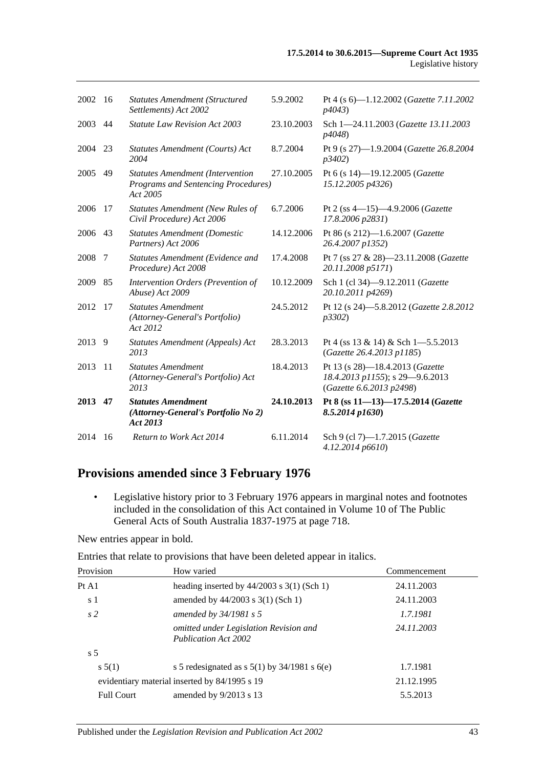| | | | | |
|---|---|---|---|---|
| 2002 | 16 | *Statutes Amendment (Structured Settlements) Act 2002* | 5.9.2002 | Pt 4 (s 6)—1.12.2002 (*Gazette 7.11.2002 p4043*) |
| 2003 | 44 | *Statute Law Revision Act 2003* | 23.10.2003 | Sch 1—24.11.2003 (*Gazette 13.11.2003 p4048*) |
| 2004 | 23 | *Statutes Amendment (Courts) Act 2004* | 8.7.2004 | Pt 9 (s 27)—1.9.2004 (*Gazette 26.8.2004 p3402*) |
| 2005 | 49 | *Statutes Amendment (Intervention Programs and Sentencing Procedures) Act 2005* | 27.10.2005 | Pt 6 (s 14)—19.12.2005 (*Gazette 15.12.2005 p4326*) |
| 2006 | 17 | *Statutes Amendment (New Rules of Civil Procedure) Act 2006* | 6.7.2006 | Pt 2 (ss 4—15)—4.9.2006 (*Gazette 17.8.2006 p2831*) |
| 2006 | 43 | *Statutes Amendment (Domestic Partners) Act 2006* | 14.12.2006 | Pt 86 (s 212)—1.6.2007 (*Gazette 26.4.2007 p1352*) |
| 2008 | 7 | *Statutes Amendment (Evidence and Procedure) Act 2008* | 17.4.2008 | Pt 7 (ss 27 & 28)—23.11.2008 (*Gazette 20.11.2008 p5171*) |
| 2009 | 85 | *Intervention Orders (Prevention of Abuse) Act 2009* | 10.12.2009 | Sch 1 (cl 34)—9.12.2011 (*Gazette 20.10.2011 p4269*) |
| 2012 | 17 | *Statutes Amendment (Attorney-General's Portfolio) Act 2012* | 24.5.2012 | Pt 12 (s 24)—5.8.2012 (*Gazette 2.8.2012 p3302*) |
| 2013 | 9 | *Statutes Amendment (Appeals) Act 2013* | 28.3.2013 | Pt 4 (ss 13 & 14) & Sch 1—5.5.2013 (*Gazette 26.4.2013 p1185*) |
| 2013 | 11 | *Statutes Amendment (Attorney-General's Portfolio) Act 2013* | 18.4.2013 | Pt 13 (s 28)—18.4.2013 (*Gazette 18.4.2013 p1155*); s 29—9.6.2013 (*Gazette 6.6.2013 p2498*) |
| **2013** | **47** | ***Statutes Amendment (Attorney-General's Portfolio No 2) Act 2013*** | **24.10.2013** | **Pt 8 (ss 11—13)—17.5.2014 (*Gazette 8.5.2014 p1630*)** |
| 2014 | 16 | *Return to Work Act 2014* | 6.11.2014 | Sch 9 (cl 7)—1.7.2015 (*Gazette 4.12.2014 p6610*) |

## Provisions amended since 3 February 1976

- Legislative history prior to 3 February 1976 appears in marginal notes and footnotes included in the consolidation of this Act contained in Volume 10 of The Public General Acts of South Australia 1837-1975 at page 718.

New entries appear in bold.

Entries that relate to provisions that have been deleted appear in italics.

| Provision | How varied | Commencement |
|---|---|---|
| Pt A1 | heading inserted by 44/2003 s 3(1) (Sch 1) | 24.11.2003 |
| s 1 | amended by 44/2003 s 3(1) (Sch 1) | 24.11.2003 |
| *s 2* | *amended by 34/1981 s 5* | *1.7.1981* |
| | *omitted under Legislation Revision and Publication Act 2002* | *24.11.2003* |
| s 5 | | |
| s 5(1) | s 5 redesignated as s 5(1) by 34/1981 s 6(e) | 1.7.1981 |
| evidentiary material | inserted by 84/1995 s 19 | 21.12.1995 |
| Full Court | amended by 9/2013 s 13 | 5.5.2013 |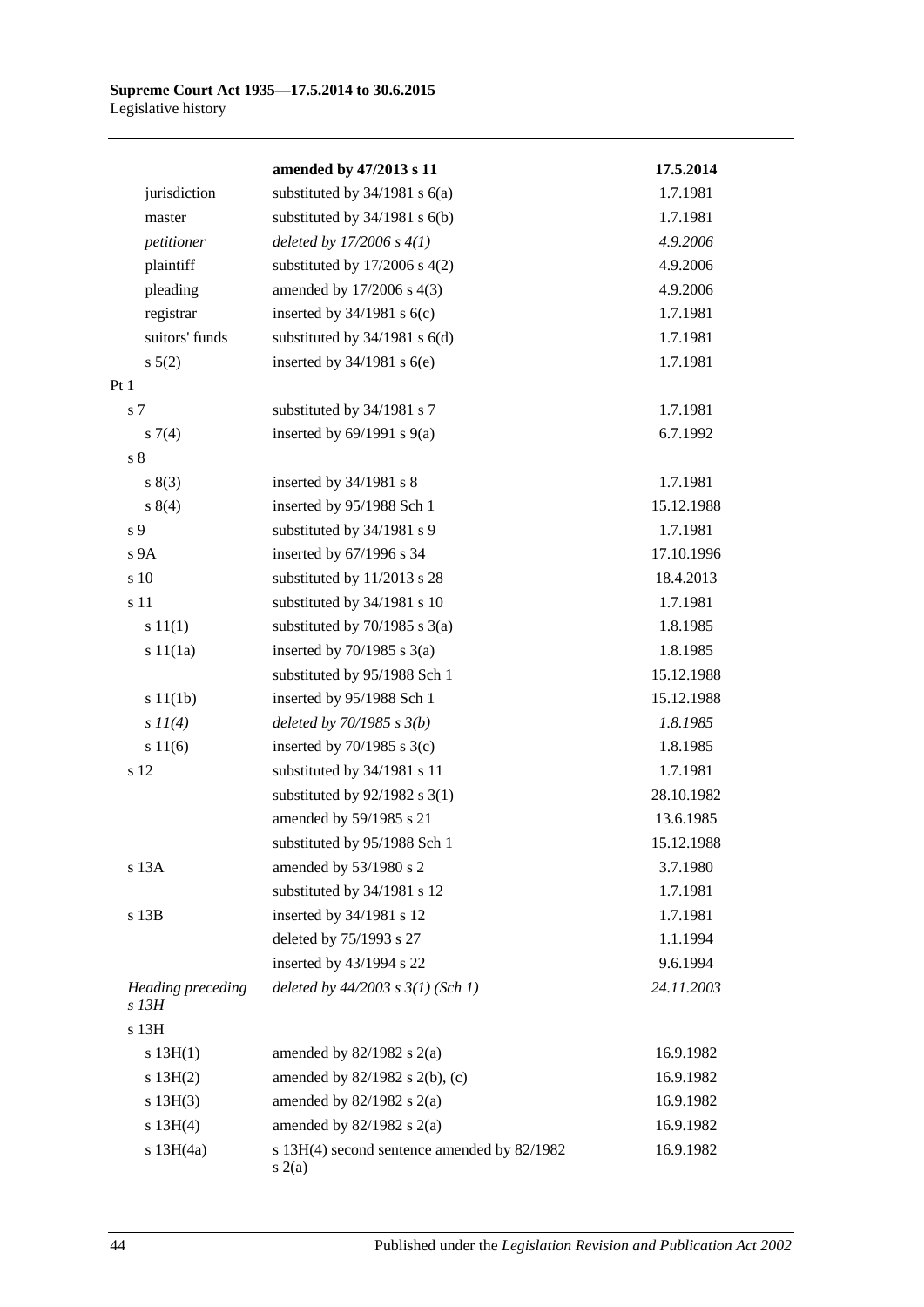| | | |
|---|---|---|
| | **amended by 47/2013 s 11** | **17.5.2014** |
| jurisdiction | substituted by 34/1981 s 6(a) | 1.7.1981 |
| master | substituted by 34/1981 s 6(b) | 1.7.1981 |
| *petitioner* | *deleted by 17/2006 s 4(1)* | *4.9.2006* |
| plaintiff | substituted by 17/2006 s 4(2) | 4.9.2006 |
| pleading | amended by 17/2006 s 4(3) | 4.9.2006 |
| registrar | inserted by 34/1981 s 6(c) | 1.7.1981 |
| suitors' funds | substituted by 34/1981 s 6(d) | 1.7.1981 |
| s 5(2) | inserted by 34/1981 s 6(e) | 1.7.1981 |
| Pt 1 | | |
| s 7 | substituted by 34/1981 s 7 | 1.7.1981 |
| s 7(4) | inserted by 69/1991 s 9(a) | 6.7.1992 |
| s 8 | | |
| s 8(3) | inserted by 34/1981 s 8 | 1.7.1981 |
| s 8(4) | inserted by 95/1988 Sch 1 | 15.12.1988 |
| s 9 | substituted by 34/1981 s 9 | 1.7.1981 |
| s 9A | inserted by 67/1996 s 34 | 17.10.1996 |
| s 10 | substituted by 11/2013 s 28 | 18.4.2013 |
| s 11 | substituted by 34/1981 s 10 | 1.7.1981 |
| s 11(1) | substituted by 70/1985 s 3(a) | 1.8.1985 |
| s 11(1a) | inserted by 70/1985 s 3(a) | 1.8.1985 |
| | substituted by 95/1988 Sch 1 | 15.12.1988 |
| s 11(1b) | inserted by 95/1988 Sch 1 | 15.12.1988 |
| *s 11(4)* | *deleted by 70/1985 s 3(b)* | *1.8.1985* |
| s 11(6) | inserted by 70/1985 s 3(c) | 1.8.1985 |
| s 12 | substituted by 34/1981 s 11 | 1.7.1981 |
| | substituted by 92/1982 s 3(1) | 28.10.1982 |
| | amended by 59/1985 s 21 | 13.6.1985 |
| | substituted by 95/1988 Sch 1 | 15.12.1988 |
| s 13A | amended by 53/1980 s 2 | 3.7.1980 |
| | substituted by 34/1981 s 12 | 1.7.1981 |
| s 13B | inserted by 34/1981 s 12 | 1.7.1981 |
| | deleted by 75/1993 s 27 | 1.1.1994 |
| | inserted by 43/1994 s 22 | 9.6.1994 |
| *Heading preceding s 13H* | *deleted by 44/2003 s 3(1) (Sch 1)* | *24.11.2003* |
| s 13H | | |
| s 13H(1) | amended by 82/1982 s 2(a) | 16.9.1982 |
| s 13H(2) | amended by 82/1982 s 2(b), (c) | 16.9.1982 |
| s 13H(3) | amended by 82/1982 s 2(a) | 16.9.1982 |
| s 13H(4) | amended by 82/1982 s 2(a) | 16.9.1982 |
| s 13H(4a) | s 13H(4) second sentence amended by 82/1982 s 2(a) | 16.9.1982 |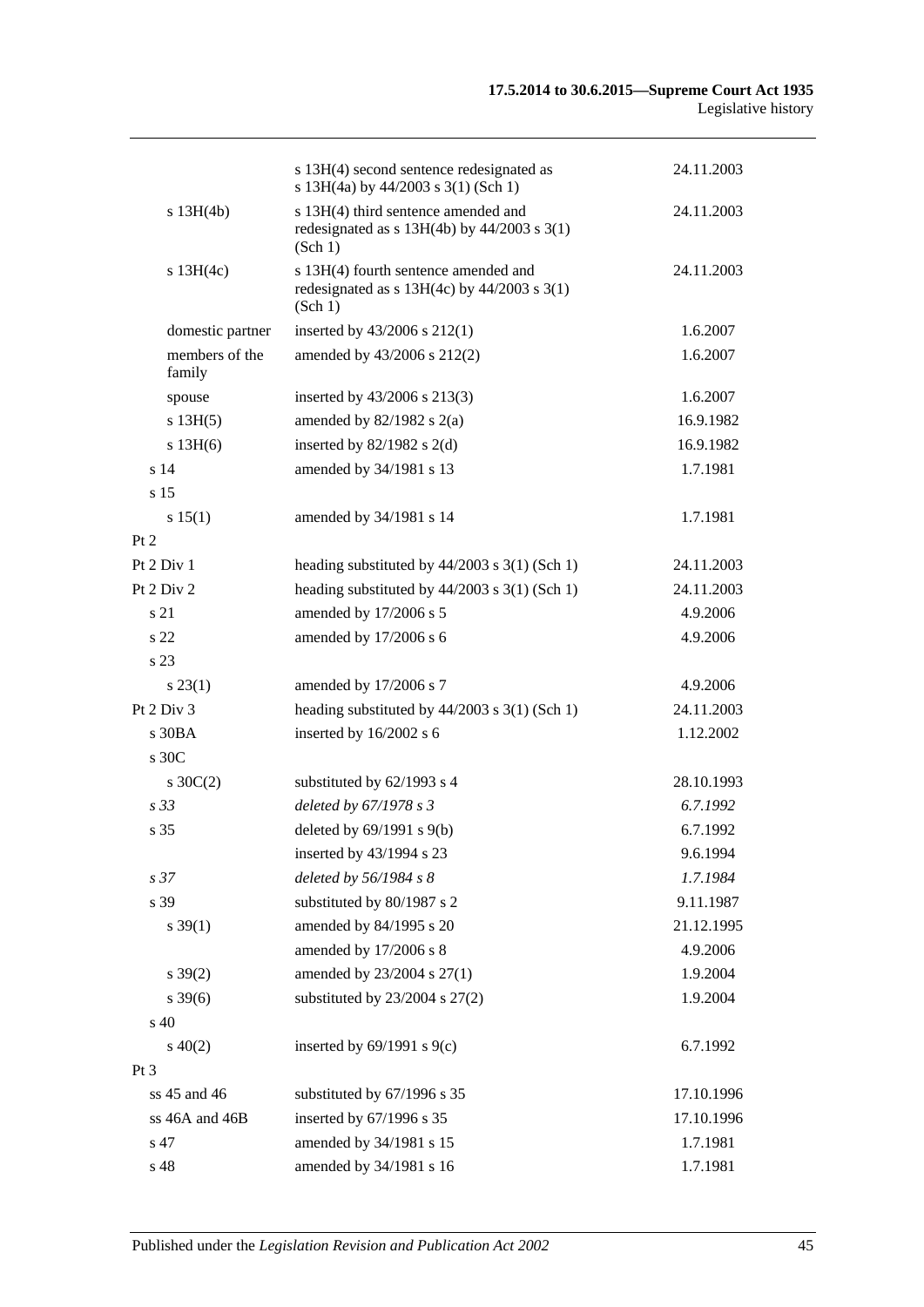| | | |
|---|---|---|
| | s 13H(4) second sentence redesignated as s 13H(4a) by 44/2003 s 3(1) (Sch 1) | 24.11.2003 |
| s 13H(4b) | s 13H(4) third sentence amended and redesignated as s 13H(4b) by 44/2003 s 3(1) (Sch 1) | 24.11.2003 |
| s 13H(4c) | s 13H(4) fourth sentence amended and redesignated as s 13H(4c) by 44/2003 s 3(1) (Sch 1) | 24.11.2003 |
| domestic partner | inserted by 43/2006 s 212(1) | 1.6.2007 |
| members of the family | amended by 43/2006 s 212(2) | 1.6.2007 |
| spouse | inserted by 43/2006 s 213(3) | 1.6.2007 |
| s 13H(5) | amended by 82/1982 s 2(a) | 16.9.1982 |
| s 13H(6) | inserted by 82/1982 s 2(d) | 16.9.1982 |
| s 14 | amended by 34/1981 s 13 | 1.7.1981 |
| s 15 | | |
| s 15(1) | amended by 34/1981 s 14 | 1.7.1981 |
| Pt 2 | | |
| Pt 2 Div 1 | heading substituted by 44/2003 s 3(1) (Sch 1) | 24.11.2003 |
| Pt 2 Div 2 | heading substituted by 44/2003 s 3(1) (Sch 1) | 24.11.2003 |
| s 21 | amended by 17/2006 s 5 | 4.9.2006 |
| s 22 | amended by 17/2006 s 6 | 4.9.2006 |
| s 23 | | |
| s 23(1) | amended by 17/2006 s 7 | 4.9.2006 |
| Pt 2 Div 3 | heading substituted by 44/2003 s 3(1) (Sch 1) | 24.11.2003 |
| s 30BA | inserted by 16/2002 s 6 | 1.12.2002 |
| s 30C | | |
| s 30C(2) | substituted by 62/1993 s 4 | 28.10.1993 |
| *s 33* | *deleted by 67/1978 s 3* | *6.7.1992* |
| s 35 | deleted by 69/1991 s 9(b) | 6.7.1992 |
| | inserted by 43/1994 s 23 | 9.6.1994 |
| *s 37* | *deleted by 56/1984 s 8* | *1.7.1984* |
| s 39 | substituted by 80/1987 s 2 | 9.11.1987 |
| s 39(1) | amended by 84/1995 s 20 | 21.12.1995 |
| | amended by 17/2006 s 8 | 4.9.2006 |
| s 39(2) | amended by 23/2004 s 27(1) | 1.9.2004 |
| s 39(6) | substituted by 23/2004 s 27(2) | 1.9.2004 |
| s 40 | | |
| s 40(2) | inserted by 69/1991 s 9(c) | 6.7.1992 |
| Pt 3 | | |
| ss 45 and 46 | substituted by 67/1996 s 35 | 17.10.1996 |
| ss 46A and 46B | inserted by 67/1996 s 35 | 17.10.1996 |
| s 47 | amended by 34/1981 s 15 | 1.7.1981 |
| s 48 | amended by 34/1981 s 16 | 1.7.1981 |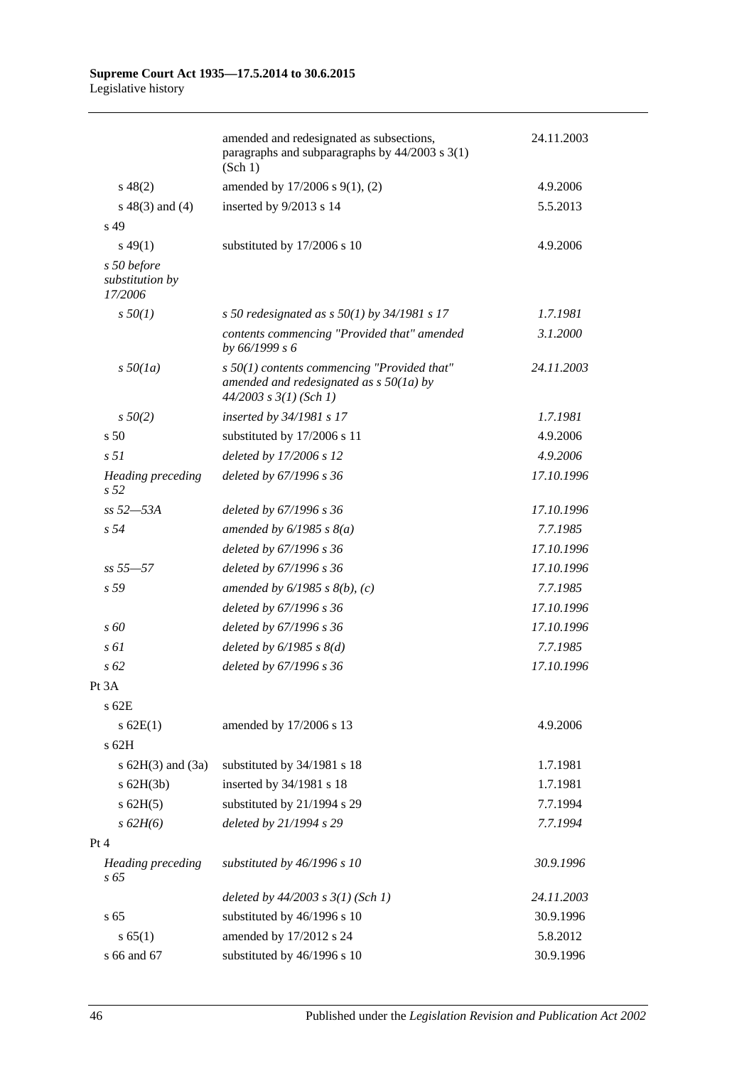| | | |
|---|---|---|
| | amended and redesignated as subsections, paragraphs and subparagraphs by 44/2003 s 3(1) (Sch 1) | 24.11.2003 |
| s 48(2) | amended by 17/2006 s 9(1), (2) | 4.9.2006 |
| s 48(3) and (4) | inserted by 9/2013 s 14 | 5.5.2013 |
| s 49 | | |
| s 49(1) | substituted by 17/2006 s 10 | 4.9.2006 |
| *s 50 before substitution by 17/2006* | | |
| *s 50(1)* | *s 50 redesignated as s 50(1) by 34/1981 s 17* | *1.7.1981* |
| | *contents commencing "Provided that" amended by 66/1999 s 6* | *3.1.2000* |
| *s 50(1a)* | *s 50(1) contents commencing "Provided that" amended and redesignated as s 50(1a) by 44/2003 s 3(1) (Sch 1)* | *24.11.2003* |
| *s 50(2)* | *inserted by 34/1981 s 17* | *1.7.1981* |
| s 50 | substituted by 17/2006 s 11 | 4.9.2006 |
| *s 51* | *deleted by 17/2006 s 12* | *4.9.2006* |
| *Heading preceding s 52* | *deleted by 67/1996 s 36* | *17.10.1996* |
| *ss 52—53A* | *deleted by 67/1996 s 36* | *17.10.1996* |
| *s 54* | *amended by 6/1985 s 8(a)* | *7.7.1985* |
| | *deleted by 67/1996 s 36* | *17.10.1996* |
| *ss 55—57* | *deleted by 67/1996 s 36* | *17.10.1996* |
| *s 59* | *amended by 6/1985 s 8(b), (c)* | *7.7.1985* |
| | *deleted by 67/1996 s 36* | *17.10.1996* |
| *s 60* | *deleted by 67/1996 s 36* | *17.10.1996* |
| *s 61* | *deleted by 6/1985 s 8(d)* | *7.7.1985* |
| *s 62* | *deleted by 67/1996 s 36* | *17.10.1996* |
| Pt 3A | | |
| s 62E | | |
| s 62E(1) | amended by 17/2006 s 13 | 4.9.2006 |
| s 62H | | |
| s 62H(3) and (3a) | substituted by 34/1981 s 18 | 1.7.1981 |
| s 62H(3b) | inserted by 34/1981 s 18 | 1.7.1981 |
| s 62H(5) | substituted by 21/1994 s 29 | 7.7.1994 |
| *s 62H(6)* | *deleted by 21/1994 s 29* | *7.7.1994* |
| Pt 4 | | |
| *Heading preceding s 65* | *substituted by 46/1996 s 10* | *30.9.1996* |
| | *deleted by 44/2003 s 3(1) (Sch 1)* | *24.11.2003* |
| s 65 | substituted by 46/1996 s 10 | 30.9.1996 |
| s 65(1) | amended by 17/2012 s 24 | 5.8.2012 |
| s 66 and 67 | substituted by 46/1996 s 10 | 30.9.1996 |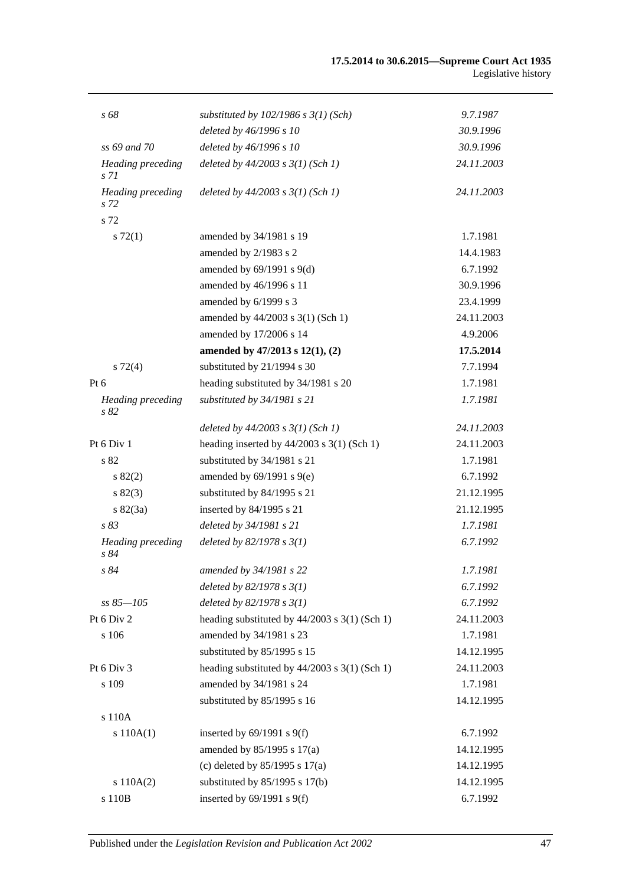| | | |
|---|---|---|
| *s 68* | *substituted by 102/1986 s 3(1) (Sch)* | *9.7.1987* |
| | *deleted by 46/1996 s 10* | *30.9.1996* |
| *ss 69 and 70* | *deleted by 46/1996 s 10* | *30.9.1996* |
| *Heading preceding s 71* | *deleted by 44/2003 s 3(1) (Sch 1)* | *24.11.2003* |
| *Heading preceding s 72* | *deleted by 44/2003 s 3(1) (Sch 1)* | *24.11.2003* |
| s 72 | | |
| s 72(1) | amended by 34/1981 s 19 | 1.7.1981 |
| | amended by 2/1983 s 2 | 14.4.1983 |
| | amended by 69/1991 s 9(d) | 6.7.1992 |
| | amended by 46/1996 s 11 | 30.9.1996 |
| | amended by 6/1999 s 3 | 23.4.1999 |
| | amended by 44/2003 s 3(1) (Sch 1) | 24.11.2003 |
| | amended by 17/2006 s 14 | 4.9.2006 |
| | **amended by 47/2013 s 12(1), (2)** | **17.5.2014** |
| s 72(4) | substituted by 21/1994 s 30 | 7.7.1994 |
| Pt 6 | heading substituted by 34/1981 s 20 | 1.7.1981 |
| *Heading preceding s 82* | *substituted by 34/1981 s 21* | *1.7.1981* |
| | *deleted by 44/2003 s 3(1) (Sch 1)* | *24.11.2003* |
| Pt 6 Div 1 | heading inserted by 44/2003 s 3(1) (Sch 1) | 24.11.2003 |
| s 82 | substituted by 34/1981 s 21 | 1.7.1981 |
| s 82(2) | amended by 69/1991 s 9(e) | 6.7.1992 |
| s 82(3) | substituted by 84/1995 s 21 | 21.12.1995 |
| s 82(3a) | inserted by 84/1995 s 21 | 21.12.1995 |
| *s 83* | *deleted by 34/1981 s 21* | *1.7.1981* |
| *Heading preceding s 84* | *deleted by 82/1978 s 3(1)* | *6.7.1992* |
| *s 84* | *amended by 34/1981 s 22* | *1.7.1981* |
| | *deleted by 82/1978 s 3(1)* | *6.7.1992* |
| *ss 85—105* | *deleted by 82/1978 s 3(1)* | *6.7.1992* |
| Pt 6 Div 2 | heading substituted by 44/2003 s 3(1) (Sch 1) | 24.11.2003 |
| s 106 | amended by 34/1981 s 23 | 1.7.1981 |
| | substituted by 85/1995 s 15 | 14.12.1995 |
| Pt 6 Div 3 | heading substituted by 44/2003 s 3(1) (Sch 1) | 24.11.2003 |
| s 109 | amended by 34/1981 s 24 | 1.7.1981 |
| | substituted by 85/1995 s 16 | 14.12.1995 |
| s 110A | | |
| s 110A(1) | inserted by 69/1991 s 9(f) | 6.7.1992 |
| | amended by 85/1995 s 17(a) | 14.12.1995 |
| | (c) deleted by 85/1995 s 17(a) | 14.12.1995 |
| s 110A(2) | substituted by 85/1995 s 17(b) | 14.12.1995 |
| s 110B | inserted by 69/1991 s 9(f) | 6.7.1992 |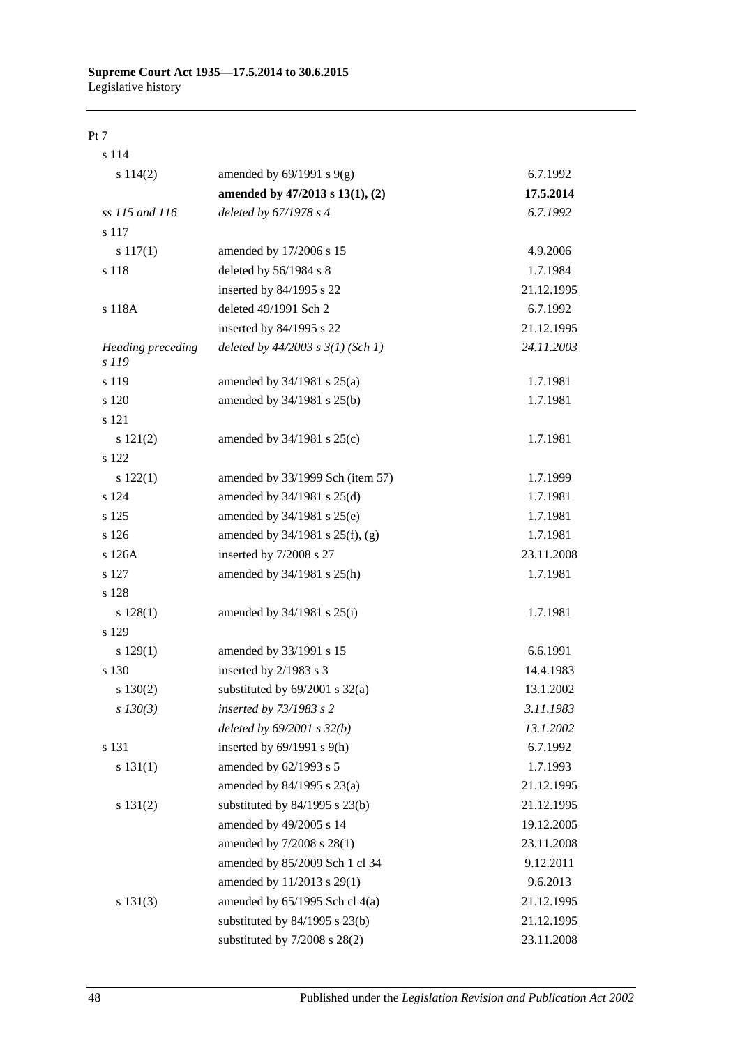Pt 7

| | | |
|---|---|---|
| s 114 | | |
| s 114(2) | amended by 69/1991 s 9(g) | 6.7.1992 |
| | **amended by 47/2013 s 13(1), (2)** | **17.5.2014** |
| *ss 115 and 116* | *deleted by 67/1978 s 4* | *6.7.1992* |
| s 117 | | |
| s 117(1) | amended by 17/2006 s 15 | 4.9.2006 |
| s 118 | deleted by 56/1984 s 8 | 1.7.1984 |
| | inserted by 84/1995 s 22 | 21.12.1995 |
| s 118A | deleted 49/1991 Sch 2 | 6.7.1992 |
| | inserted by 84/1995 s 22 | 21.12.1995 |
| *Heading preceding s 119* | *deleted by 44/2003 s 3(1) (Sch 1)* | *24.11.2003* |
| s 119 | amended by 34/1981 s 25(a) | 1.7.1981 |
| s 120 | amended by 34/1981 s 25(b) | 1.7.1981 |
| s 121 | | |
| s 121(2) | amended by 34/1981 s 25(c) | 1.7.1981 |
| s 122 | | |
| s 122(1) | amended by 33/1999 Sch (item 57) | 1.7.1999 |
| s 124 | amended by 34/1981 s 25(d) | 1.7.1981 |
| s 125 | amended by 34/1981 s 25(e) | 1.7.1981 |
| s 126 | amended by 34/1981 s 25(f), (g) | 1.7.1981 |
| s 126A | inserted by 7/2008 s 27 | 23.11.2008 |
| s 127 | amended by 34/1981 s 25(h) | 1.7.1981 |
| s 128 | | |
| s 128(1) | amended by 34/1981 s 25(i) | 1.7.1981 |
| s 129 | | |
| s 129(1) | amended by 33/1991 s 15 | 6.6.1991 |
| s 130 | inserted by 2/1983 s 3 | 14.4.1983 |
| s 130(2) | substituted by 69/2001 s 32(a) | 13.1.2002 |
| *s 130(3)* | *inserted by 73/1983 s 2* | *3.11.1983* |
| | *deleted by 69/2001 s 32(b)* | *13.1.2002* |
| s 131 | inserted by 69/1991 s 9(h) | 6.7.1992 |
| s 131(1) | amended by 62/1993 s 5 | 1.7.1993 |
| | amended by 84/1995 s 23(a) | 21.12.1995 |
| s 131(2) | substituted by 84/1995 s 23(b) | 21.12.1995 |
| | amended by 49/2005 s 14 | 19.12.2005 |
| | amended by 7/2008 s 28(1) | 23.11.2008 |
| | amended by 85/2009 Sch 1 cl 34 | 9.12.2011 |
| | amended by 11/2013 s 29(1) | 9.6.2013 |
| s 131(3) | amended by 65/1995 Sch cl 4(a) | 21.12.1995 |
| | substituted by 84/1995 s 23(b) | 21.12.1995 |
| | substituted by 7/2008 s 28(2) | 23.11.2008 |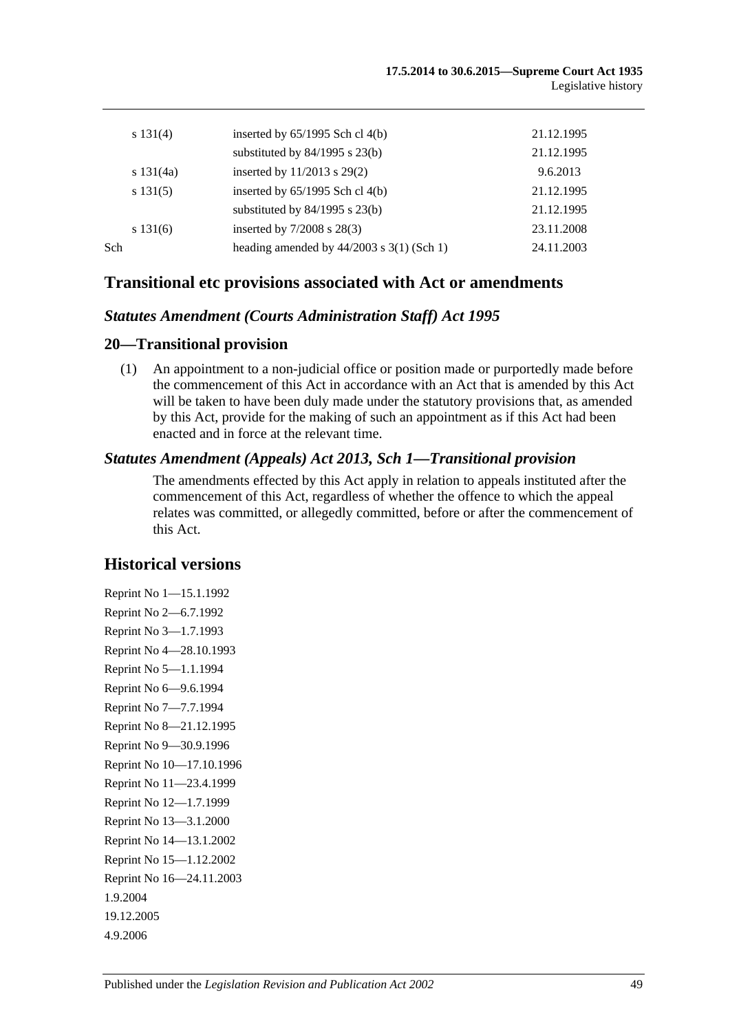| | | |
|---|---|---|
| s 131(4) | inserted by 65/1995 Sch cl 4(b) | 21.12.1995 |
| | substituted by 84/1995 s 23(b) | 21.12.1995 |
| s 131(4a) | inserted by 11/2013 s 29(2) | 9.6.2013 |
| s 131(5) | inserted by 65/1995 Sch cl 4(b) | 21.12.1995 |
| | substituted by 84/1995 s 23(b) | 21.12.1995 |
| s 131(6) | inserted by 7/2008 s 28(3) | 23.11.2008 |
| Sch | heading amended by 44/2003 s 3(1) (Sch 1) | 24.11.2003 |

## Transitional etc provisions associated with Act or amendments

### *Statutes Amendment (Courts Administration Staff) Act 1995*

### 20—Transitional provision

(1) An appointment to a non-judicial office or position made or purportedly made before the commencement of this Act in accordance with an Act that is amended by this Act will be taken to have been duly made under the statutory provisions that, as amended by this Act, provide for the making of such an appointment as if this Act had been enacted and in force at the relevant time.

### *Statutes Amendment (Appeals) Act 2013, Sch 1—Transitional provision*

The amendments effected by this Act apply in relation to appeals instituted after the commencement of this Act, regardless of whether the offence to which the appeal relates was committed, or allegedly committed, before or after the commencement of this Act.

## Historical versions

Reprint No 1—15.1.1992
Reprint No 2—6.7.1992
Reprint No 3—1.7.1993
Reprint No 4—28.10.1993
Reprint No 5—1.1.1994
Reprint No 6—9.6.1994
Reprint No 7—7.7.1994
Reprint No 8—21.12.1995
Reprint No 9—30.9.1996
Reprint No 10—17.10.1996
Reprint No 11—23.4.1999
Reprint No 12—1.7.1999
Reprint No 13—3.1.2000
Reprint No 14—13.1.2002
Reprint No 15—1.12.2002
Reprint No 16—24.11.2003
1.9.2004
19.12.2005
4.9.2006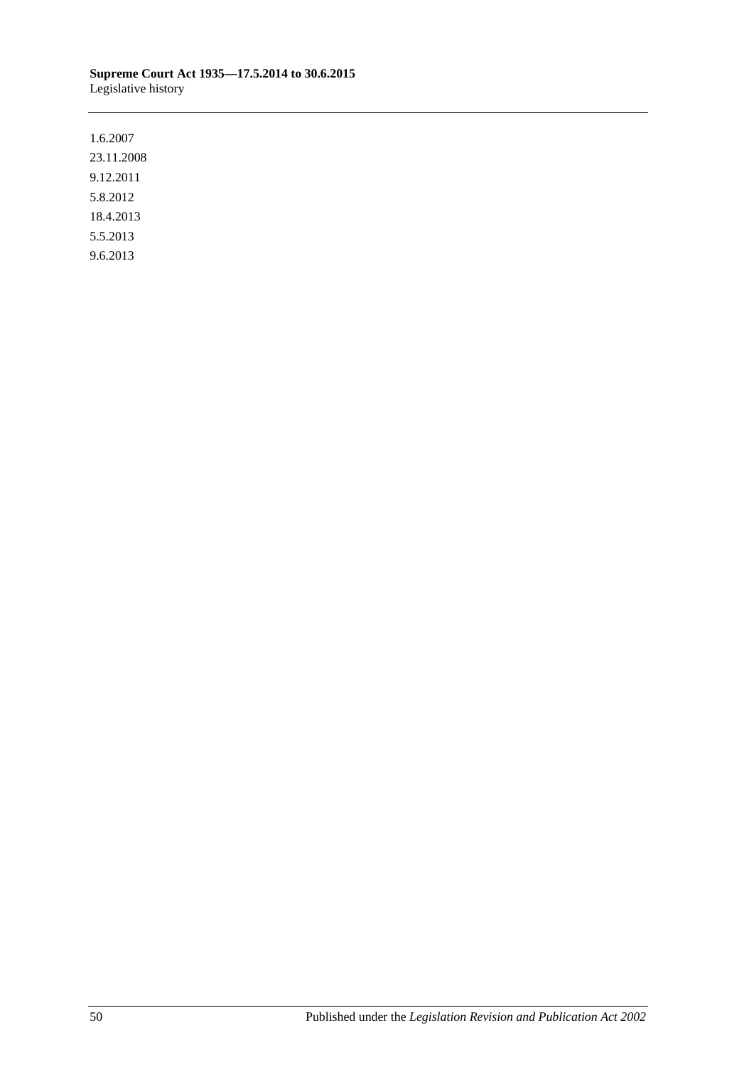1.6.2007

23.11.2008

9.12.2011

5.8.2012

18.4.2013

5.5.2013

9.6.2013